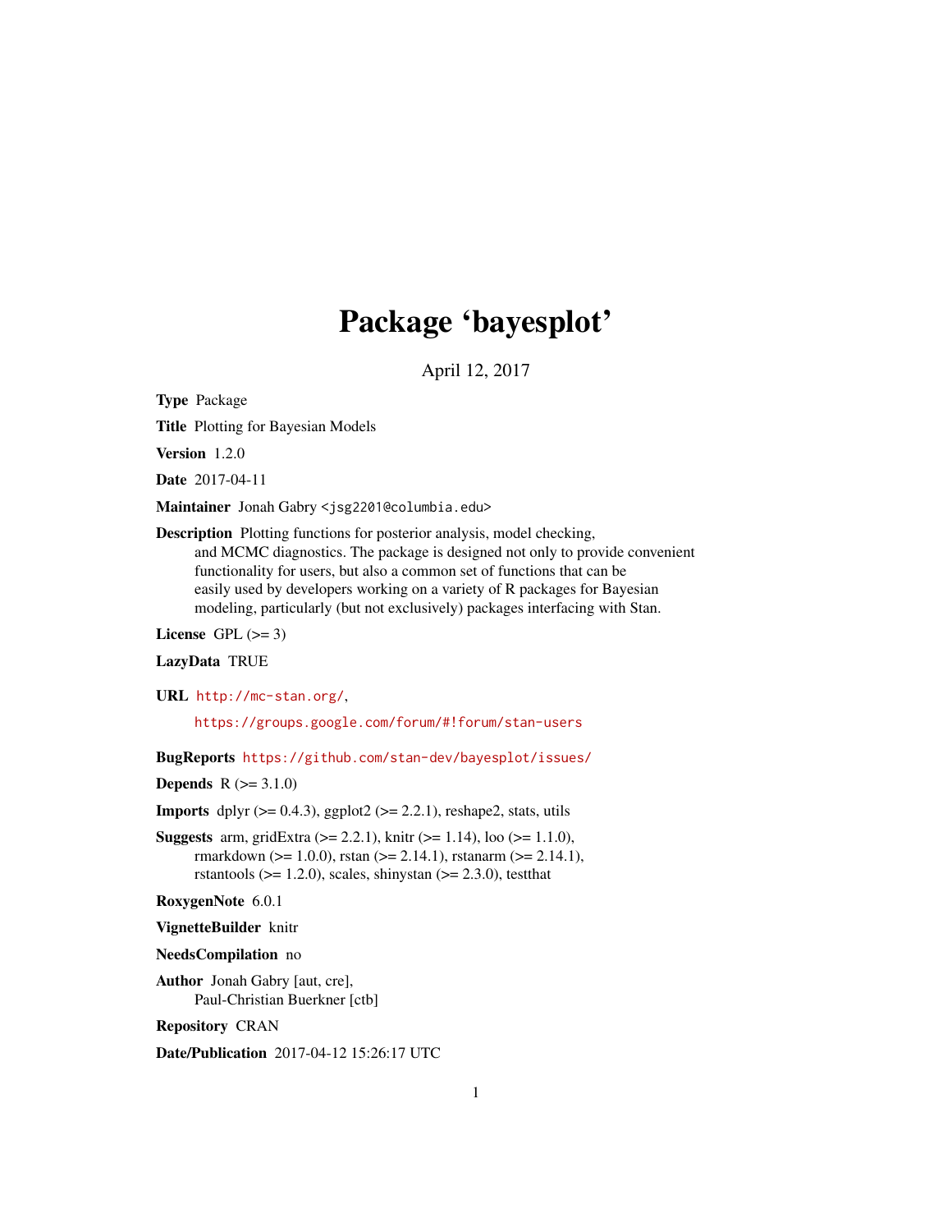# Package 'bayesplot'

April 12, 2017

**Type** Package

**Title** Plotting for Bayesian Models

**Version** 1.2.0

**Date** 2017-04-11

**Maintainer** Jonah Gabry <jsg2201@columbia.edu>

**Description** Plotting functions for posterior analysis, model checking, and MCMC diagnostics. The package is designed not only to provide convenient functionality for users, but also a common set of functions that can be easily used by developers working on a variety of R packages for Bayesian modeling, particularly (but not exclusively) packages interfacing with Stan.

**License** GPL (>= 3)

**LazyData** TRUE

**URL** http://mc-stan.org/,
https://groups.google.com/forum/#!forum/stan-users

**BugReports** https://github.com/stan-dev/bayesplot/issues/

**Depends** R (>= 3.1.0)

**Imports** dplyr (>= 0.4.3), ggplot2 (>= 2.2.1), reshape2, stats, utils

**Suggests** arm, gridExtra (>= 2.2.1), knitr (>= 1.14), loo (>= 1.1.0), rmarkdown (>= 1.0.0), rstan (>= 2.14.1), rstanarm (>= 2.14.1), rstantools (>= 1.2.0), scales, shinystan (>= 2.3.0), testthat

**RoxygenNote** 6.0.1

**VignetteBuilder** knitr

**NeedsCompilation** no

**Author** Jonah Gabry [aut, cre],
Paul-Christian Buerkner [ctb]

**Repository** CRAN

**Date/Publication** 2017-04-12 15:26:17 UTC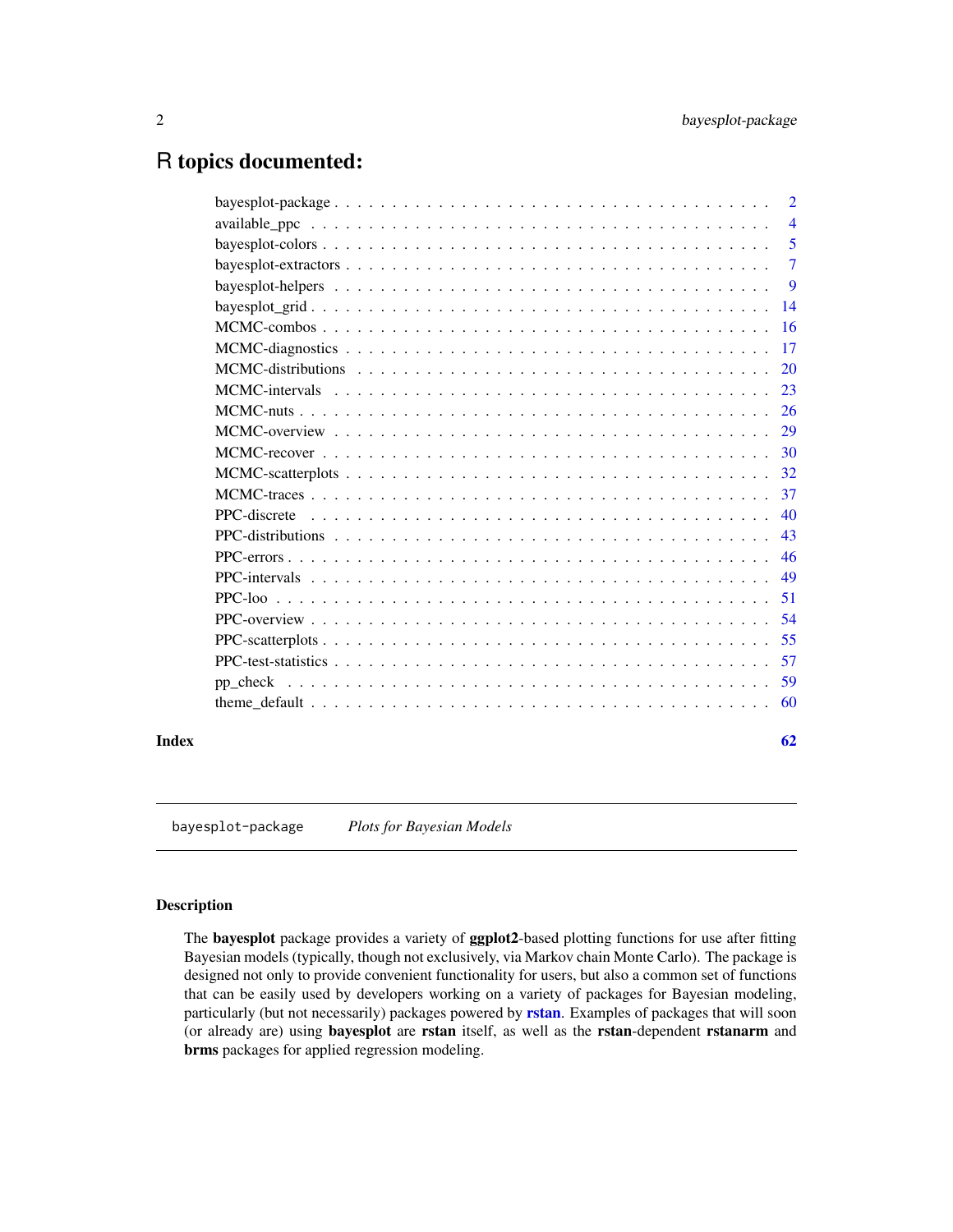# R topics documented:

- bayesplot-package . . . . . . . . . . . . . . . . . . . . . . . . . . . . . . . . . . 2
- available_ppc . . . . . . . . . . . . . . . . . . . . . . . . . . . . . . . . . . . . 4
- bayesplot-colors . . . . . . . . . . . . . . . . . . . . . . . . . . . . . . . . . . 5
- bayesplot-extractors . . . . . . . . . . . . . . . . . . . . . . . . . . . . . . . . 7
- bayesplot-helpers . . . . . . . . . . . . . . . . . . . . . . . . . . . . . . . . . 9
- bayesplot_grid . . . . . . . . . . . . . . . . . . . . . . . . . . . . . . . . . . . 14
- MCMC-combos . . . . . . . . . . . . . . . . . . . . . . . . . . . . . . . . . . . 16
- MCMC-diagnostics . . . . . . . . . . . . . . . . . . . . . . . . . . . . . . . . . 17
- MCMC-distributions . . . . . . . . . . . . . . . . . . . . . . . . . . . . . . . . 20
- MCMC-intervals . . . . . . . . . . . . . . . . . . . . . . . . . . . . . . . . . . 23
- MCMC-nuts . . . . . . . . . . . . . . . . . . . . . . . . . . . . . . . . . . . . 26
- MCMC-overview . . . . . . . . . . . . . . . . . . . . . . . . . . . . . . . . . . 29
- MCMC-recover . . . . . . . . . . . . . . . . . . . . . . . . . . . . . . . . . . . 30
- MCMC-scatterplots . . . . . . . . . . . . . . . . . . . . . . . . . . . . . . . . 32
- MCMC-traces . . . . . . . . . . . . . . . . . . . . . . . . . . . . . . . . . . . 37
- PPC-discrete . . . . . . . . . . . . . . . . . . . . . . . . . . . . . . . . . . . 40
- PPC-distributions . . . . . . . . . . . . . . . . . . . . . . . . . . . . . . . . . 43
- PPC-errors . . . . . . . . . . . . . . . . . . . . . . . . . . . . . . . . . . . . 46
- PPC-intervals . . . . . . . . . . . . . . . . . . . . . . . . . . . . . . . . . . . 49
- PPC-loo . . . . . . . . . . . . . . . . . . . . . . . . . . . . . . . . . . . . . . 51
- PPC-overview . . . . . . . . . . . . . . . . . . . . . . . . . . . . . . . . . . . 54
- PPC-scatterplots . . . . . . . . . . . . . . . . . . . . . . . . . . . . . . . . . 55
- PPC-test-statistics . . . . . . . . . . . . . . . . . . . . . . . . . . . . . . . . 57
- pp_check . . . . . . . . . . . . . . . . . . . . . . . . . . . . . . . . . . . . . 59
- theme_default . . . . . . . . . . . . . . . . . . . . . . . . . . . . . . . . . . . 60

**Index** 62

---

`bayesplot-package` *Plots for Bayesian Models*

---

### Description

The **bayesplot** package provides a variety of **ggplot2**-based plotting functions for use after fitting Bayesian models (typically, though not exclusively, via Markov chain Monte Carlo). The package is designed not only to provide convenient functionality for users, but also a common set of functions that can be easily used by developers working on a variety of packages for Bayesian modeling, particularly (but not necessarily) packages powered by **rstan**. Examples of packages that will soon (or already are) using **bayesplot** are **rstan** itself, as well as the **rstan**-dependent **rstanarm** and **brms** packages for applied regression modeling.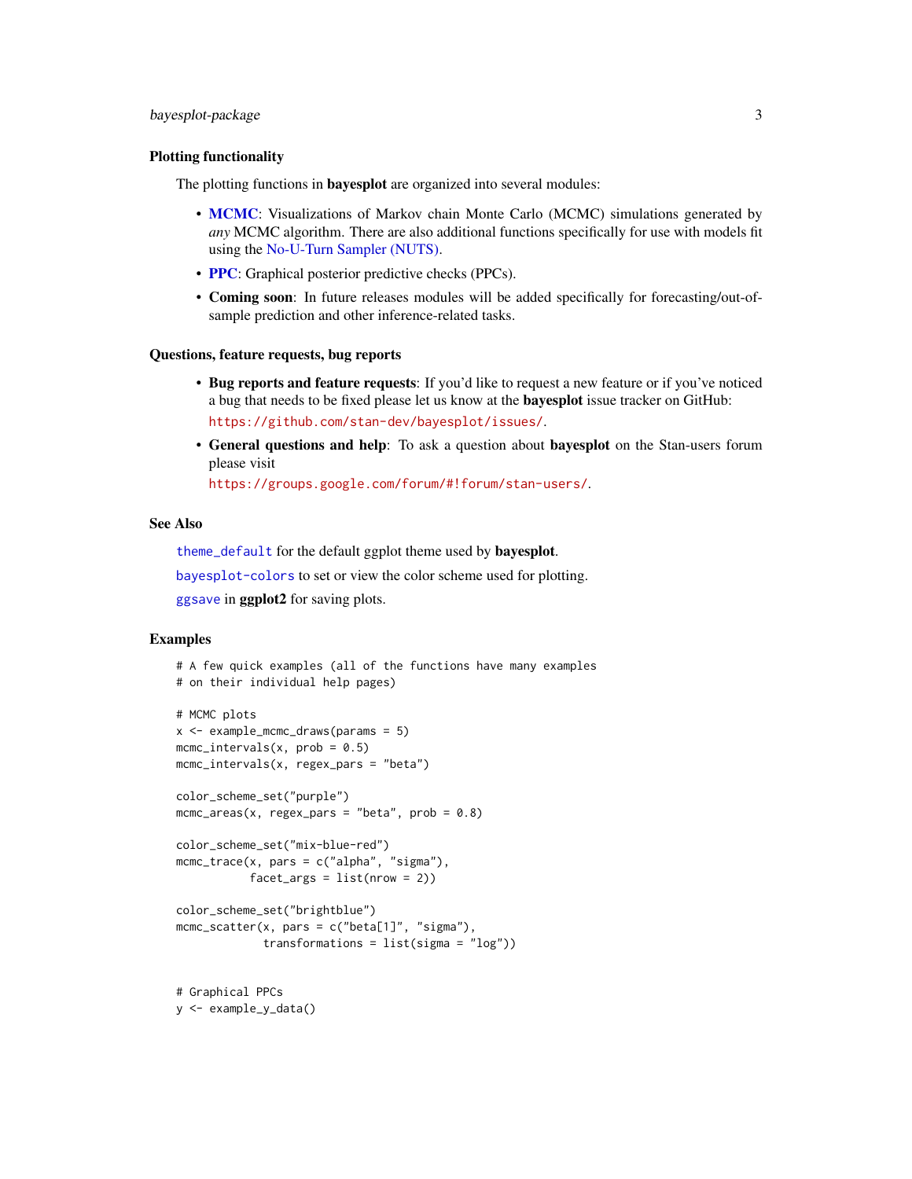### Plotting functionality

The plotting functions in **bayesplot** are organized into several modules:

- **MCMC**: Visualizations of Markov chain Monte Carlo (MCMC) simulations generated by *any* MCMC algorithm. There are also additional functions specifically for use with models fit using the No-U-Turn Sampler (NUTS).
- **PPC**: Graphical posterior predictive checks (PPCs).
- **Coming soon**: In future releases modules will be added specifically for forecasting/out-of-sample prediction and other inference-related tasks.

### Questions, feature requests, bug reports

- **Bug reports and feature requests**: If you'd like to request a new feature or if you've noticed a bug that needs to be fixed please let us know at the **bayesplot** issue tracker on GitHub: `https://github.com/stan-dev/bayesplot/issues/`.
- **General questions and help**: To ask a question about **bayesplot** on the Stan-users forum please visit `https://groups.google.com/forum/#!forum/stan-users/`.

### See Also

`theme_default` for the default ggplot theme used by **bayesplot**.

`bayesplot-colors` to set or view the color scheme used for plotting.

`ggsave` in **ggplot2** for saving plots.

### Examples

```
# A few quick examples (all of the functions have many examples
# on their individual help pages)

# MCMC plots
x <- example_mcmc_draws(params = 5)
mcmc_intervals(x, prob = 0.5)
mcmc_intervals(x, regex_pars = "beta")

color_scheme_set("purple")
mcmc_areas(x, regex_pars = "beta", prob = 0.8)

color_scheme_set("mix-blue-red")
mcmc_trace(x, pars = c("alpha", "sigma"),
           facet_args = list(nrow = 2))

color_scheme_set("brightblue")
mcmc_scatter(x, pars = c("beta[1]", "sigma"),
             transformations = list(sigma = "log"))


# Graphical PPCs
y <- example_y_data()
```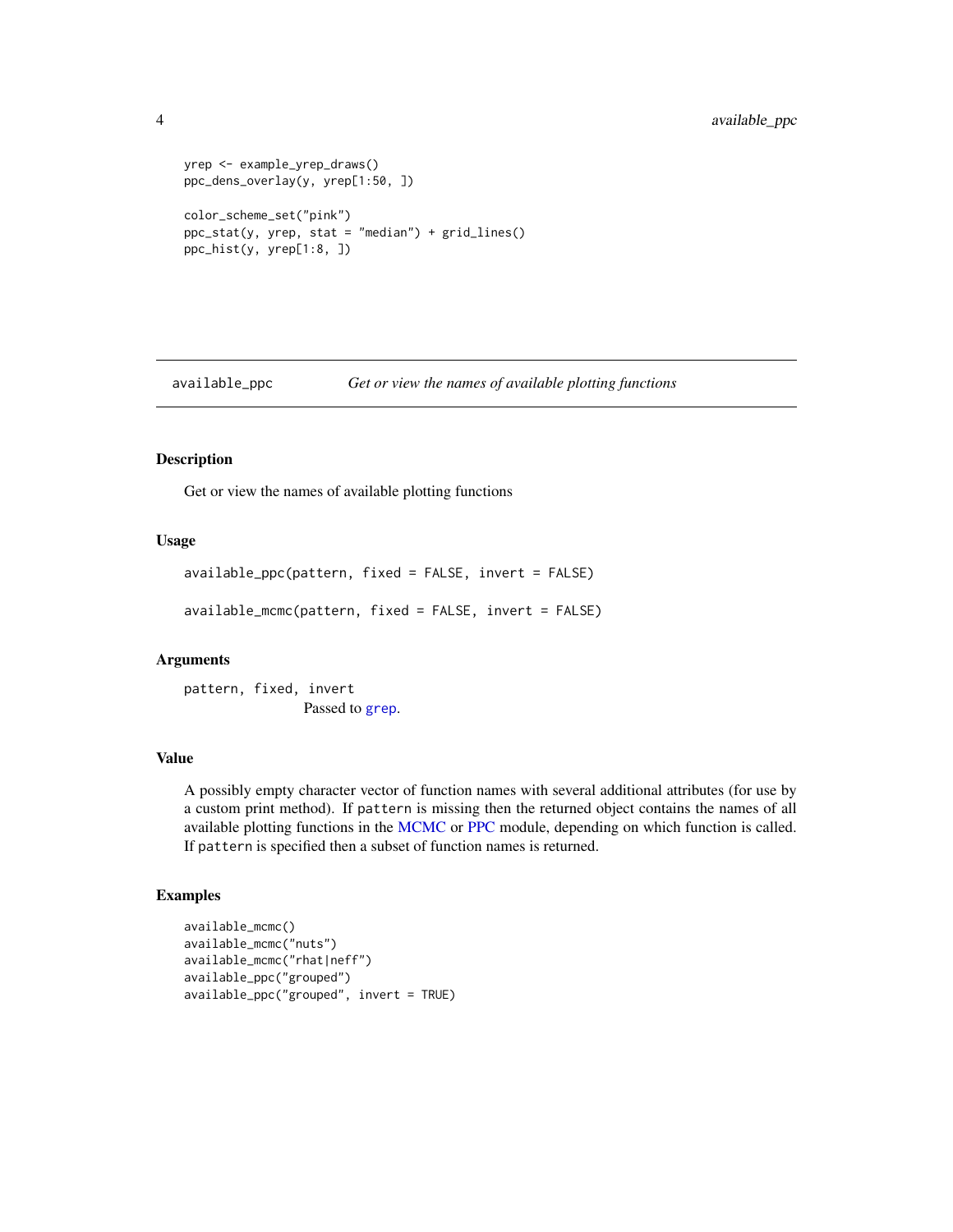```
yrep <- example_yrep_draws()
ppc_dens_overlay(y, yrep[1:50, ])

color_scheme_set("pink")
ppc_stat(y, yrep, stat = "median") + grid_lines()
ppc_hist(y, yrep[1:8, ])
```

## available_ppc — *Get or view the names of available plotting functions*

### Description

Get or view the names of available plotting functions

### Usage

```
available_ppc(pattern, fixed = FALSE, invert = FALSE)

available_mcmc(pattern, fixed = FALSE, invert = FALSE)
```

### Arguments

`pattern, fixed, invert`
Passed to `grep`.

### Value

A possibly empty character vector of function names with several additional attributes (for use by a custom print method). If `pattern` is missing then the returned object contains the names of all available plotting functions in the MCMC or PPC module, depending on which function is called. If `pattern` is specified then a subset of function names is returned.

### Examples

```
available_mcmc()
available_mcmc("nuts")
available_mcmc("rhat|neff")
available_ppc("grouped")
available_ppc("grouped", invert = TRUE)
```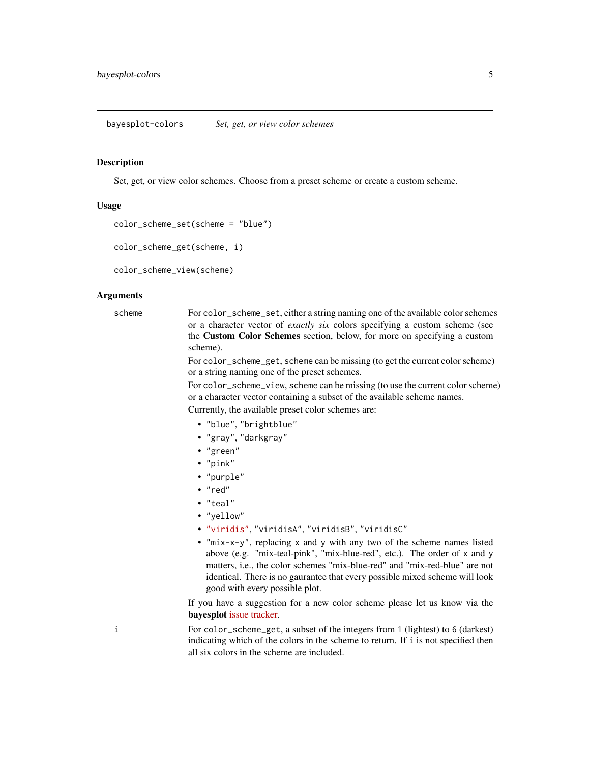## bayesplot-colors    *Set, get, or view color schemes*

### Description

Set, get, or view color schemes. Choose from a preset scheme or create a custom scheme.

### Usage

```
color_scheme_set(scheme = "blue")

color_scheme_get(scheme, i)

color_scheme_view(scheme)
```

### Arguments

`scheme` For `color_scheme_set`, either a string naming one of the available color schemes or a character vector of *exactly six* colors specifying a custom scheme (see the **Custom Color Schemes** section, below, for more on specifying a custom scheme).

For `color_scheme_get`, `scheme` can be missing (to get the current color scheme) or a string naming one of the preset schemes.

For `color_scheme_view`, `scheme` can be missing (to use the current color scheme) or a character vector containing a subset of the available scheme names.

Currently, the available preset color schemes are:

- `"blue"`, `"brightblue"`
- `"gray"`, `"darkgray"`
- `"green"`
- `"pink"`
- `"purple"`
- `"red"`
- `"teal"`
- `"yellow"`
- `"viridis"`, `"viridisA"`, `"viridisB"`, `"viridisC"`
- `"mix-x-y"`, replacing `x` and `y` with any two of the scheme names listed above (e.g. "mix-teal-pink", "mix-blue-red", etc.). The order of `x` and `y` matters, i.e., the color schemes "mix-blue-red" and "mix-red-blue" are not identical. There is no gaurantee that every possible mixed scheme will look good with every possible plot.

If you have a suggestion for a new color scheme please let us know via the **bayesplot** issue tracker.

`i` For `color_scheme_get`, a subset of the integers from `1` (lightest) to `6` (darkest) indicating which of the colors in the scheme to return. If `i` is not specified then all six colors in the scheme are included.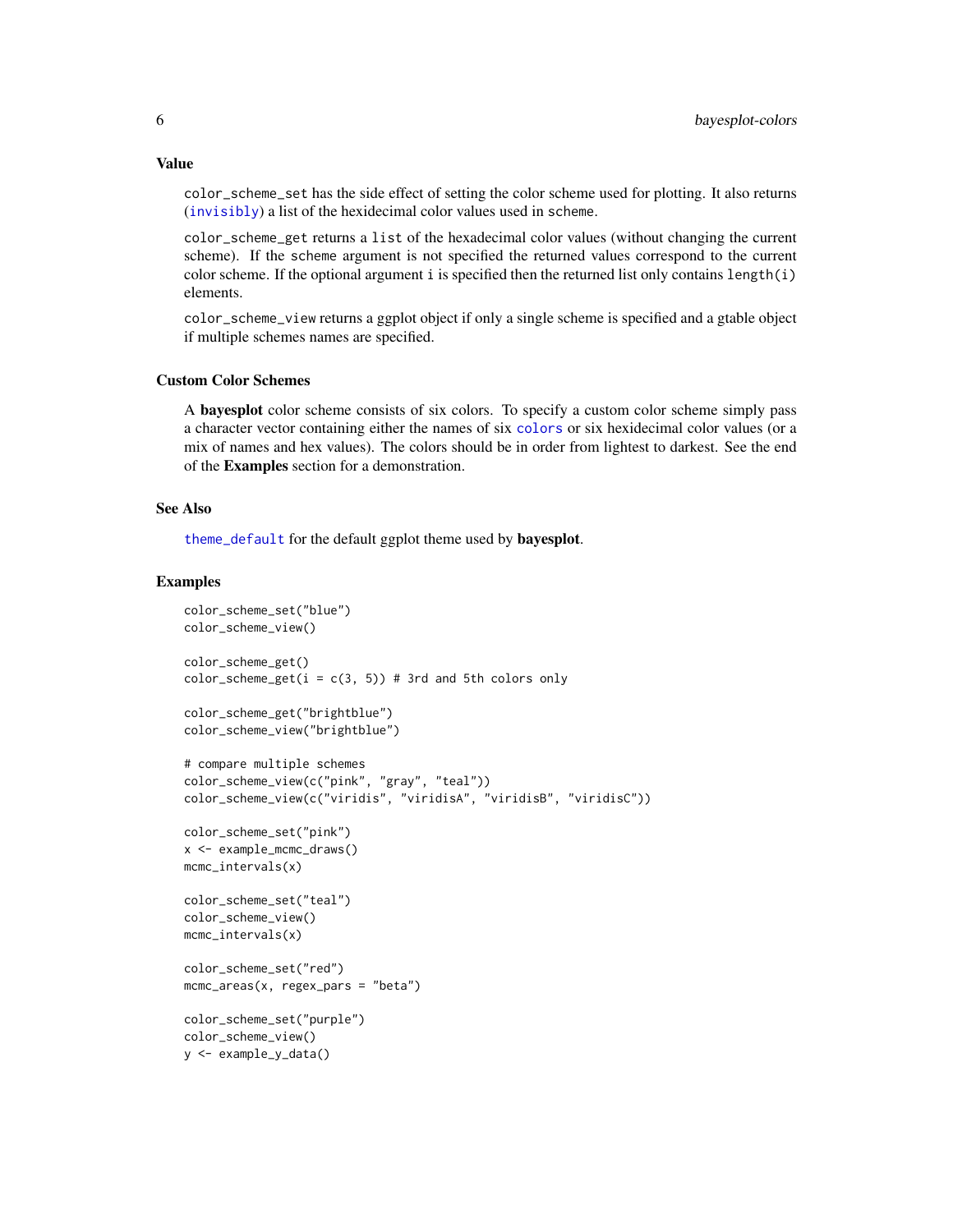### Value

`color_scheme_set` has the side effect of setting the color scheme used for plotting. It also returns (invisibly) a list of the hexidecimal color values used in `scheme`.

`color_scheme_get` returns a `list` of the hexadecimal color values (without changing the current scheme). If the `scheme` argument is not specified the returned values correspond to the current color scheme. If the optional argument `i` is specified then the returned list only contains `length(i)` elements.

`color_scheme_view` returns a ggplot object if only a single scheme is specified and a gtable object if multiple schemes names are specified.

### Custom Color Schemes

A **bayesplot** color scheme consists of six colors. To specify a custom color scheme simply pass a character vector containing either the names of six colors or six hexidecimal color values (or a mix of names and hex values). The colors should be in order from lightest to darkest. See the end of the **Examples** section for a demonstration.

### See Also

theme_default for the default ggplot theme used by **bayesplot**.

### Examples

```
color_scheme_set("blue")
color_scheme_view()

color_scheme_get()
color_scheme_get(i = c(3, 5)) # 3rd and 5th colors only

color_scheme_get("brightblue")
color_scheme_view("brightblue")

# compare multiple schemes
color_scheme_view(c("pink", "gray", "teal"))
color_scheme_view(c("viridis", "viridisA", "viridisB", "viridisC"))

color_scheme_set("pink")
x <- example_mcmc_draws()
mcmc_intervals(x)

color_scheme_set("teal")
color_scheme_view()
mcmc_intervals(x)

color_scheme_set("red")
mcmc_areas(x, regex_pars = "beta")

color_scheme_set("purple")
color_scheme_view()
y <- example_y_data()
```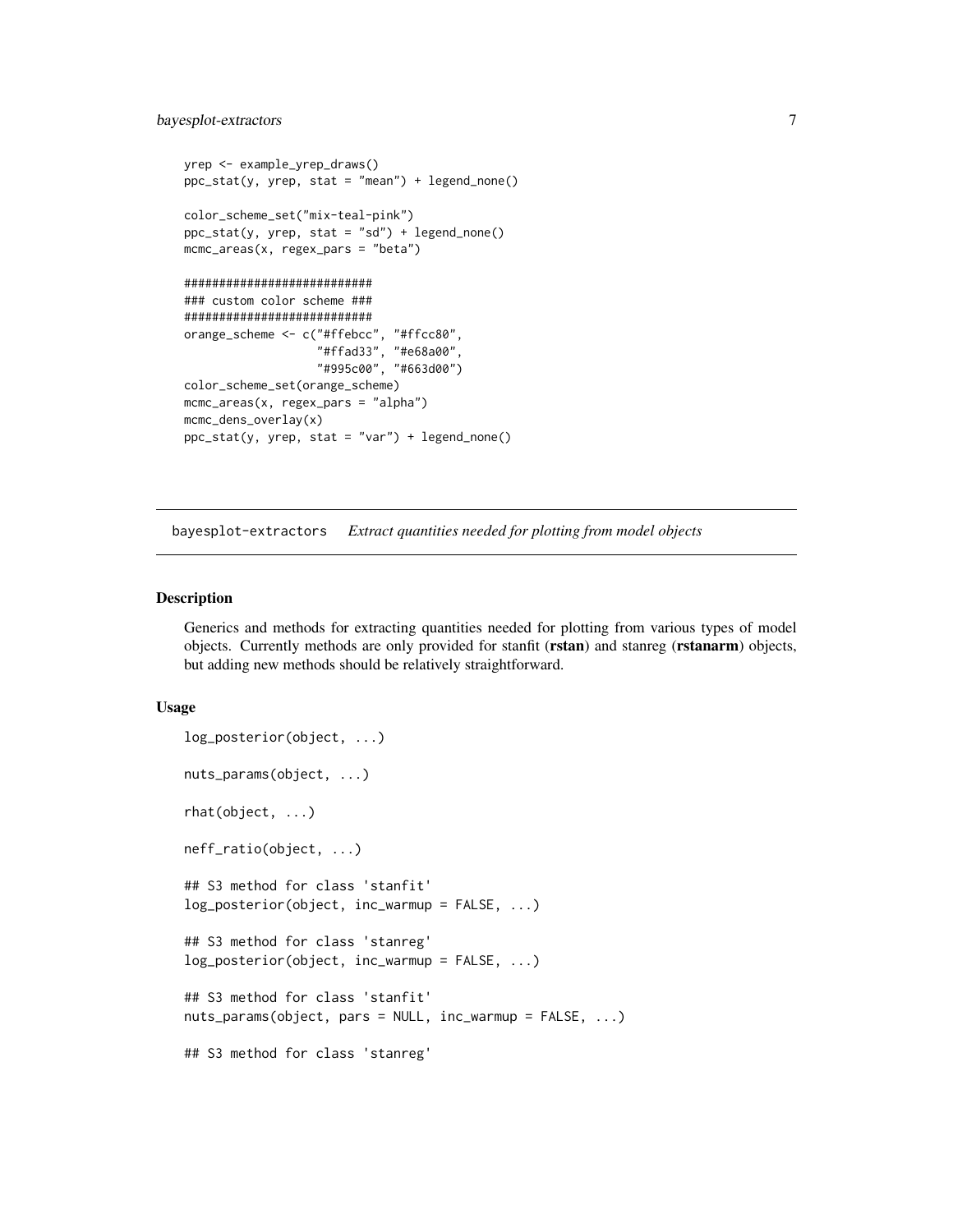```
yrep <- example_yrep_draws()
ppc_stat(y, yrep, stat = "mean") + legend_none()

color_scheme_set("mix-teal-pink")
ppc_stat(y, yrep, stat = "sd") + legend_none()
mcmc_areas(x, regex_pars = "beta")

###########################
### custom color scheme ###
###########################
orange_scheme <- c("#ffebcc", "#ffcc80",
                   "#ffad33", "#e68a00",
                   "#995c00", "#663d00")
color_scheme_set(orange_scheme)
mcmc_areas(x, regex_pars = "alpha")
mcmc_dens_overlay(x)
ppc_stat(y, yrep, stat = "var") + legend_none()
```

---

## bayesplot-extractors    *Extract quantities needed for plotting from model objects*

---

### Description

Generics and methods for extracting quantities needed for plotting from various types of model objects. Currently methods are only provided for stanfit (**rstan**) and stanreg (**rstanarm**) objects, but adding new methods should be relatively straightforward.

### Usage

```
log_posterior(object, ...)

nuts_params(object, ...)

rhat(object, ...)

neff_ratio(object, ...)

## S3 method for class 'stanfit'
log_posterior(object, inc_warmup = FALSE, ...)

## S3 method for class 'stanreg'
log_posterior(object, inc_warmup = FALSE, ...)

## S3 method for class 'stanfit'
nuts_params(object, pars = NULL, inc_warmup = FALSE, ...)

## S3 method for class 'stanreg'
```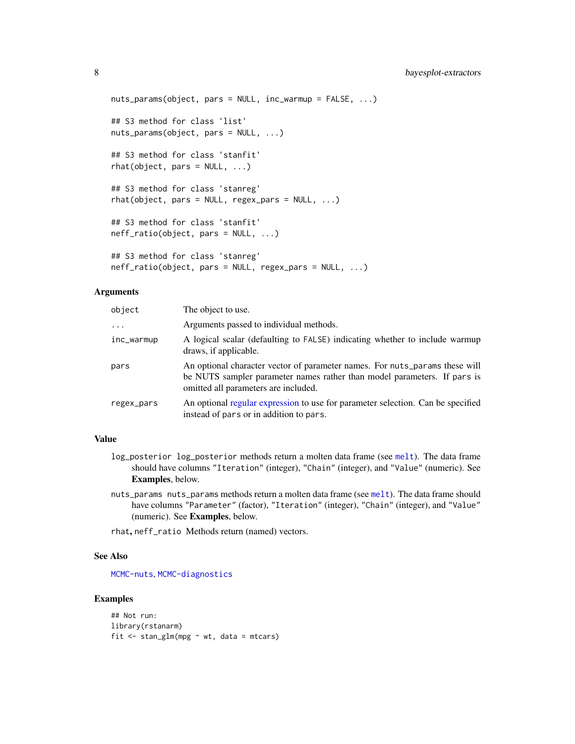```
nuts_params(object, pars = NULL, inc_warmup = FALSE, ...)

## S3 method for class 'list'
nuts_params(object, pars = NULL, ...)

## S3 method for class 'stanfit'
rhat(object, pars = NULL, ...)

## S3 method for class 'stanreg'
rhat(object, pars = NULL, regex_pars = NULL, ...)

## S3 method for class 'stanfit'
neff_ratio(object, pars = NULL, ...)

## S3 method for class 'stanreg'
neff_ratio(object, pars = NULL, regex_pars = NULL, ...)
```

### Arguments

| | |
|---|---|
| `object` | The object to use. |
| `...` | Arguments passed to individual methods. |
| `inc_warmup` | A logical scalar (defaulting to `FALSE`) indicating whether to include warmup draws, if applicable. |
| `pars` | An optional character vector of parameter names. For `nuts_params` these will be NUTS sampler parameter names rather than model parameters. If `pars` is omitted all parameters are included. |
| `regex_pars` | An optional regular expression to use for parameter selection. Can be specified instead of `pars` or in addition to `pars`. |

### Value

`log_posterior` `log_posterior` methods return a molten data frame (see `melt`). The data frame should have columns `"Iteration"` (integer), `"Chain"` (integer), and `"Value"` (numeric). See **Examples**, below.

`nuts_params` `nuts_params` methods return a molten data frame (see `melt`). The data frame should have columns `"Parameter"` (factor), `"Iteration"` (integer), `"Chain"` (integer), and `"Value"` (numeric). See **Examples**, below.

`rhat`, `neff_ratio` Methods return (named) vectors.

### See Also

`MCMC-nuts`, `MCMC-diagnostics`

### Examples

```
## Not run:
library(rstanarm)
fit <- stan_glm(mpg ~ wt, data = mtcars)
```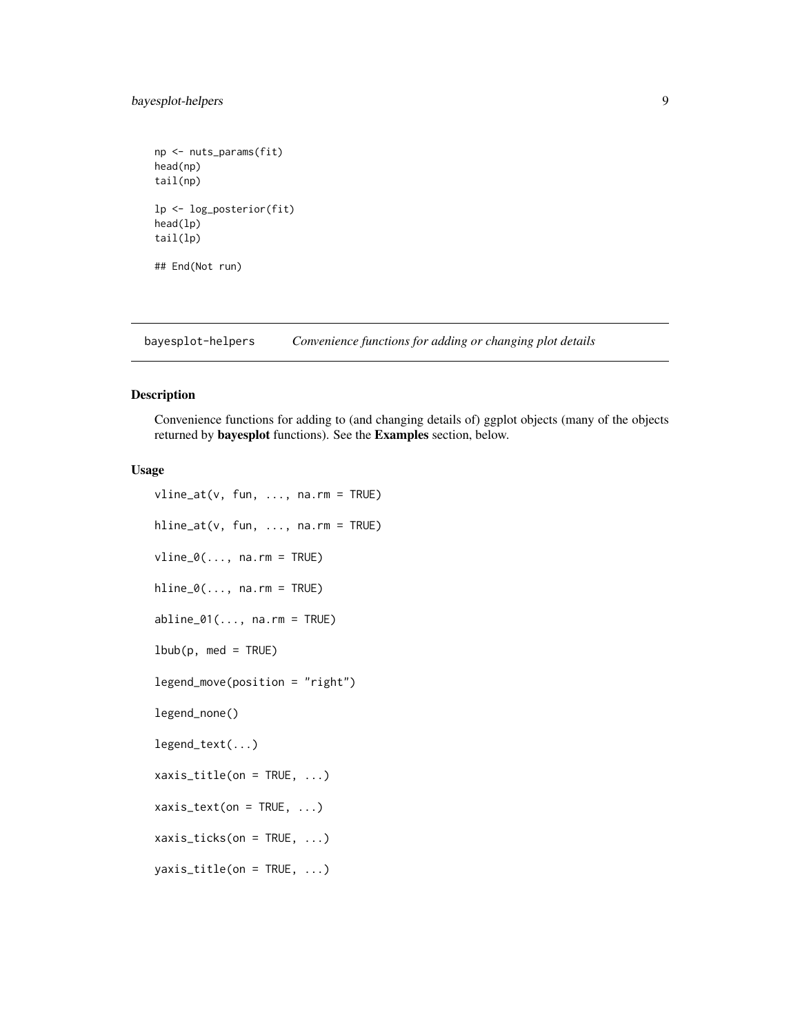```
np <- nuts_params(fit)
head(np)
tail(np)

lp <- log_posterior(fit)
head(lp)
tail(lp)

## End(Not run)
```

## bayesplot-helpers    *Convenience functions for adding or changing plot details*

### Description

Convenience functions for adding to (and changing details of) ggplot objects (many of the objects returned by **bayesplot** functions). See the **Examples** section, below.

### Usage

```
vline_at(v, fun, ..., na.rm = TRUE)

hline_at(v, fun, ..., na.rm = TRUE)

vline_0(..., na.rm = TRUE)

hline_0(..., na.rm = TRUE)

abline_01(..., na.rm = TRUE)

lbub(p, med = TRUE)

legend_move(position = "right")

legend_none()

legend_text(...)

xaxis_title(on = TRUE, ...)

xaxis_text(on = TRUE, ...)

xaxis_ticks(on = TRUE, ...)

yaxis_title(on = TRUE, ...)
```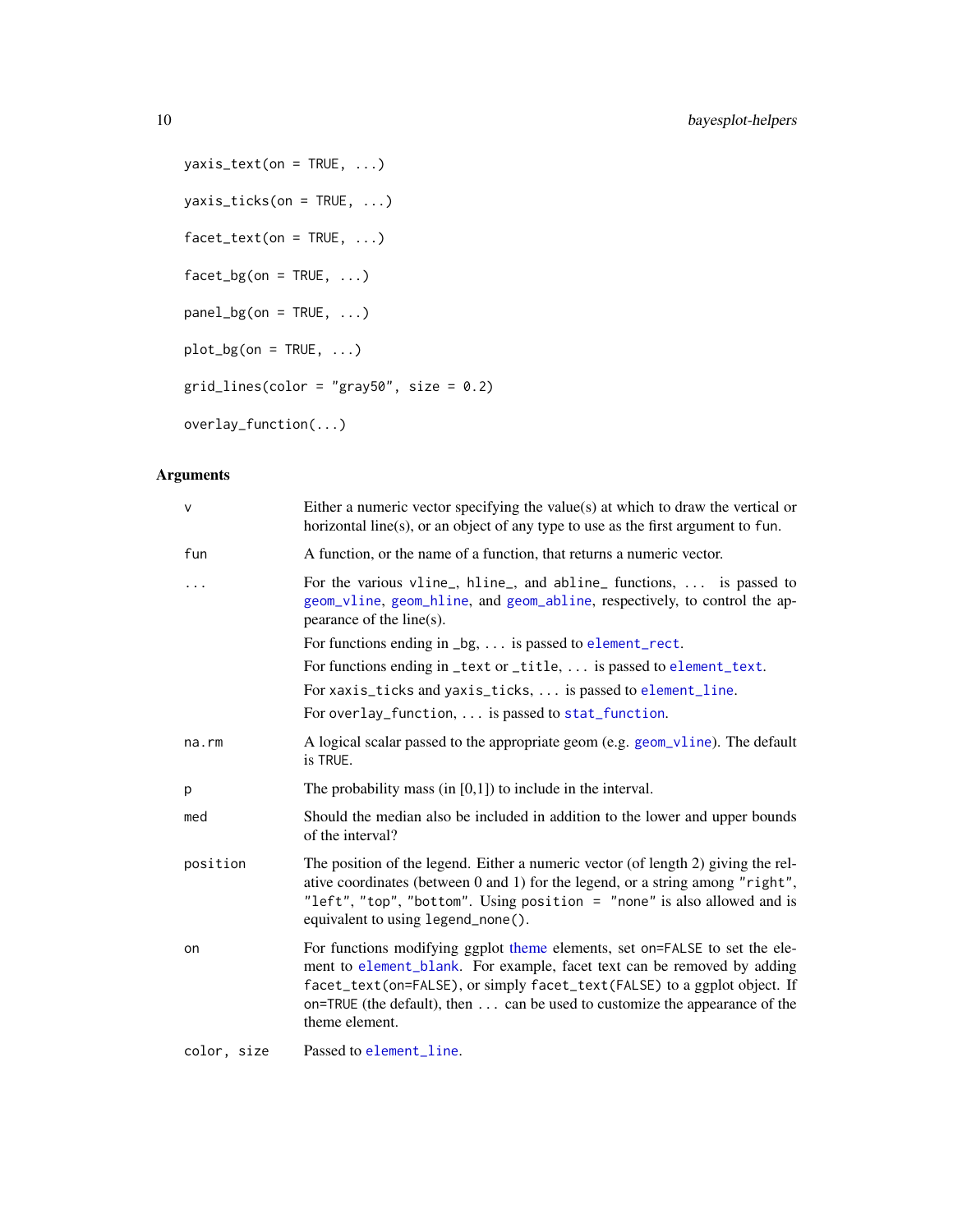```
yaxis_text(on = TRUE, ...)

yaxis_ticks(on = TRUE, ...)

facet_text(on = TRUE, ...)

facet_bg(on = TRUE, ...)

panel_bg(on = TRUE, ...)

plot_bg(on = TRUE, ...)

grid_lines(color = "gray50", size = 0.2)

overlay_function(...)
```

### Arguments

| | |
|---|---|
| v | Either a numeric vector specifying the value(s) at which to draw the vertical or horizontal line(s), or an object of any type to use as the first argument to fun. |
| fun | A function, or the name of a function, that returns a numeric vector. |
| ... | For the various vline_, hline_, and abline_ functions, ... is passed to geom_vline, geom_hline, and geom_abline, respectively, to control the appearance of the line(s).<br>For functions ending in _bg, ... is passed to element_rect.<br>For functions ending in _text or _title, ... is passed to element_text.<br>For xaxis_ticks and yaxis_ticks, ... is passed to element_line.<br>For overlay_function, ... is passed to stat_function. |
| na.rm | A logical scalar passed to the appropriate geom (e.g. geom_vline). The default is TRUE. |
| p | The probability mass (in [0,1]) to include in the interval. |
| med | Should the median also be included in addition to the lower and upper bounds of the interval? |
| position | The position of the legend. Either a numeric vector (of length 2) giving the relative coordinates (between 0 and 1) for the legend, or a string among "right", "left", "top", "bottom". Using position = "none" is also allowed and is equivalent to using legend_none(). |
| on | For functions modifying ggplot theme elements, set on=FALSE to set the element to element_blank. For example, facet text can be removed by adding facet_text(on=FALSE), or simply facet_text(FALSE) to a ggplot object. If on=TRUE (the default), then ... can be used to customize the appearance of the theme element. |
| color, size | Passed to element_line. |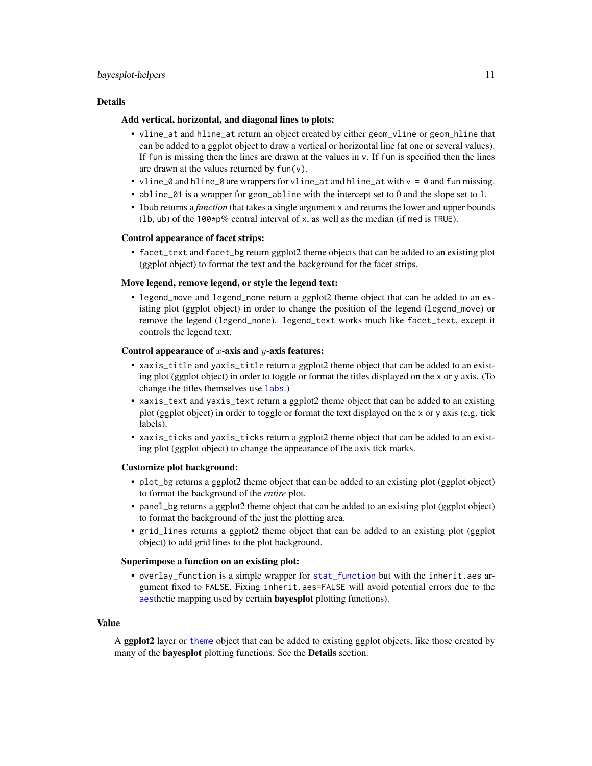## Details

### Add vertical, horizontal, and diagonal lines to plots:

- `vline_at` and `hline_at` return an object created by either `geom_vline` or `geom_hline` that can be added to a ggplot object to draw a vertical or horizontal line (at one or several values). If `fun` is missing then the lines are drawn at the values in `v`. If `fun` is specified then the lines are drawn at the values returned by `fun(v)`.
- `vline_0` and `hline_0` are wrappers for `vline_at` and `hline_at` with `v = 0` and `fun` missing.
- `abline_01` is a wrapper for `geom_abline` with the intercept set to 0 and the slope set to 1.
- `lbub` returns a *function* that takes a single argument `x` and returns the lower and upper bounds (`lb`, `ub`) of the `100*p`% central interval of `x`, as well as the median (if `med` is `TRUE`).

### Control appearance of facet strips:

- `facet_text` and `facet_bg` return ggplot2 theme objects that can be added to an existing plot (ggplot object) to format the text and the background for the facet strips.

### Move legend, remove legend, or style the legend text:

- `legend_move` and `legend_none` return a ggplot2 theme object that can be added to an existing plot (ggplot object) in order to change the position of the legend (`legend_move`) or remove the legend (`legend_none`). `legend_text` works much like `facet_text`, except it controls the legend text.

### Control appearance of $x$-axis and $y$-axis features:

- `xaxis_title` and `yaxis_title` return a ggplot2 theme object that can be added to an existing plot (ggplot object) in order to toggle or format the titles displayed on the `x` or `y` axis. (To change the titles themselves use `labs`.)
- `xaxis_text` and `yaxis_text` return a ggplot2 theme object that can be added to an existing plot (ggplot object) in order to toggle or format the text displayed on the `x` or `y` axis (e.g. tick labels).
- `xaxis_ticks` and `yaxis_ticks` return a ggplot2 theme object that can be added to an existing plot (ggplot object) to change the appearance of the axis tick marks.

### Customize plot background:

- `plot_bg` returns a ggplot2 theme object that can be added to an existing plot (ggplot object) to format the background of the *entire* plot.
- `panel_bg` returns a ggplot2 theme object that can be added to an existing plot (ggplot object) to format the background of the just the plotting area.
- `grid_lines` returns a ggplot2 theme object that can be added to an existing plot (ggplot object) to add grid lines to the plot background.

### Superimpose a function on an existing plot:

- `overlay_function` is a simple wrapper for `stat_function` but with the `inherit.aes` argument fixed to `FALSE`. Fixing `inherit.aes=FALSE` will avoid potential errors due to the `aes`thetic mapping used by certain **bayesplot** plotting functions).

## Value

A **ggplot2** layer or `theme` object that can be added to existing ggplot objects, like those created by many of the **bayesplot** plotting functions. See the **Details** section.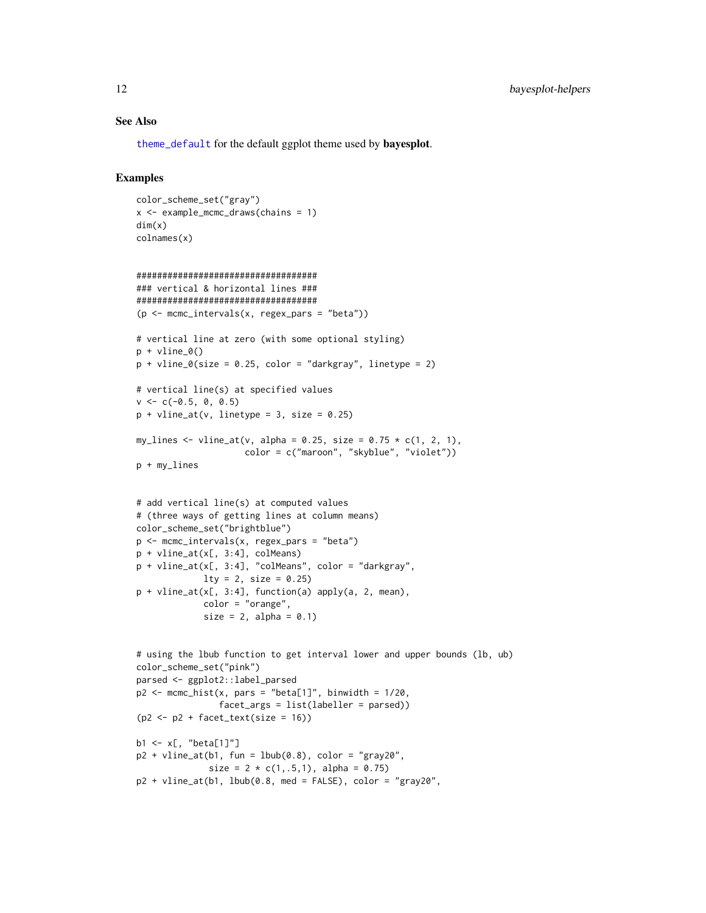### See Also

`theme_default` for the default ggplot theme used by **bayesplot**.

### Examples

```
color_scheme_set("gray")
x <- example_mcmc_draws(chains = 1)
dim(x)
colnames(x)


###################################
### vertical & horizontal lines ###
###################################
(p <- mcmc_intervals(x, regex_pars = "beta"))

# vertical line at zero (with some optional styling)
p + vline_0()
p + vline_0(size = 0.25, color = "darkgray", linetype = 2)

# vertical line(s) at specified values
v <- c(-0.5, 0, 0.5)
p + vline_at(v, linetype = 3, size = 0.25)

my_lines <- vline_at(v, alpha = 0.25, size = 0.75 * c(1, 2, 1),
                     color = c("maroon", "skyblue", "violet"))
p + my_lines


# add vertical line(s) at computed values
# (three ways of getting lines at column means)
color_scheme_set("brightblue")
p <- mcmc_intervals(x, regex_pars = "beta")
p + vline_at(x[, 3:4], colMeans)
p + vline_at(x[, 3:4], "colMeans", color = "darkgray",
             lty = 2, size = 0.25)
p + vline_at(x[, 3:4], function(a) apply(a, 2, mean),
             color = "orange",
             size = 2, alpha = 0.1)


# using the lbub function to get interval lower and upper bounds (lb, ub)
color_scheme_set("pink")
parsed <- ggplot2::label_parsed
p2 <- mcmc_hist(x, pars = "beta[1]", binwidth = 1/20,
                facet_args = list(labeller = parsed))
(p2 <- p2 + facet_text(size = 16))

b1 <- x[, "beta[1]"]
p2 + vline_at(b1, fun = lbub(0.8), color = "gray20",
              size = 2 * c(1,.5,1), alpha = 0.75)
p2 + vline_at(b1, lbub(0.8, med = FALSE), color = "gray20",
```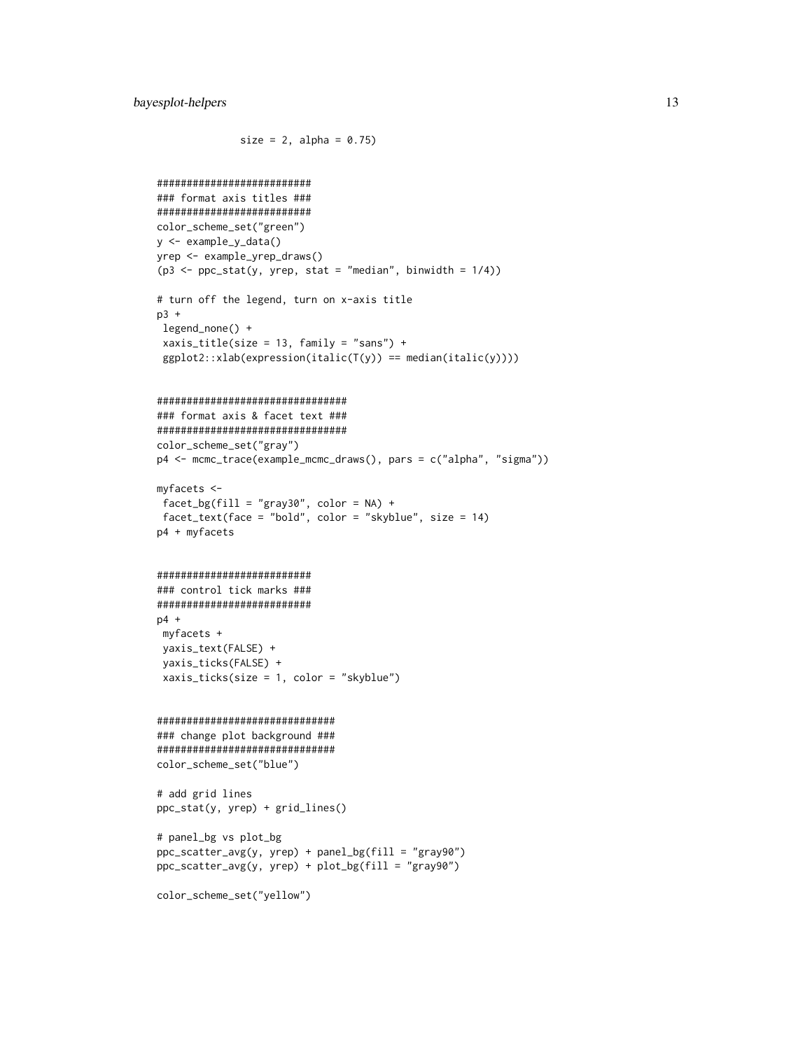```
              size = 2, alpha = 0.75)


##########################
### format axis titles ###
##########################
color_scheme_set("green")
y <- example_y_data()
yrep <- example_yrep_draws()
(p3 <- ppc_stat(y, yrep, stat = "median", binwidth = 1/4))

# turn off the legend, turn on x-axis title
p3 +
 legend_none() +
 xaxis_title(size = 13, family = "sans") +
 ggplot2::xlab(expression(italic(T(y)) == median(italic(y))))


################################
### format axis & facet text ###
################################
color_scheme_set("gray")
p4 <- mcmc_trace(example_mcmc_draws(), pars = c("alpha", "sigma"))

myfacets <-
 facet_bg(fill = "gray30", color = NA) +
 facet_text(face = "bold", color = "skyblue", size = 14)
p4 + myfacets


##########################
### control tick marks ###
##########################
p4 +
 myfacets +
 yaxis_text(FALSE) +
 yaxis_ticks(FALSE) +
 xaxis_ticks(size = 1, color = "skyblue")


##############################
### change plot background ###
##############################
color_scheme_set("blue")

# add grid lines
ppc_stat(y, yrep) + grid_lines()

# panel_bg vs plot_bg
ppc_scatter_avg(y, yrep) + panel_bg(fill = "gray90")
ppc_scatter_avg(y, yrep) + plot_bg(fill = "gray90")

color_scheme_set("yellow")
```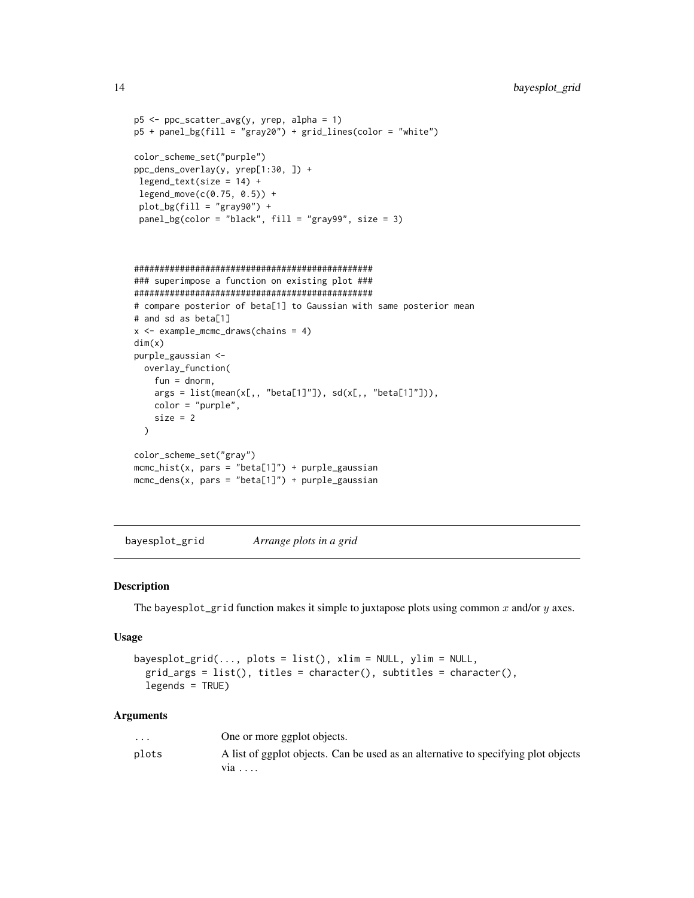```
p5 <- ppc_scatter_avg(y, yrep, alpha = 1)
p5 + panel_bg(fill = "gray20") + grid_lines(color = "white")

color_scheme_set("purple")
ppc_dens_overlay(y, yrep[1:30, ]) +
 legend_text(size = 14) +
 legend_move(c(0.75, 0.5)) +
 plot_bg(fill = "gray90") +
 panel_bg(color = "black", fill = "gray99", size = 3)



###############################################
### superimpose a function on existing plot ###
###############################################
# compare posterior of beta[1] to Gaussian with same posterior mean
# and sd as beta[1]
x <- example_mcmc_draws(chains = 4)
dim(x)
purple_gaussian <-
  overlay_function(
    fun = dnorm,
    args = list(mean(x[,, "beta[1]"]), sd(x[,, "beta[1]"])),
    color = "purple",
    size = 2
  )

color_scheme_set("gray")
mcmc_hist(x, pars = "beta[1]") + purple_gaussian
mcmc_dens(x, pars = "beta[1]") + purple_gaussian
```

---

## bayesplot_grid — *Arrange plots in a grid*

### Description

The bayesplot_grid function makes it simple to juxtapose plots using common $x$ and/or $y$ axes.

### Usage

```
bayesplot_grid(..., plots = list(), xlim = NULL, ylim = NULL,
  grid_args = list(), titles = character(), subtitles = character(),
  legends = TRUE)
```

### Arguments

| | |
|---|---|
| ... | One or more ggplot objects. |
| plots | A list of ggplot objects. Can be used as an alternative to specifying plot objects via .... |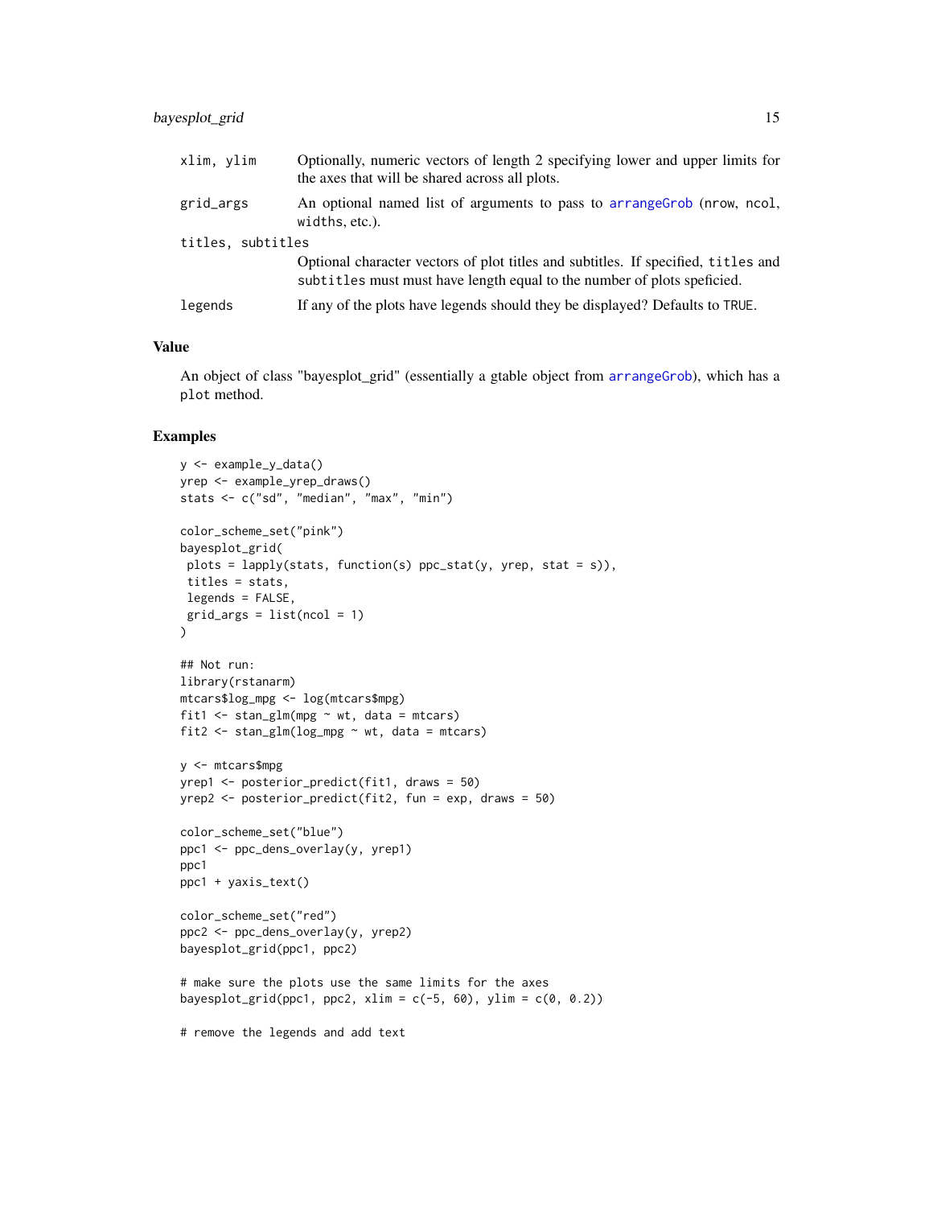| | |
|---|---|
| xlim, ylim | Optionally, numeric vectors of length 2 specifying lower and upper limits for the axes that will be shared across all plots. |
| grid_args | An optional named list of arguments to pass to arrangeGrob (nrow, ncol, widths, etc.). |
| titles, subtitles | Optional character vectors of plot titles and subtitles. If specified, titles and subtitles must must have length equal to the number of plots speficied. |
| legends | If any of the plots have legends should they be displayed? Defaults to TRUE. |

## Value

An object of class "bayesplot_grid" (essentially a gtable object from arrangeGrob), which has a plot method.

## Examples

```
y <- example_y_data()
yrep <- example_yrep_draws()
stats <- c("sd", "median", "max", "min")

color_scheme_set("pink")
bayesplot_grid(
 plots = lapply(stats, function(s) ppc_stat(y, yrep, stat = s)),
 titles = stats,
 legends = FALSE,
 grid_args = list(ncol = 1)
)

## Not run:
library(rstanarm)
mtcars$log_mpg <- log(mtcars$mpg)
fit1 <- stan_glm(mpg ~ wt, data = mtcars)
fit2 <- stan_glm(log_mpg ~ wt, data = mtcars)

y <- mtcars$mpg
yrep1 <- posterior_predict(fit1, draws = 50)
yrep2 <- posterior_predict(fit2, fun = exp, draws = 50)

color_scheme_set("blue")
ppc1 <- ppc_dens_overlay(y, yrep1)
ppc1
ppc1 + yaxis_text()

color_scheme_set("red")
ppc2 <- ppc_dens_overlay(y, yrep2)
bayesplot_grid(ppc1, ppc2)

# make sure the plots use the same limits for the axes
bayesplot_grid(ppc1, ppc2, xlim = c(-5, 60), ylim = c(0, 0.2))

# remove the legends and add text
```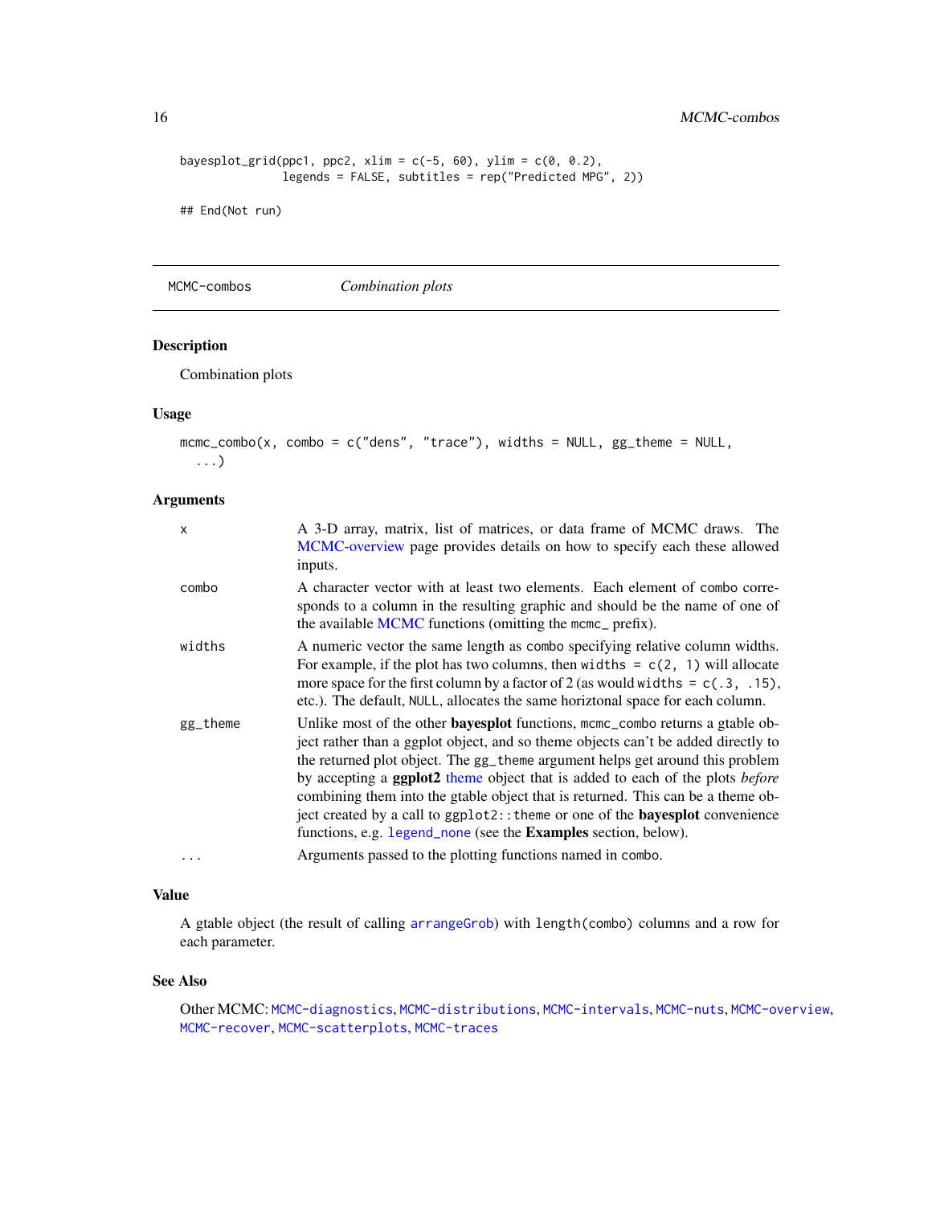```
bayesplot_grid(ppc1, ppc2, xlim = c(-5, 60), ylim = c(0, 0.2),
               legends = FALSE, subtitles = rep("Predicted MPG", 2))

## End(Not run)
```

---

## MCMC-combos *Combination plots*

---

### Description

Combination plots

### Usage

```
mcmc_combo(x, combo = c("dens", "trace"), widths = NULL, gg_theme = NULL,
  ...)
```

### Arguments

| | |
|---|---|
| x | A 3-D array, matrix, list of matrices, or data frame of MCMC draws. The MCMC-overview page provides details on how to specify each these allowed inputs. |
| combo | A character vector with at least two elements. Each element of combo corresponds to a column in the resulting graphic and should be the name of one of the available MCMC functions (omitting the mcmc_ prefix). |
| widths | A numeric vector the same length as combo specifying relative column widths. For example, if the plot has two columns, then widths = c(2, 1) will allocate more space for the first column by a factor of 2 (as would widths = c(.3, .15), etc.). The default, NULL, allocates the same horiztonal space for each column. |
| gg_theme | Unlike most of the other **bayesplot** functions, mcmc_combo returns a gtable object rather than a ggplot object, and so theme objects can't be added directly to the returned plot object. The gg_theme argument helps get around this problem by accepting a **ggplot2** theme object that is added to each of the plots *before* combining them into the gtable object that is returned. This can be a theme object created by a call to ggplot2::theme or one of the **bayesplot** convenience functions, e.g. legend_none (see the **Examples** section, below). |
| ... | Arguments passed to the plotting functions named in combo. |

### Value

A gtable object (the result of calling arrangeGrob) with length(combo) columns and a row for each parameter.

### See Also

Other MCMC: MCMC-diagnostics, MCMC-distributions, MCMC-intervals, MCMC-nuts, MCMC-overview, MCMC-recover, MCMC-scatterplots, MCMC-traces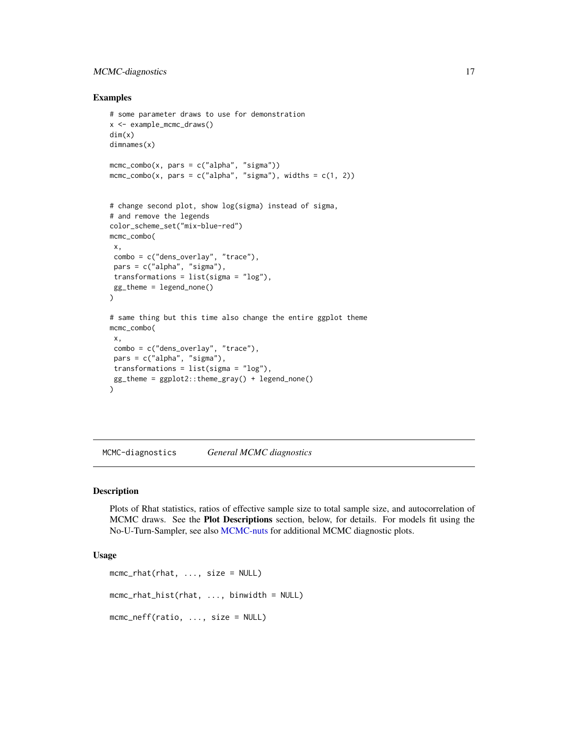### Examples

```
# some parameter draws to use for demonstration
x <- example_mcmc_draws()
dim(x)
dimnames(x)

mcmc_combo(x, pars = c("alpha", "sigma"))
mcmc_combo(x, pars = c("alpha", "sigma"), widths = c(1, 2))


# change second plot, show log(sigma) instead of sigma,
# and remove the legends
color_scheme_set("mix-blue-red")
mcmc_combo(
 x,
 combo = c("dens_overlay", "trace"),
 pars = c("alpha", "sigma"),
 transformations = list(sigma = "log"),
 gg_theme = legend_none()
)

# same thing but this time also change the entire ggplot theme
mcmc_combo(
 x,
 combo = c("dens_overlay", "trace"),
 pars = c("alpha", "sigma"),
 transformations = list(sigma = "log"),
 gg_theme = ggplot2::theme_gray() + legend_none()
)
```

---

## MCMC-diagnostics *General MCMC diagnostics*

---

### Description

Plots of Rhat statistics, ratios of effective sample size to total sample size, and autocorrelation of MCMC draws. See the **Plot Descriptions** section, below, for details. For models fit using the No-U-Turn-Sampler, see also MCMC-nuts for additional MCMC diagnostic plots.

### Usage

```
mcmc_rhat(rhat, ..., size = NULL)

mcmc_rhat_hist(rhat, ..., binwidth = NULL)

mcmc_neff(ratio, ..., size = NULL)
```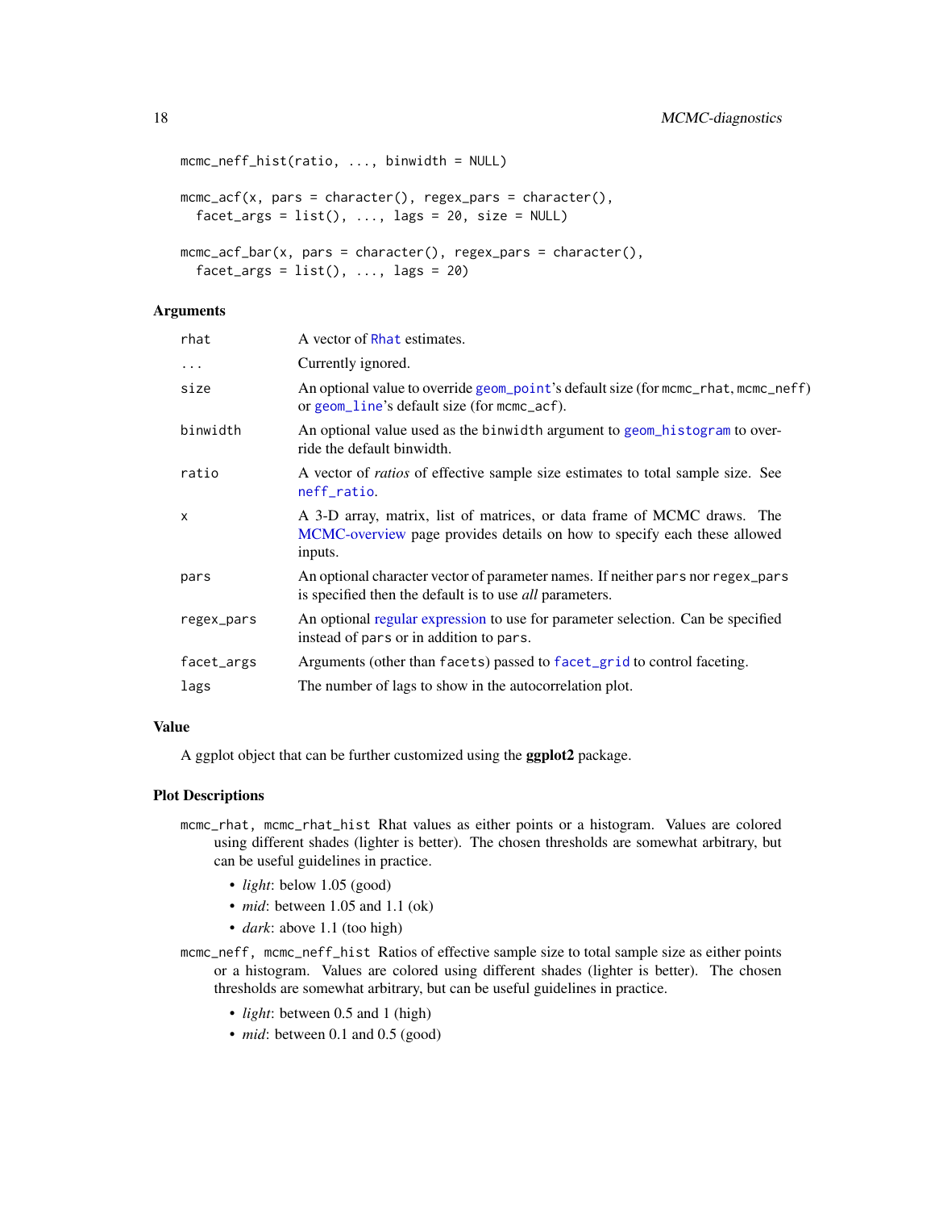```
mcmc_neff_hist(ratio, ..., binwidth = NULL)

mcmc_acf(x, pars = character(), regex_pars = character(),
  facet_args = list(), ..., lags = 20, size = NULL)

mcmc_acf_bar(x, pars = character(), regex_pars = character(),
  facet_args = list(), ..., lags = 20)
```

### Arguments

| | |
|---|---|
| rhat | A vector of Rhat estimates. |
| ... | Currently ignored. |
| size | An optional value to override geom_point's default size (for mcmc_rhat, mcmc_neff) or geom_line's default size (for mcmc_acf). |
| binwidth | An optional value used as the binwidth argument to geom_histogram to override the default binwidth. |
| ratio | A vector of *ratios* of effective sample size estimates to total sample size. See neff_ratio. |
| x | A 3-D array, matrix, list of matrices, or data frame of MCMC draws. The MCMC-overview page provides details on how to specify each these allowed inputs. |
| pars | An optional character vector of parameter names. If neither pars nor regex_pars is specified then the default is to use *all* parameters. |
| regex_pars | An optional regular expression to use for parameter selection. Can be specified instead of pars or in addition to pars. |
| facet_args | Arguments (other than facets) passed to facet_grid to control faceting. |
| lags | The number of lags to show in the autocorrelation plot. |

### Value

A ggplot object that can be further customized using the **ggplot2** package.

### Plot Descriptions

mcmc_rhat, mcmc_rhat_hist Rhat values as either points or a histogram. Values are colored using different shades (lighter is better). The chosen thresholds are somewhat arbitrary, but can be useful guidelines in practice.

- *light*: below 1.05 (good)
- *mid*: between 1.05 and 1.1 (ok)
- *dark*: above 1.1 (too high)

mcmc_neff, mcmc_neff_hist Ratios of effective sample size to total sample size as either points or a histogram. Values are colored using different shades (lighter is better). The chosen thresholds are somewhat arbitrary, but can be useful guidelines in practice.

- *light*: between 0.5 and 1 (high)
- *mid*: between 0.1 and 0.5 (good)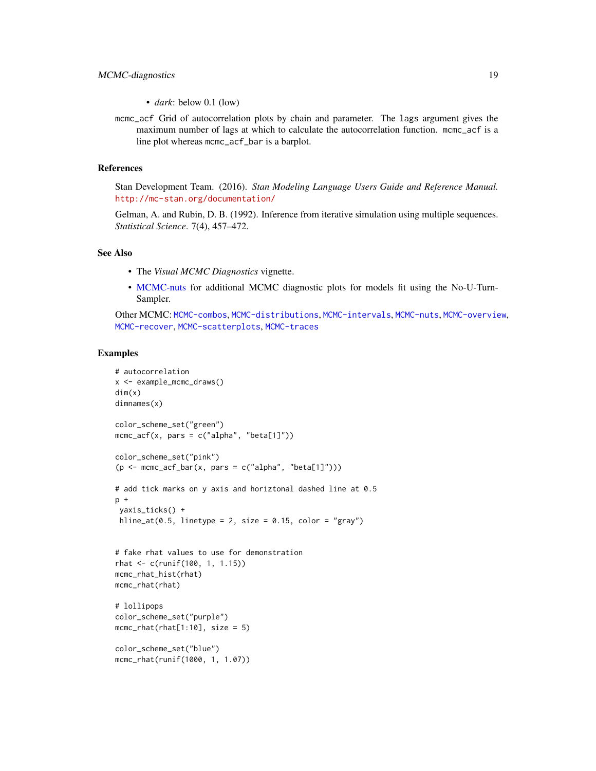- *dark*: below 0.1 (low)

`mcmc_acf` Grid of autocorrelation plots by chain and parameter. The `lags` argument gives the maximum number of lags at which to calculate the autocorrelation function. `mcmc_acf` is a line plot whereas `mcmc_acf_bar` is a barplot.

## References

Stan Development Team. (2016). *Stan Modeling Language Users Guide and Reference Manual.* http://mc-stan.org/documentation/

Gelman, A. and Rubin, D. B. (1992). Inference from iterative simulation using multiple sequences. *Statistical Science*. 7(4), 457–472.

## See Also

- The *Visual MCMC Diagnostics* vignette.
- MCMC-nuts for additional MCMC diagnostic plots for models fit using the No-U-Turn-Sampler.

Other MCMC: MCMC-combos, MCMC-distributions, MCMC-intervals, MCMC-nuts, MCMC-overview, MCMC-recover, MCMC-scatterplots, MCMC-traces

## Examples

```
# autocorrelation
x <- example_mcmc_draws()
dim(x)
dimnames(x)

color_scheme_set("green")
mcmc_acf(x, pars = c("alpha", "beta[1]"))

color_scheme_set("pink")
(p <- mcmc_acf_bar(x, pars = c("alpha", "beta[1]")))

# add tick marks on y axis and horiztonal dashed line at 0.5
p +
 yaxis_ticks() +
 hline_at(0.5, linetype = 2, size = 0.15, color = "gray")


# fake rhat values to use for demonstration
rhat <- c(runif(100, 1, 1.15))
mcmc_rhat_hist(rhat)
mcmc_rhat(rhat)

# lollipops
color_scheme_set("purple")
mcmc_rhat(rhat[1:10], size = 5)

color_scheme_set("blue")
mcmc_rhat(runif(1000, 1, 1.07))
```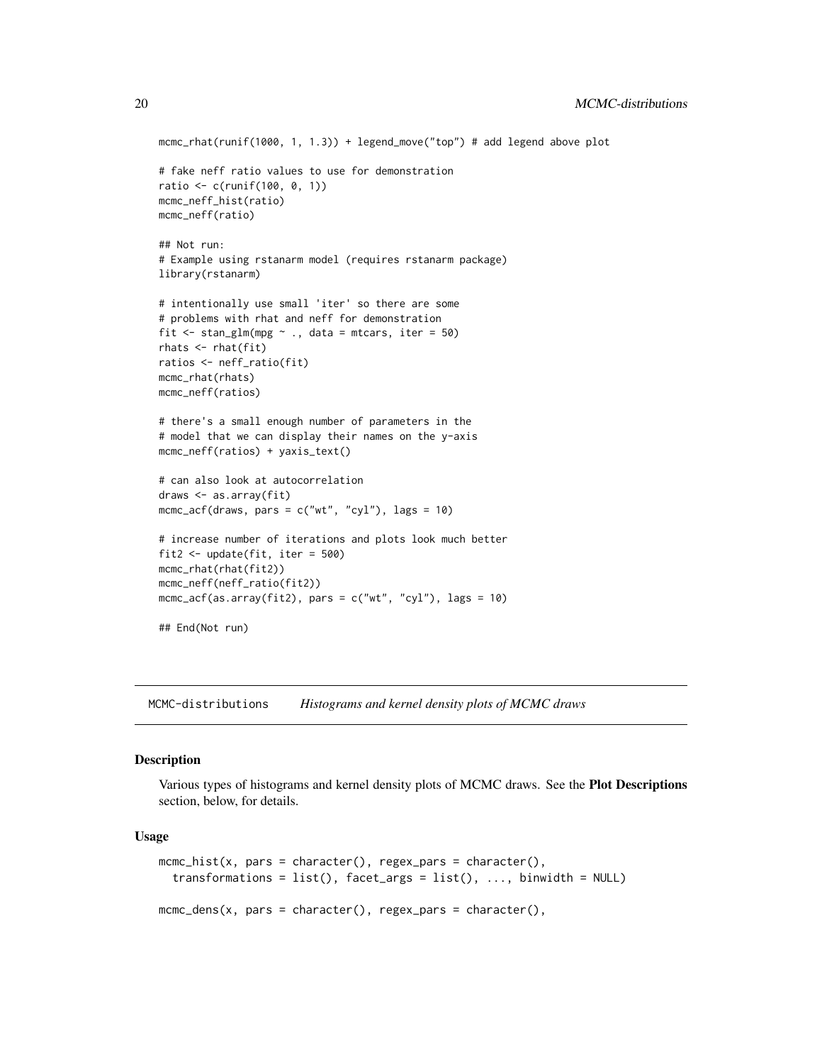```
mcmc_rhat(runif(1000, 1, 1.3)) + legend_move("top") # add legend above plot

# fake neff ratio values to use for demonstration
ratio <- c(runif(100, 0, 1))
mcmc_neff_hist(ratio)
mcmc_neff(ratio)

## Not run:
# Example using rstanarm model (requires rstanarm package)
library(rstanarm)

# intentionally use small 'iter' so there are some
# problems with rhat and neff for demonstration
fit <- stan_glm(mpg ~ ., data = mtcars, iter = 50)
rhats <- rhat(fit)
ratios <- neff_ratio(fit)
mcmc_rhat(rhats)
mcmc_neff(ratios)

# there's a small enough number of parameters in the
# model that we can display their names on the y-axis
mcmc_neff(ratios) + yaxis_text()

# can also look at autocorrelation
draws <- as.array(fit)
mcmc_acf(draws, pars = c("wt", "cyl"), lags = 10)

# increase number of iterations and plots look much better
fit2 <- update(fit, iter = 500)
mcmc_rhat(rhat(fit2))
mcmc_neff(neff_ratio(fit2))
mcmc_acf(as.array(fit2), pars = c("wt", "cyl"), lags = 10)

## End(Not run)
```

## MCMC-distributions — *Histograms and kernel density plots of MCMC draws*

### Description

Various types of histograms and kernel density plots of MCMC draws. See the **Plot Descriptions** section, below, for details.

### Usage

```
mcmc_hist(x, pars = character(), regex_pars = character(),
  transformations = list(), facet_args = list(), ..., binwidth = NULL)

mcmc_dens(x, pars = character(), regex_pars = character(),
```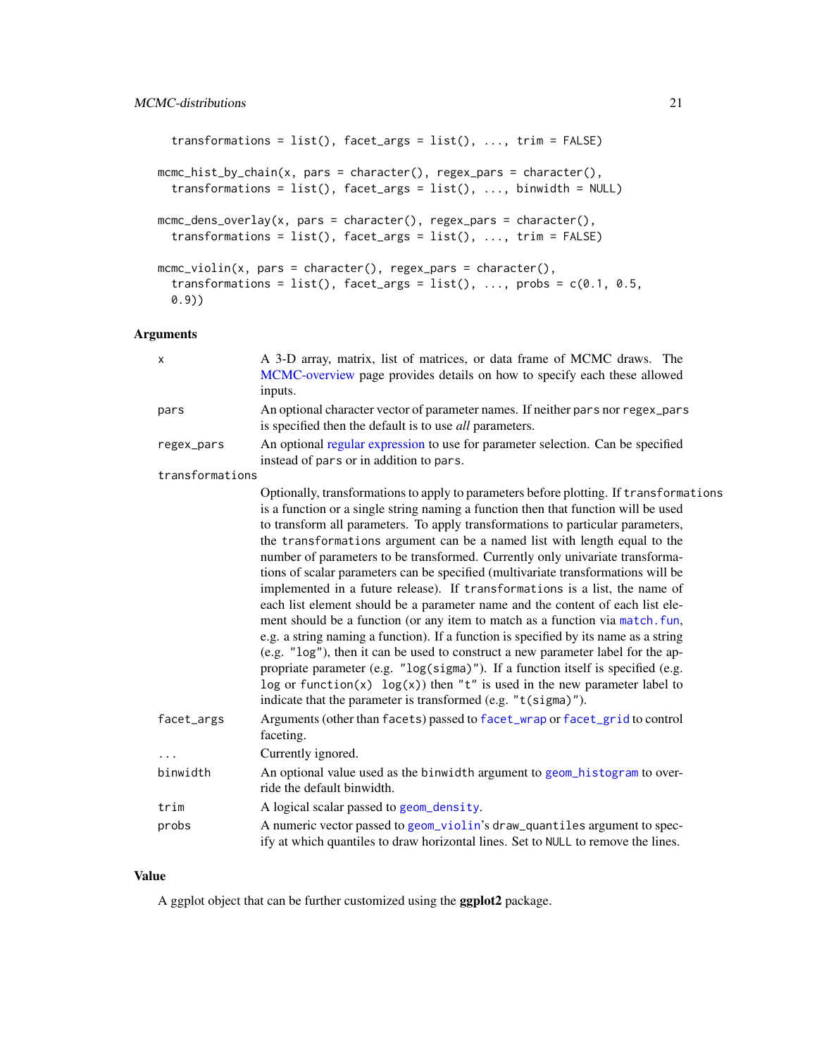```
  transformations = list(), facet_args = list(), ..., trim = FALSE)

mcmc_hist_by_chain(x, pars = character(), regex_pars = character(),
  transformations = list(), facet_args = list(), ..., binwidth = NULL)

mcmc_dens_overlay(x, pars = character(), regex_pars = character(),
  transformations = list(), facet_args = list(), ..., trim = FALSE)

mcmc_violin(x, pars = character(), regex_pars = character(),
  transformations = list(), facet_args = list(), ..., probs = c(0.1, 0.5,
  0.9))
```

## Arguments

| | |
|---|---|
| x | A 3-D array, matrix, list of matrices, or data frame of MCMC draws. The MCMC-overview page provides details on how to specify each these allowed inputs. |
| pars | An optional character vector of parameter names. If neither `pars` nor `regex_pars` is specified then the default is to use *all* parameters. |
| regex_pars | An optional regular expression to use for parameter selection. Can be specified instead of `pars` or in addition to `pars`. |
| transformations | Optionally, transformations to apply to parameters before plotting. If `transformations` is a function or a single string naming a function then that function will be used to transform all parameters. To apply transformations to particular parameters, the `transformations` argument can be a named list with length equal to the number of parameters to be transformed. Currently only univariate transformations of scalar parameters can be specified (multivariate transformations will be implemented in a future release). If `transformations` is a list, the name of each list element should be a parameter name and the content of each list element should be a function (or any item to match as a function via `match.fun`, e.g. a string naming a function). If a function is specified by its name as a string (e.g. `"log"`), then it can be used to construct a new parameter label for the appropriate parameter (e.g. `"log(sigma)"`). If a function itself is specified (e.g. `log` or `function(x) log(x)`) then `"t"` is used in the new parameter label to indicate that the parameter is transformed (e.g. `"t(sigma)"`). |
| facet_args | Arguments (other than `facets`) passed to `facet_wrap` or `facet_grid` to control faceting. |
| ... | Currently ignored. |
| binwidth | An optional value used as the `binwidth` argument to `geom_histogram` to override the default binwidth. |
| trim | A logical scalar passed to `geom_density`. |
| probs | A numeric vector passed to `geom_violin`'s `draw_quantiles` argument to specify at which quantiles to draw horizontal lines. Set to `NULL` to remove the lines. |

## Value

A ggplot object that can be further customized using the **ggplot2** package.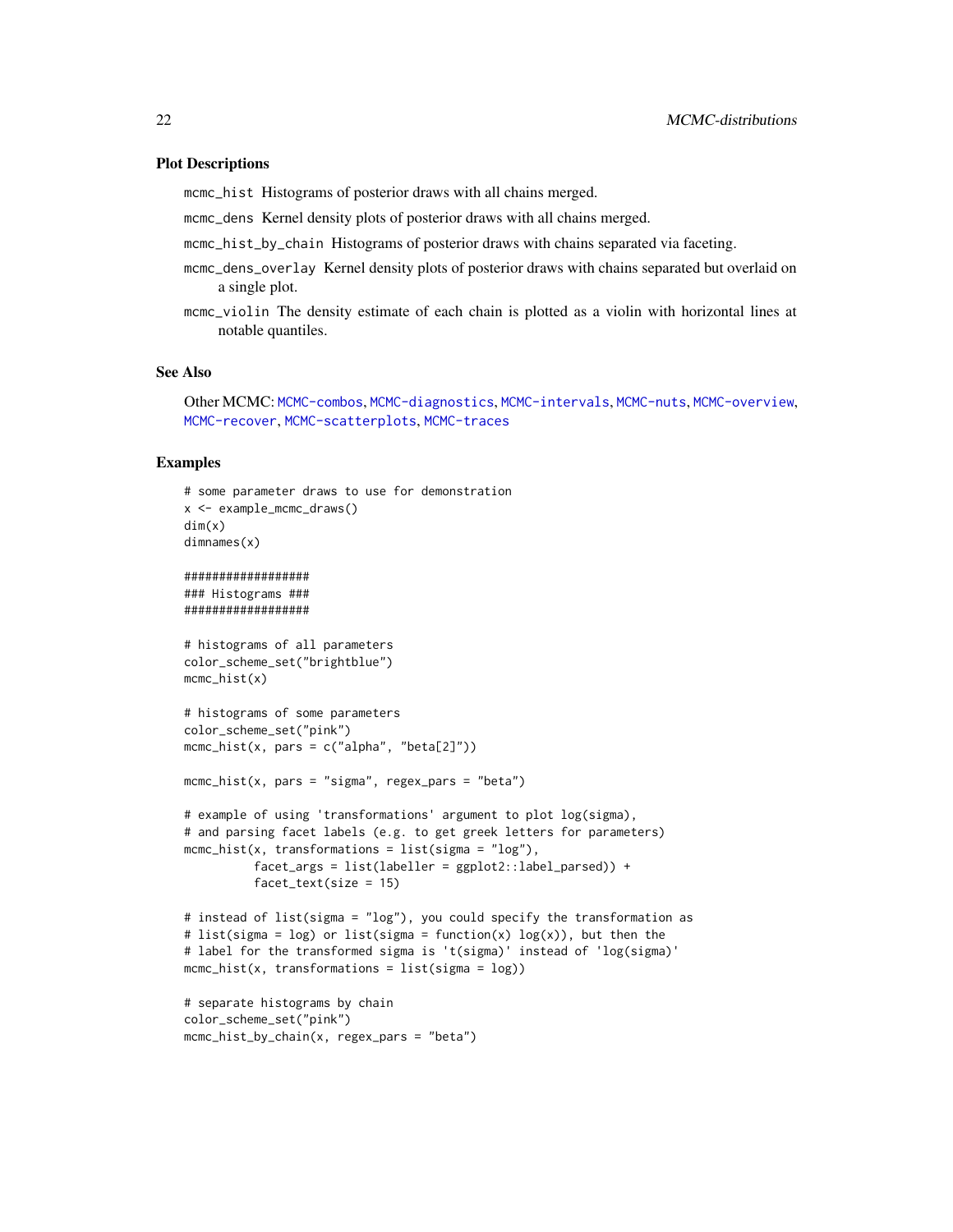### Plot Descriptions

- `mcmc_hist` Histograms of posterior draws with all chains merged.
- `mcmc_dens` Kernel density plots of posterior draws with all chains merged.
- `mcmc_hist_by_chain` Histograms of posterior draws with chains separated via faceting.
- `mcmc_dens_overlay` Kernel density plots of posterior draws with chains separated but overlaid on a single plot.
- `mcmc_violin` The density estimate of each chain is plotted as a violin with horizontal lines at notable quantiles.

### See Also

Other MCMC: MCMC-combos, MCMC-diagnostics, MCMC-intervals, MCMC-nuts, MCMC-overview, MCMC-recover, MCMC-scatterplots, MCMC-traces

### Examples

```
# some parameter draws to use for demonstration
x <- example_mcmc_draws()
dim(x)
dimnames(x)

##################
### Histograms ###
##################

# histograms of all parameters
color_scheme_set("brightblue")
mcmc_hist(x)

# histograms of some parameters
color_scheme_set("pink")
mcmc_hist(x, pars = c("alpha", "beta[2]"))

mcmc_hist(x, pars = "sigma", regex_pars = "beta")

# example of using 'transformations' argument to plot log(sigma),
# and parsing facet labels (e.g. to get greek letters for parameters)
mcmc_hist(x, transformations = list(sigma = "log"),
          facet_args = list(labeller = ggplot2::label_parsed)) +
          facet_text(size = 15)

# instead of list(sigma = "log"), you could specify the transformation as
# list(sigma = log) or list(sigma = function(x) log(x)), but then the
# label for the transformed sigma is 't(sigma)' instead of 'log(sigma)'
mcmc_hist(x, transformations = list(sigma = log))

# separate histograms by chain
color_scheme_set("pink")
mcmc_hist_by_chain(x, regex_pars = "beta")
```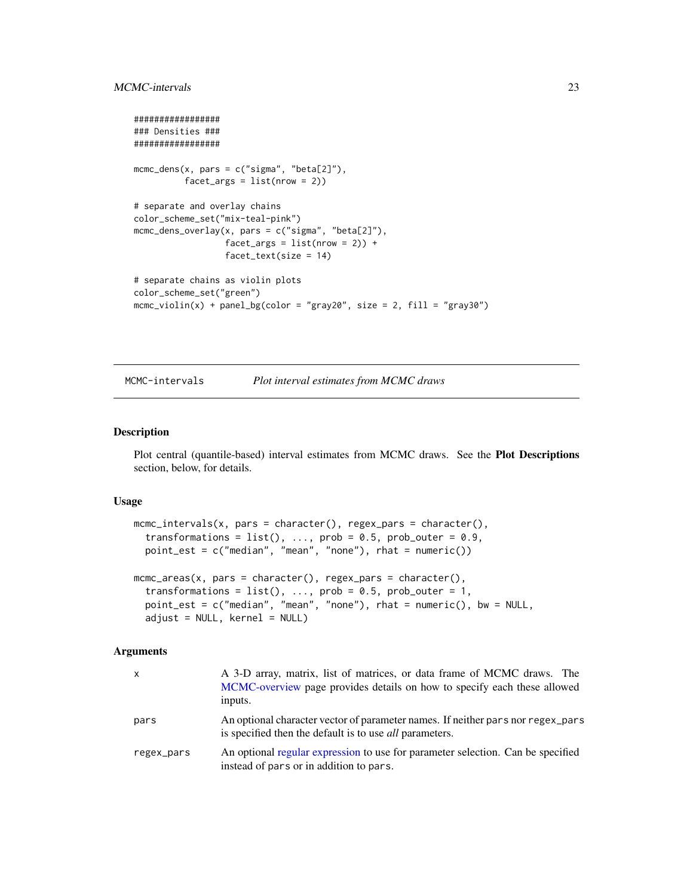```
#################
### Densities ###
#################

mcmc_dens(x, pars = c("sigma", "beta[2]"),
          facet_args = list(nrow = 2))

# separate and overlay chains
color_scheme_set("mix-teal-pink")
mcmc_dens_overlay(x, pars = c("sigma", "beta[2]"),
                  facet_args = list(nrow = 2)) +
                  facet_text(size = 14)

# separate chains as violin plots
color_scheme_set("green")
mcmc_violin(x) + panel_bg(color = "gray20", size = 2, fill = "gray30")
```

---

## MCMC-intervals — *Plot interval estimates from MCMC draws*

---

### Description

Plot central (quantile-based) interval estimates from MCMC draws. See the **Plot Descriptions** section, below, for details.

### Usage

```
mcmc_intervals(x, pars = character(), regex_pars = character(),
  transformations = list(), ..., prob = 0.5, prob_outer = 0.9,
  point_est = c("median", "mean", "none"), rhat = numeric())

mcmc_areas(x, pars = character(), regex_pars = character(),
  transformations = list(), ..., prob = 0.5, prob_outer = 1,
  point_est = c("median", "mean", "none"), rhat = numeric(), bw = NULL,
  adjust = NULL, kernel = NULL)
```

### Arguments

| | |
|---|---|
| `x` | A 3-D array, matrix, list of matrices, or data frame of MCMC draws. The MCMC-overview page provides details on how to specify each these allowed inputs. |
| `pars` | An optional character vector of parameter names. If neither `pars` nor `regex_pars` is specified then the default is to use *all* parameters. |
| `regex_pars` | An optional regular expression to use for parameter selection. Can be specified instead of `pars` or in addition to `pars`. |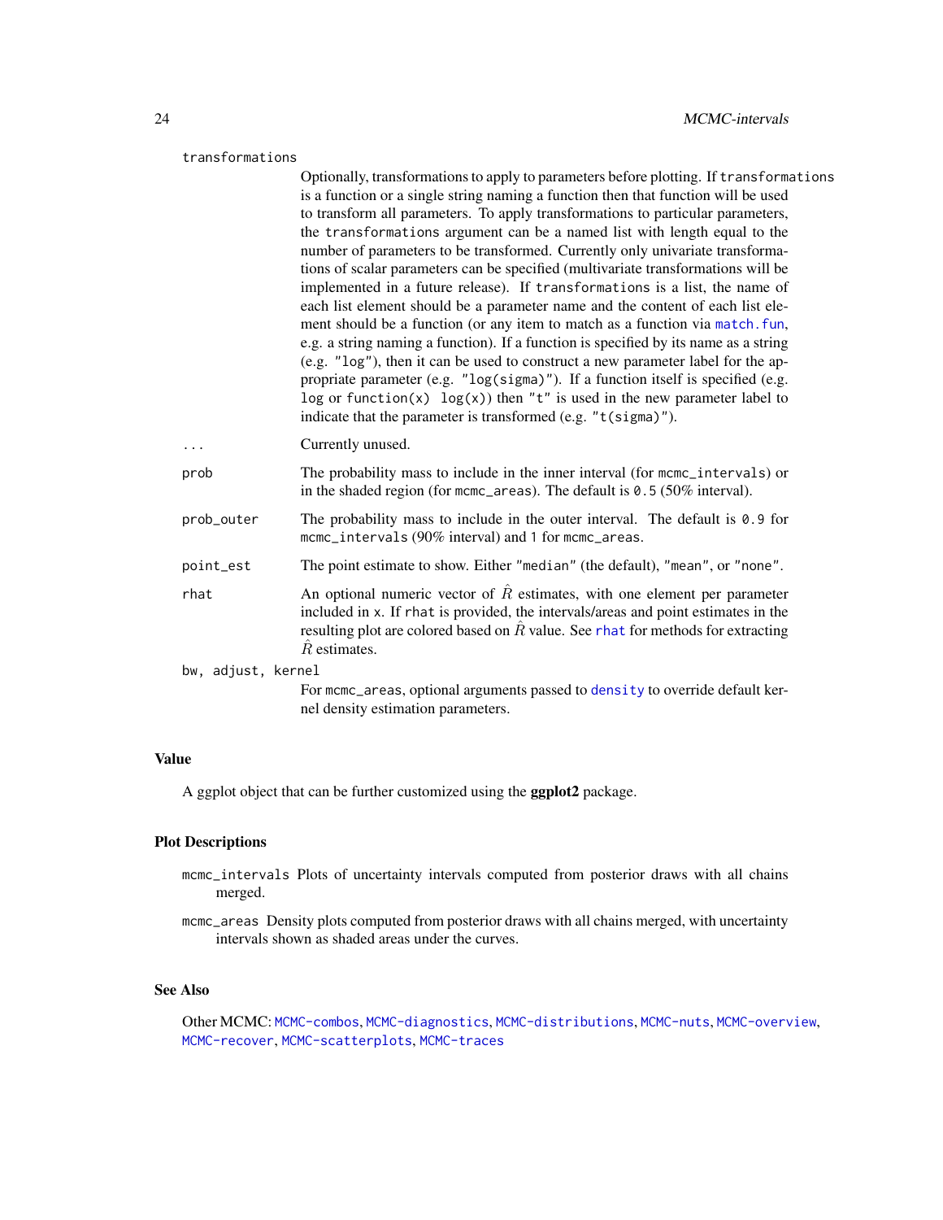transformations
: Optionally, transformations to apply to parameters before plotting. If `transformations` is a function or a single string naming a function then that function will be used to transform all parameters. To apply transformations to particular parameters, the `transformations` argument can be a named list with length equal to the number of parameters to be transformed. Currently only univariate transformations of scalar parameters can be specified (multivariate transformations will be implemented in a future release). If `transformations` is a list, the name of each list element should be a parameter name and the content of each list element should be a function (or any item to match as a function via `match.fun`, e.g. a string naming a function). If a function is specified by its name as a string (e.g. `"log"`), then it can be used to construct a new parameter label for the appropriate parameter (e.g. `"log(sigma)"`). If a function itself is specified (e.g. `log` or `function(x) log(x)`) then `"t"` is used in the new parameter label to indicate that the parameter is transformed (e.g. `"t(sigma)"`).

...
: Currently unused.

prob
: The probability mass to include in the inner interval (for `mcmc_intervals`) or in the shaded region (for `mcmc_areas`). The default is `0.5` (50% interval).

prob_outer
: The probability mass to include in the outer interval. The default is `0.9` for `mcmc_intervals` (90% interval) and `1` for `mcmc_areas`.

point_est
: The point estimate to show. Either `"median"` (the default), `"mean"`, or `"none"`.

rhat
: An optional numeric vector of $\hat{R}$ estimates, with one element per parameter included in `x`. If `rhat` is provided, the intervals/areas and point estimates in the resulting plot are colored based on $\hat{R}$ value. See `rhat` for methods for extracting $\hat{R}$ estimates.

bw, adjust, kernel
: For `mcmc_areas`, optional arguments passed to `density` to override default kernel density estimation parameters.

## Value

A ggplot object that can be further customized using the **ggplot2** package.

## Plot Descriptions

`mcmc_intervals` Plots of uncertainty intervals computed from posterior draws with all chains merged.

`mcmc_areas` Density plots computed from posterior draws with all chains merged, with uncertainty intervals shown as shaded areas under the curves.

## See Also

Other MCMC: `MCMC-combos`, `MCMC-diagnostics`, `MCMC-distributions`, `MCMC-nuts`, `MCMC-overview`, `MCMC-recover`, `MCMC-scatterplots`, `MCMC-traces`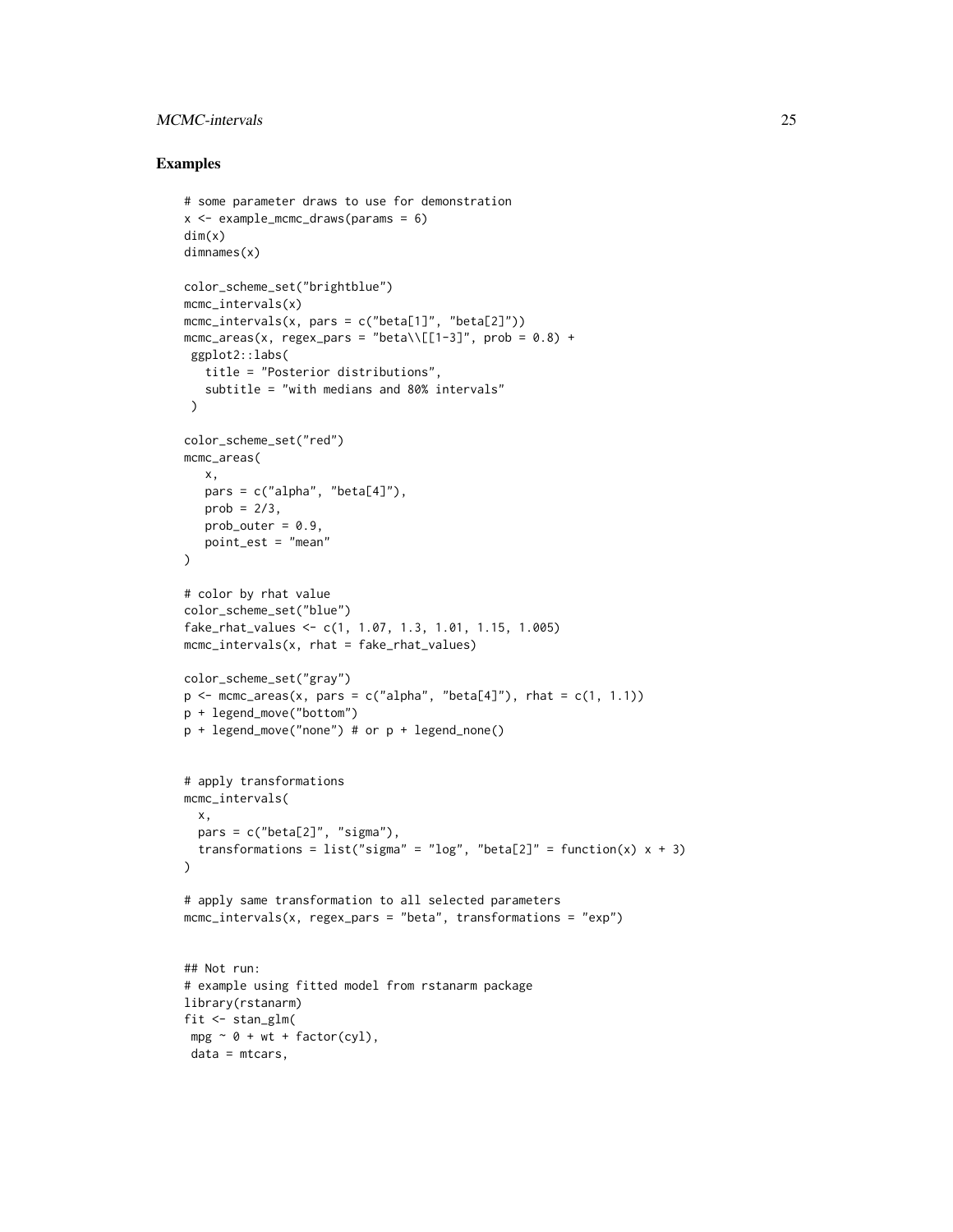## Examples

```
# some parameter draws to use for demonstration
x <- example_mcmc_draws(params = 6)
dim(x)
dimnames(x)

color_scheme_set("brightblue")
mcmc_intervals(x)
mcmc_intervals(x, pars = c("beta[1]", "beta[2]"))
mcmc_areas(x, regex_pars = "beta\\[[1-3]", prob = 0.8) +
 ggplot2::labs(
   title = "Posterior distributions",
   subtitle = "with medians and 80% intervals"
 )

color_scheme_set("red")
mcmc_areas(
   x,
   pars = c("alpha", "beta[4]"),
   prob = 2/3,
   prob_outer = 0.9,
   point_est = "mean"
)

# color by rhat value
color_scheme_set("blue")
fake_rhat_values <- c(1, 1.07, 1.3, 1.01, 1.15, 1.005)
mcmc_intervals(x, rhat = fake_rhat_values)

color_scheme_set("gray")
p <- mcmc_areas(x, pars = c("alpha", "beta[4]"), rhat = c(1, 1.1))
p + legend_move("bottom")
p + legend_move("none") # or p + legend_none()


# apply transformations
mcmc_intervals(
  x,
  pars = c("beta[2]", "sigma"),
  transformations = list("sigma" = "log", "beta[2]" = function(x) x + 3)
)

# apply same transformation to all selected parameters
mcmc_intervals(x, regex_pars = "beta", transformations = "exp")


## Not run:
# example using fitted model from rstanarm package
library(rstanarm)
fit <- stan_glm(
 mpg ~ 0 + wt + factor(cyl),
 data = mtcars,
```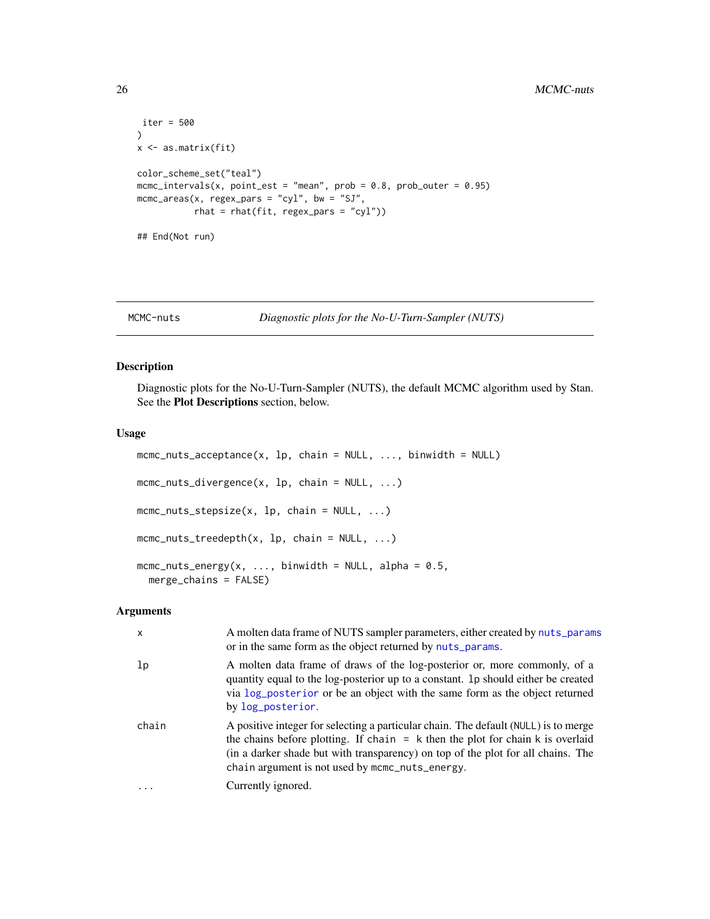```
  iter = 500
)
x <- as.matrix(fit)

color_scheme_set("teal")
mcmc_intervals(x, point_est = "mean", prob = 0.8, prob_outer = 0.95)
mcmc_areas(x, regex_pars = "cyl", bw = "SJ",
           rhat = rhat(fit, regex_pars = "cyl"))

## End(Not run)
```

---

MCMC-nuts — *Diagnostic plots for the No-U-Turn-Sampler (NUTS)*

---

## Description

Diagnostic plots for the No-U-Turn-Sampler (NUTS), the default MCMC algorithm used by Stan. See the **Plot Descriptions** section, below.

## Usage

```
mcmc_nuts_acceptance(x, lp, chain = NULL, ..., binwidth = NULL)

mcmc_nuts_divergence(x, lp, chain = NULL, ...)

mcmc_nuts_stepsize(x, lp, chain = NULL, ...)

mcmc_nuts_treedepth(x, lp, chain = NULL, ...)

mcmc_nuts_energy(x, ..., binwidth = NULL, alpha = 0.5,
  merge_chains = FALSE)
```

## Arguments

| | |
|---|---|
| `x` | A molten data frame of NUTS sampler parameters, either created by `nuts_params` or in the same form as the object returned by `nuts_params`. |
| `lp` | A molten data frame of draws of the log-posterior or, more commonly, of a quantity equal to the log-posterior up to a constant. `lp` should either be created via `log_posterior` or be an object with the same form as the object returned by `log_posterior`. |
| `chain` | A positive integer for selecting a particular chain. The default (`NULL`) is to merge the chains before plotting. If `chain = k` then the plot for chain `k` is overlaid (in a darker shade but with transparency) on top of the plot for all chains. The `chain` argument is not used by `mcmc_nuts_energy`. |
| `...` | Currently ignored. |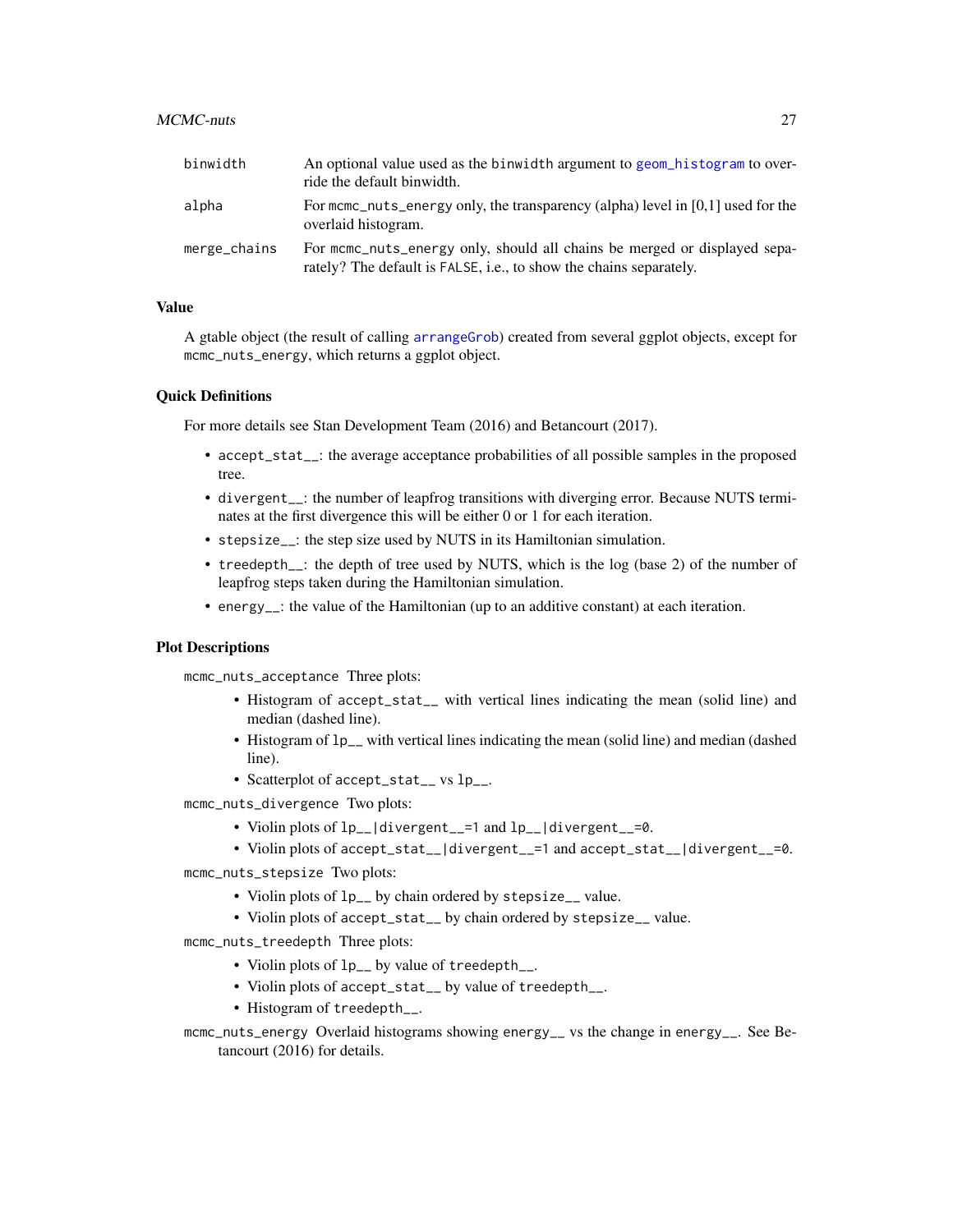| | |
|---|---|
| binwidth | An optional value used as the binwidth argument to geom_histogram to override the default binwidth. |
| alpha | For mcmc_nuts_energy only, the transparency (alpha) level in [0,1] used for the overlaid histogram. |
| merge_chains | For mcmc_nuts_energy only, should all chains be merged or displayed separately? The default is FALSE, i.e., to show the chains separately. |

### Value

A gtable object (the result of calling arrangeGrob) created from several ggplot objects, except for mcmc_nuts_energy, which returns a ggplot object.

### Quick Definitions

For more details see Stan Development Team (2016) and Betancourt (2017).

- accept_stat__: the average acceptance probabilities of all possible samples in the proposed tree.
- divergent__: the number of leapfrog transitions with diverging error. Because NUTS terminates at the first divergence this will be either 0 or 1 for each iteration.
- stepsize__: the step size used by NUTS in its Hamiltonian simulation.
- treedepth__: the depth of tree used by NUTS, which is the log (base 2) of the number of leapfrog steps taken during the Hamiltonian simulation.
- energy__: the value of the Hamiltonian (up to an additive constant) at each iteration.

### Plot Descriptions

mcmc_nuts_acceptance Three plots:

- Histogram of accept_stat__ with vertical lines indicating the mean (solid line) and median (dashed line).
- Histogram of lp__ with vertical lines indicating the mean (solid line) and median (dashed line).
- Scatterplot of accept_stat__ vs lp__.

mcmc_nuts_divergence Two plots:

- Violin plots of lp__|divergent__=1 and lp__|divergent__=0.
- Violin plots of accept_stat__|divergent__=1 and accept_stat__|divergent__=0.

mcmc_nuts_stepsize Two plots:

- Violin plots of lp__ by chain ordered by stepsize__ value.
- Violin plots of accept_stat__ by chain ordered by stepsize__ value.

mcmc_nuts_treedepth Three plots:

- Violin plots of lp__ by value of treedepth__.
- Violin plots of accept_stat__ by value of treedepth__.
- Histogram of treedepth__.

mcmc_nuts_energy Overlaid histograms showing energy__ vs the change in energy__. See Betancourt (2016) for details.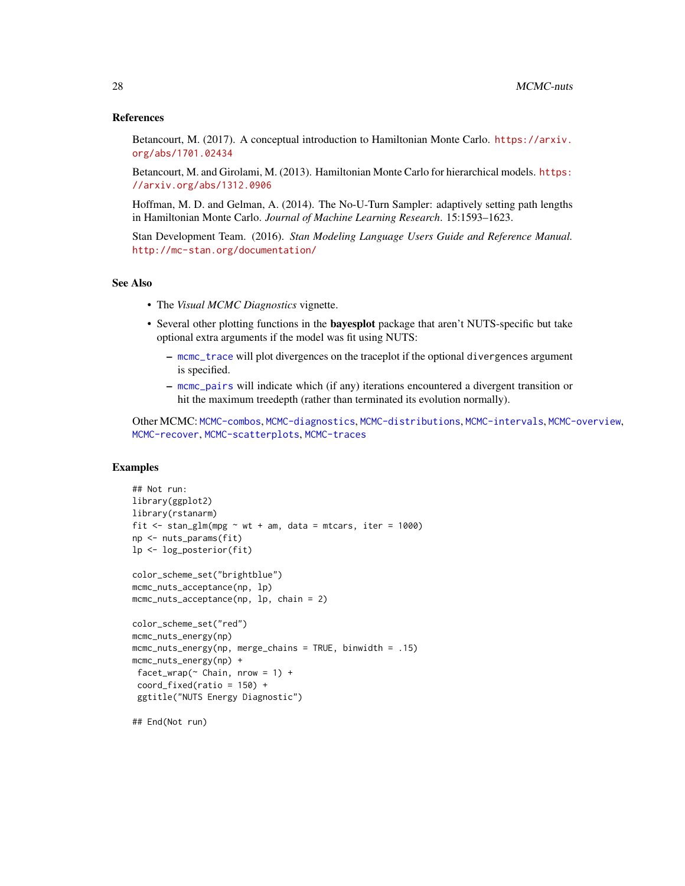## References

Betancourt, M. (2017). A conceptual introduction to Hamiltonian Monte Carlo. https://arxiv.org/abs/1701.02434

Betancourt, M. and Girolami, M. (2013). Hamiltonian Monte Carlo for hierarchical models. https://arxiv.org/abs/1312.0906

Hoffman, M. D. and Gelman, A. (2014). The No-U-Turn Sampler: adaptively setting path lengths in Hamiltonian Monte Carlo. *Journal of Machine Learning Research*. 15:1593–1623.

Stan Development Team. (2016). *Stan Modeling Language Users Guide and Reference Manual.* http://mc-stan.org/documentation/

## See Also

- The *Visual MCMC Diagnostics* vignette.
- Several other plotting functions in the **bayesplot** package that aren't NUTS-specific but take optional extra arguments if the model was fit using NUTS:
  - mcmc_trace will plot divergences on the traceplot if the optional divergences argument is specified.
  - mcmc_pairs will indicate which (if any) iterations encountered a divergent transition or hit the maximum treedepth (rather than terminated its evolution normally).

Other MCMC: MCMC-combos, MCMC-diagnostics, MCMC-distributions, MCMC-intervals, MCMC-overview, MCMC-recover, MCMC-scatterplots, MCMC-traces

## Examples

```
## Not run:
library(ggplot2)
library(rstanarm)
fit <- stan_glm(mpg ~ wt + am, data = mtcars, iter = 1000)
np <- nuts_params(fit)
lp <- log_posterior(fit)

color_scheme_set("brightblue")
mcmc_nuts_acceptance(np, lp)
mcmc_nuts_acceptance(np, lp, chain = 2)

color_scheme_set("red")
mcmc_nuts_energy(np)
mcmc_nuts_energy(np, merge_chains = TRUE, binwidth = .15)
mcmc_nuts_energy(np) +
 facet_wrap(~ Chain, nrow = 1) +
 coord_fixed(ratio = 150) +
 ggtitle("NUTS Energy Diagnostic")

## End(Not run)
```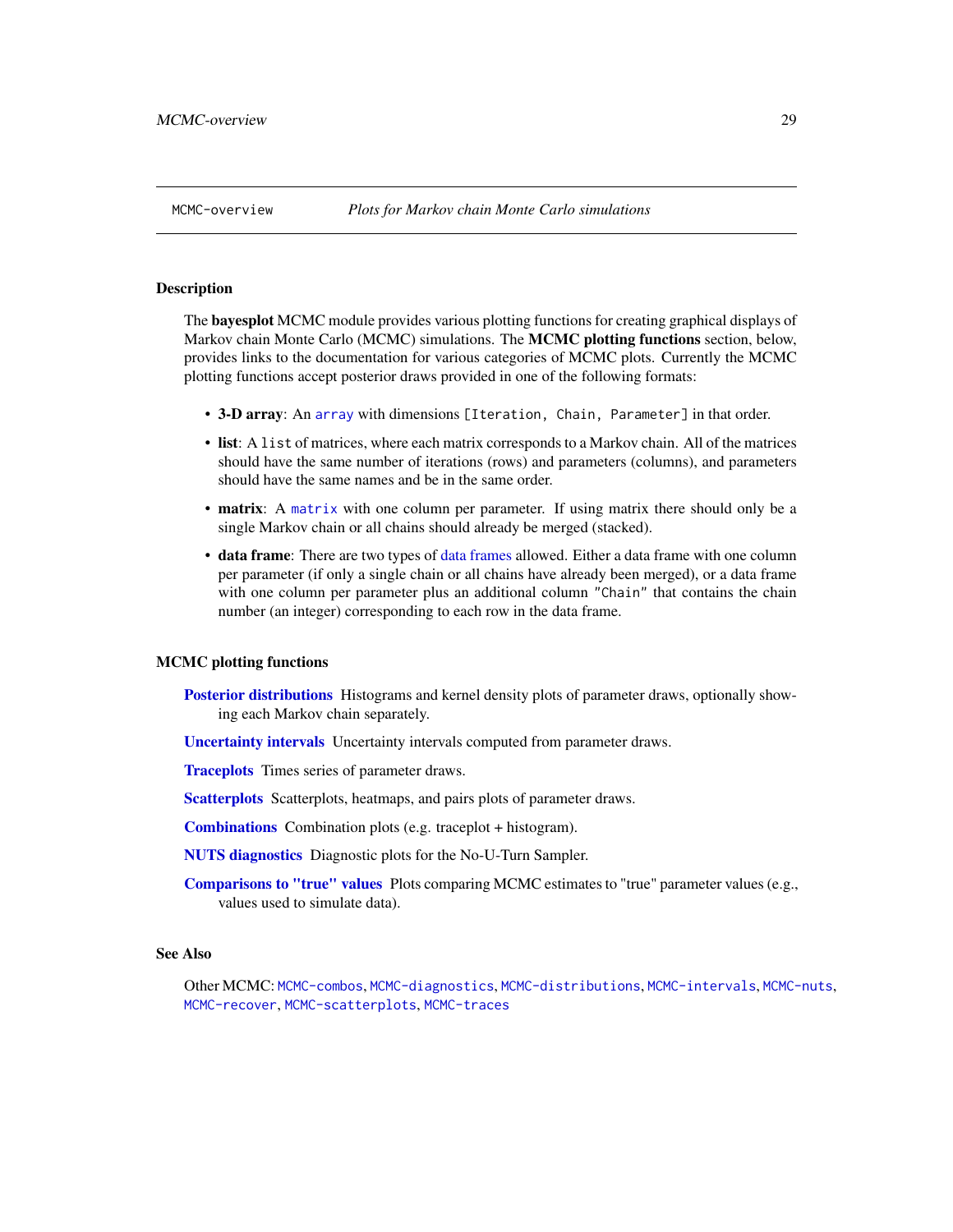MCMC-overview *Plots for Markov chain Monte Carlo simulations*

## Description

The **bayesplot** MCMC module provides various plotting functions for creating graphical displays of Markov chain Monte Carlo (MCMC) simulations. The **MCMC plotting functions** section, below, provides links to the documentation for various categories of MCMC plots. Currently the MCMC plotting functions accept posterior draws provided in one of the following formats:

- **3-D array**: An `array` with dimensions `[Iteration, Chain, Parameter]` in that order.
- **list**: A `list` of matrices, where each matrix corresponds to a Markov chain. All of the matrices should have the same number of iterations (rows) and parameters (columns), and parameters should have the same names and be in the same order.
- **matrix**: A `matrix` with one column per parameter. If using matrix there should only be a single Markov chain or all chains should already be merged (stacked).
- **data frame**: There are two types of data frames allowed. Either a data frame with one column per parameter (if only a single chain or all chains have already been merged), or a data frame with one column per parameter plus an additional column `"Chain"` that contains the chain number (an integer) corresponding to each row in the data frame.

## MCMC plotting functions

**Posterior distributions** Histograms and kernel density plots of parameter draws, optionally showing each Markov chain separately.

**Uncertainty intervals** Uncertainty intervals computed from parameter draws.

**Traceplots** Times series of parameter draws.

**Scatterplots** Scatterplots, heatmaps, and pairs plots of parameter draws.

**Combinations** Combination plots (e.g. traceplot + histogram).

**NUTS diagnostics** Diagnostic plots for the No-U-Turn Sampler.

**Comparisons to "true" values** Plots comparing MCMC estimates to "true" parameter values (e.g., values used to simulate data).

## See Also

Other MCMC: `MCMC-combos`, `MCMC-diagnostics`, `MCMC-distributions`, `MCMC-intervals`, `MCMC-nuts`, `MCMC-recover`, `MCMC-scatterplots`, `MCMC-traces`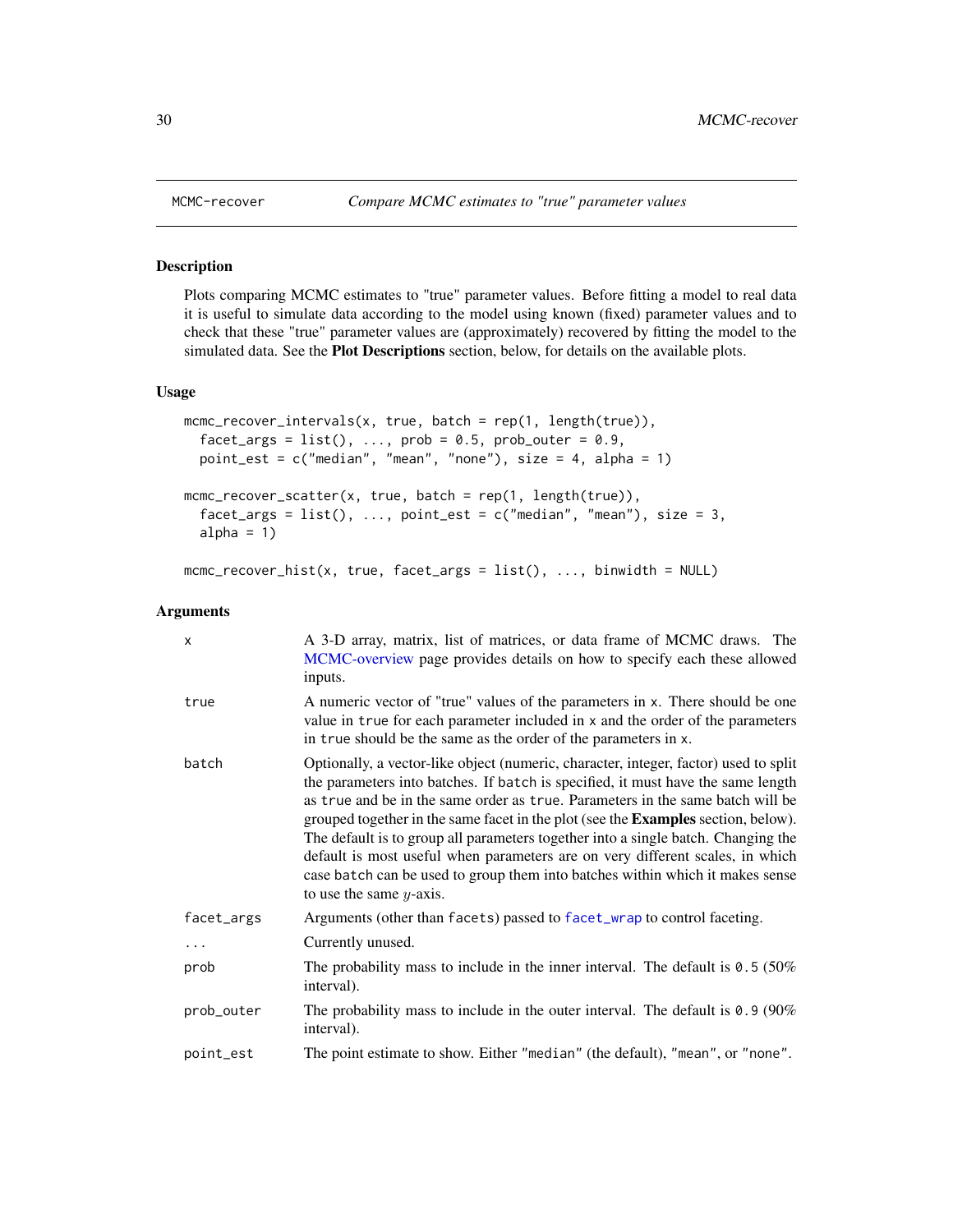MCMC-recover — *Compare MCMC estimates to "true" parameter values*

## Description

Plots comparing MCMC estimates to "true" parameter values. Before fitting a model to real data it is useful to simulate data according to the model using known (fixed) parameter values and to check that these "true" parameter values are (approximately) recovered by fitting the model to the simulated data. See the **Plot Descriptions** section, below, for details on the available plots.

## Usage

```
mcmc_recover_intervals(x, true, batch = rep(1, length(true)),
  facet_args = list(), ..., prob = 0.5, prob_outer = 0.9,
  point_est = c("median", "mean", "none"), size = 4, alpha = 1)

mcmc_recover_scatter(x, true, batch = rep(1, length(true)),
  facet_args = list(), ..., point_est = c("median", "mean"), size = 3,
  alpha = 1)

mcmc_recover_hist(x, true, facet_args = list(), ..., binwidth = NULL)
```

## Arguments

| | |
|---|---|
| x | A 3-D array, matrix, list of matrices, or data frame of MCMC draws. The MCMC-overview page provides details on how to specify each these allowed inputs. |
| true | A numeric vector of "true" values of the parameters in x. There should be one value in true for each parameter included in x and the order of the parameters in true should be the same as the order of the parameters in x. |
| batch | Optionally, a vector-like object (numeric, character, integer, factor) used to split the parameters into batches. If batch is specified, it must have the same length as true and be in the same order as true. Parameters in the same batch will be grouped together in the same facet in the plot (see the **Examples** section, below). The default is to group all parameters together into a single batch. Changing the default is most useful when parameters are on very different scales, in which case batch can be used to group them into batches within which it makes sense to use the same $y$-axis. |
| facet_args | Arguments (other than facets) passed to facet_wrap to control faceting. |
| ... | Currently unused. |
| prob | The probability mass to include in the inner interval. The default is 0.5 (50% interval). |
| prob_outer | The probability mass to include in the outer interval. The default is 0.9 (90% interval). |
| point_est | The point estimate to show. Either "median" (the default), "mean", or "none". |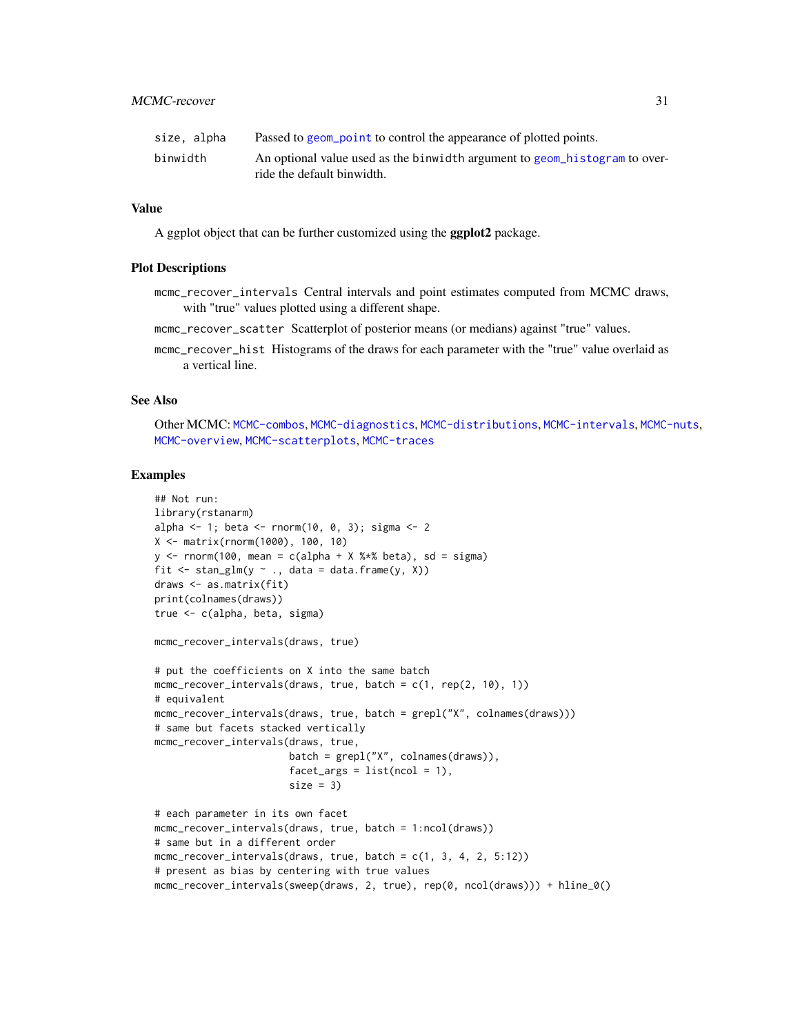| | |
|---|---|
| `size, alpha` | Passed to `geom_point` to control the appearance of plotted points. |
| `binwidth` | An optional value used as the `binwidth` argument to `geom_histogram` to override the default binwidth. |

## Value

A ggplot object that can be further customized using the **ggplot2** package.

## Plot Descriptions

`mcmc_recover_intervals` Central intervals and point estimates computed from MCMC draws, with "true" values plotted using a different shape.

`mcmc_recover_scatter` Scatterplot of posterior means (or medians) against "true" values.

`mcmc_recover_hist` Histograms of the draws for each parameter with the "true" value overlaid as a vertical line.

## See Also

Other MCMC: `MCMC-combos`, `MCMC-diagnostics`, `MCMC-distributions`, `MCMC-intervals`, `MCMC-nuts`, `MCMC-overview`, `MCMC-scatterplots`, `MCMC-traces`

## Examples

```
## Not run:
library(rstanarm)
alpha <- 1; beta <- rnorm(10, 0, 3); sigma <- 2
X <- matrix(rnorm(1000), 100, 10)
y <- rnorm(100, mean = c(alpha + X %*% beta), sd = sigma)
fit <- stan_glm(y ~ ., data = data.frame(y, X))
draws <- as.matrix(fit)
print(colnames(draws))
true <- c(alpha, beta, sigma)

mcmc_recover_intervals(draws, true)

# put the coefficients on X into the same batch
mcmc_recover_intervals(draws, true, batch = c(1, rep(2, 10), 1))
# equivalent
mcmc_recover_intervals(draws, true, batch = grepl("X", colnames(draws)))
# same but facets stacked vertically
mcmc_recover_intervals(draws, true,
                       batch = grepl("X", colnames(draws)),
                       facet_args = list(ncol = 1),
                       size = 3)

# each parameter in its own facet
mcmc_recover_intervals(draws, true, batch = 1:ncol(draws))
# same but in a different order
mcmc_recover_intervals(draws, true, batch = c(1, 3, 4, 2, 5:12))
# present as bias by centering with true values
mcmc_recover_intervals(sweep(draws, 2, true), rep(0, ncol(draws))) + hline_0()
```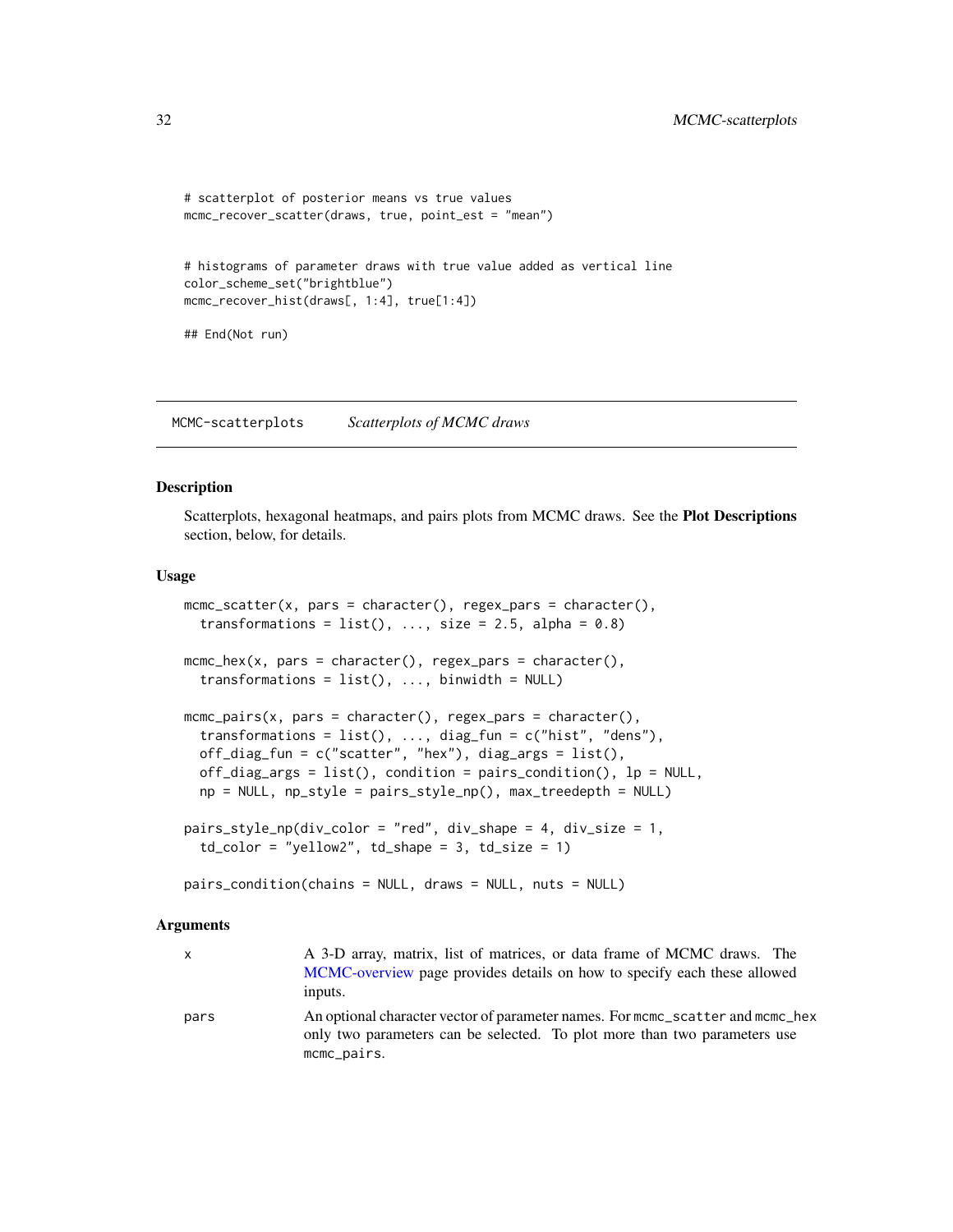```
# scatterplot of posterior means vs true values
mcmc_recover_scatter(draws, true, point_est = "mean")


# histograms of parameter draws with true value added as vertical line
color_scheme_set("brightblue")
mcmc_recover_hist(draws[, 1:4], true[1:4])

## End(Not run)
```

## MCMC-scatterplots *Scatterplots of MCMC draws*

### Description

Scatterplots, hexagonal heatmaps, and pairs plots from MCMC draws. See the **Plot Descriptions** section, below, for details.

### Usage

```
mcmc_scatter(x, pars = character(), regex_pars = character(),
  transformations = list(), ..., size = 2.5, alpha = 0.8)

mcmc_hex(x, pars = character(), regex_pars = character(),
  transformations = list(), ..., binwidth = NULL)

mcmc_pairs(x, pars = character(), regex_pars = character(),
  transformations = list(), ..., diag_fun = c("hist", "dens"),
  off_diag_fun = c("scatter", "hex"), diag_args = list(),
  off_diag_args = list(), condition = pairs_condition(), lp = NULL,
  np = NULL, np_style = pairs_style_np(), max_treedepth = NULL)

pairs_style_np(div_color = "red", div_shape = 4, div_size = 1,
  td_color = "yellow2", td_shape = 3, td_size = 1)

pairs_condition(chains = NULL, draws = NULL, nuts = NULL)
```

### Arguments

| | |
|---|---|
| x | A 3-D array, matrix, list of matrices, or data frame of MCMC draws. The MCMC-overview page provides details on how to specify each these allowed inputs. |
| pars | An optional character vector of parameter names. For `mcmc_scatter` and `mcmc_hex` only two parameters can be selected. To plot more than two parameters use `mcmc_pairs`. |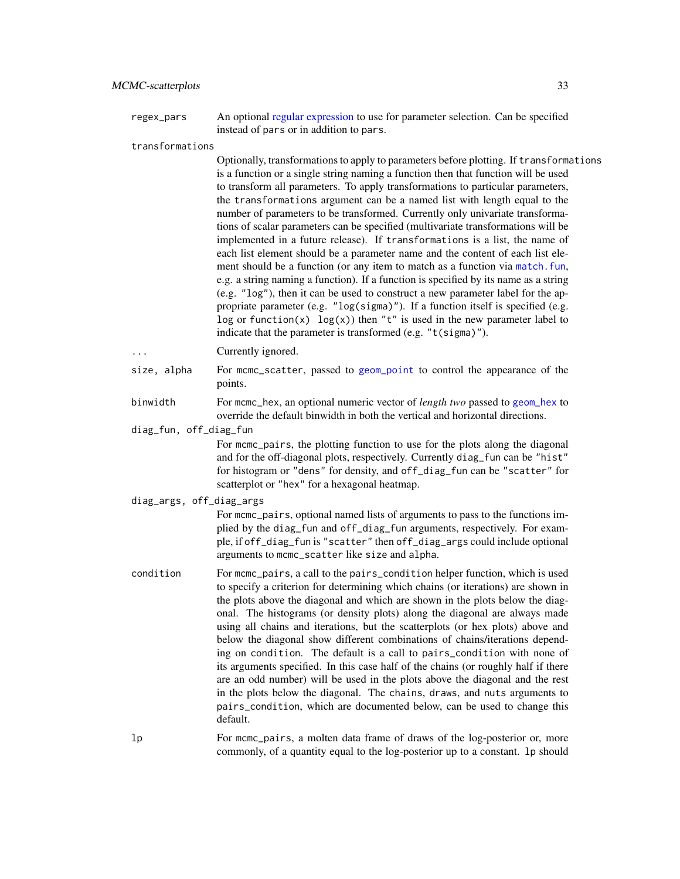`regex_pars` An optional regular expression to use for parameter selection. Can be specified instead of `pars` or in addition to `pars`.

`transformations`
: Optionally, transformations to apply to parameters before plotting. If `transformations` is a function or a single string naming a function then that function will be used to transform all parameters. To apply transformations to particular parameters, the `transformations` argument can be a named list with length equal to the number of parameters to be transformed. Currently only univariate transformations of scalar parameters can be specified (multivariate transformations will be implemented in a future release). If `transformations` is a list, the name of each list element should be a parameter name and the content of each list element should be a function (or any item to match as a function via `match.fun`, e.g. a string naming a function). If a function is specified by its name as a string (e.g. `"log"`), then it can be used to construct a new parameter label for the appropriate parameter (e.g. `"log(sigma)"`). If a function itself is specified (e.g. `log` or `function(x) log(x)`) then `"t"` is used in the new parameter label to indicate that the parameter is transformed (e.g. `"t(sigma)"`).

`...` Currently ignored.

`size, alpha` For `mcmc_scatter`, passed to `geom_point` to control the appearance of the points.

`binwidth` For `mcmc_hex`, an optional numeric vector of *length two* passed to `geom_hex` to override the default binwidth in both the vertical and horizontal directions.

`diag_fun, off_diag_fun`
: For `mcmc_pairs`, the plotting function to use for the plots along the diagonal and for the off-diagonal plots, respectively. Currently `diag_fun` can be `"hist"` for histogram or `"dens"` for density, and `off_diag_fun` can be `"scatter"` for scatterplot or `"hex"` for a hexagonal heatmap.

`diag_args, off_diag_args`
: For `mcmc_pairs`, optional named lists of arguments to pass to the functions implied by the `diag_fun` and `off_diag_fun` arguments, respectively. For example, if `off_diag_fun` is `"scatter"` then `off_diag_args` could include optional arguments to `mcmc_scatter` like `size` and `alpha`.

`condition` For `mcmc_pairs`, a call to the `pairs_condition` helper function, which is used to specify a criterion for determining which chains (or iterations) are shown in the plots above the diagonal and which are shown in the plots below the diagonal. The histograms (or density plots) along the diagonal are always made using all chains and iterations, but the scatterplots (or hex plots) above and below the diagonal show different combinations of chains/iterations depending on `condition`. The default is a call to `pairs_condition` with none of its arguments specified. In this case half of the chains (or roughly half if there are an odd number) will be used in the plots above the diagonal and the rest in the plots below the diagonal. The `chains`, `draws`, and `nuts` arguments to `pairs_condition`, which are documented below, can be used to change this default.

`lp` For `mcmc_pairs`, a molten data frame of draws of the log-posterior or, more commonly, of a quantity equal to the log-posterior up to a constant. `lp` should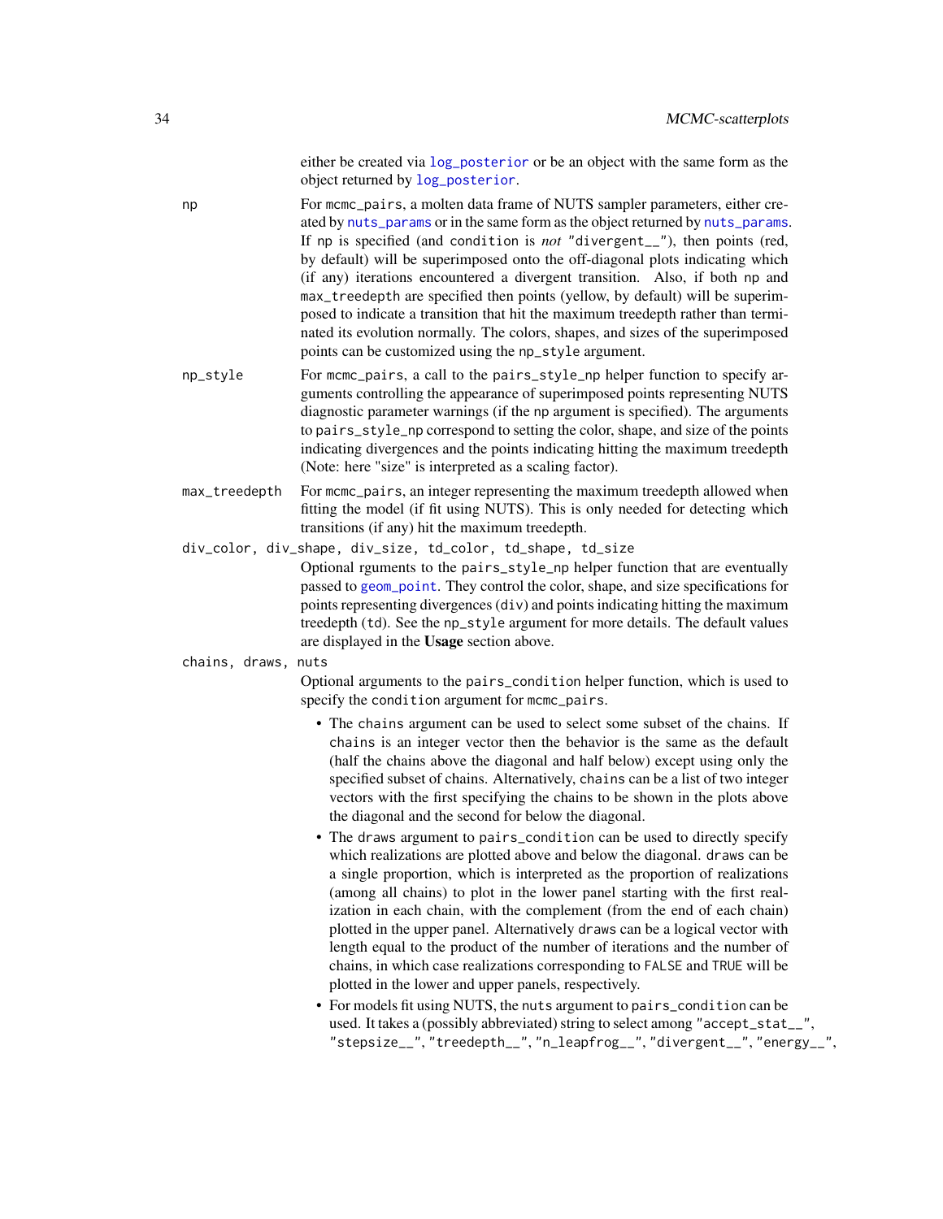either be created via `log_posterior` or be an object with the same form as the object returned by `log_posterior`.

`np`
: For `mcmc_pairs`, a molten data frame of NUTS sampler parameters, either created by `nuts_params` or in the same form as the object returned by `nuts_params`. If `np` is specified (and `condition` is *not* `"divergent__"`), then points (red, by default) will be superimposed onto the off-diagonal plots indicating which (if any) iterations encountered a divergent transition. Also, if both `np` and `max_treedepth` are specified then points (yellow, by default) will be superimposed to indicate a transition that hit the maximum treedepth rather than terminated its evolution normally. The colors, shapes, and sizes of the superimposed points can be customized using the `np_style` argument.

`np_style`
: For `mcmc_pairs`, a call to the `pairs_style_np` helper function to specify arguments controlling the appearance of superimposed points representing NUTS diagnostic parameter warnings (if the `np` argument is specified). The arguments to `pairs_style_np` correspond to setting the color, shape, and size of the points indicating divergences and the points indicating hitting the maximum treedepth (Note: here "size" is interpreted as a scaling factor).

`max_treedepth`
: For `mcmc_pairs`, an integer representing the maximum treedepth allowed when fitting the model (if fit using NUTS). This is only needed for detecting which transitions (if any) hit the maximum treedepth.

`div_color, div_shape, div_size, td_color, td_shape, td_size`
: Optional rguments to the `pairs_style_np` helper function that are eventually passed to `geom_point`. They control the color, shape, and size specifications for points representing divergences (`div`) and points indicating hitting the maximum treedepth (`td`). See the `np_style` argument for more details. The default values are displayed in the **Usage** section above.

`chains, draws, nuts`
: Optional arguments to the `pairs_condition` helper function, which is used to specify the `condition` argument for `mcmc_pairs`.

- The `chains` argument can be used to select some subset of the chains. If `chains` is an integer vector then the behavior is the same as the default (half the chains above the diagonal and half below) except using only the specified subset of chains. Alternatively, `chains` can be a list of two integer vectors with the first specifying the chains to be shown in the plots above the diagonal and the second for below the diagonal.
- The `draws` argument to `pairs_condition` can be used to directly specify which realizations are plotted above and below the diagonal. `draws` can be a single proportion, which is interpreted as the proportion of realizations (among all chains) to plot in the lower panel starting with the first realization in each chain, with the complement (from the end of each chain) plotted in the upper panel. Alternatively `draws` can be a logical vector with length equal to the product of the number of iterations and the number of chains, in which case realizations corresponding to `FALSE` and `TRUE` will be plotted in the lower and upper panels, respectively.
- For models fit using NUTS, the `nuts` argument to `pairs_condition` can be used. It takes a (possibly abbreviated) string to select among `"accept_stat__"`, `"stepsize__"`, `"treedepth__"`, `"n_leapfrog__"`, `"divergent__"`, `"energy__"`,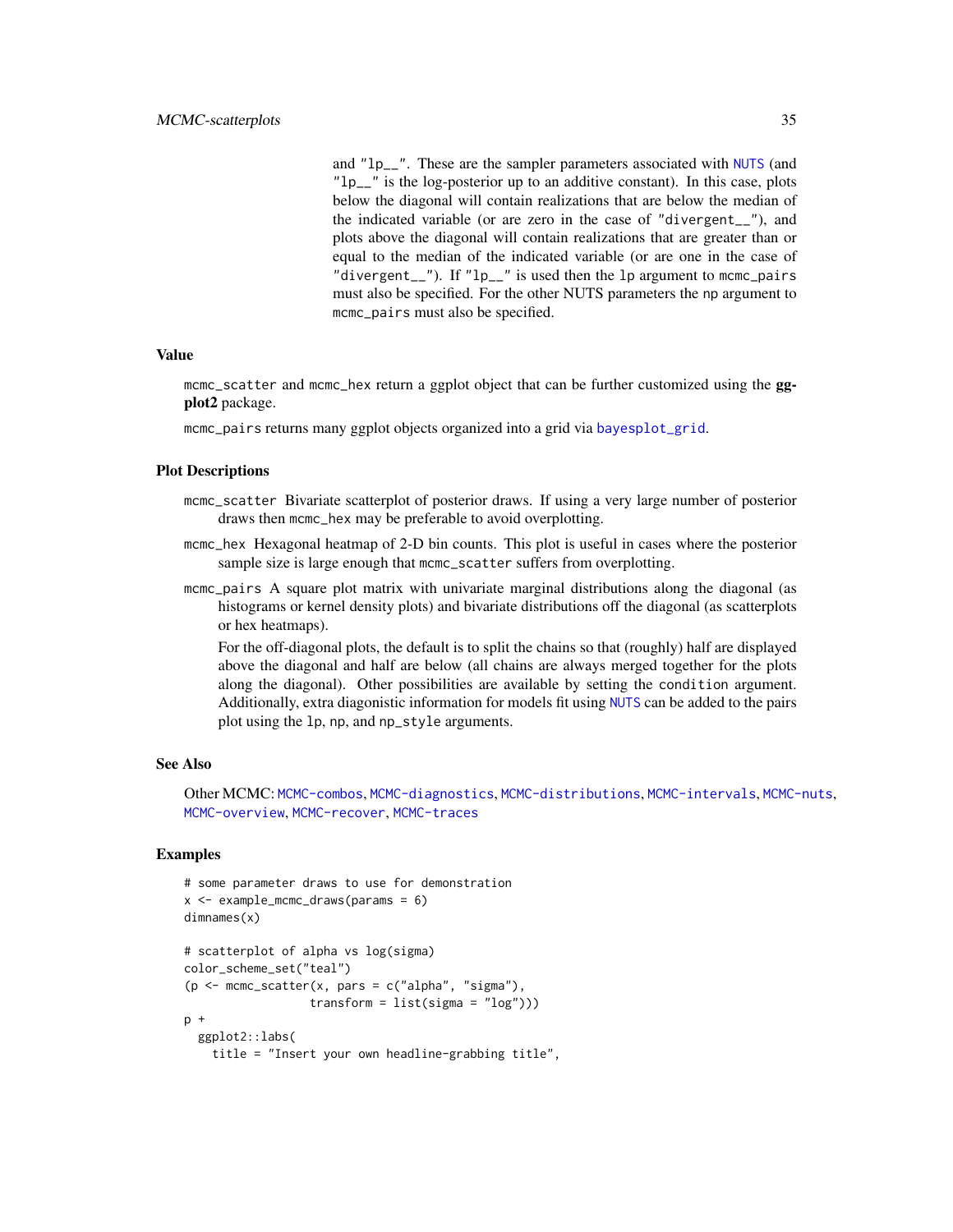and "lp__". These are the sampler parameters associated with NUTS (and "lp__" is the log-posterior up to an additive constant). In this case, plots below the diagonal will contain realizations that are below the median of the indicated variable (or are zero in the case of "divergent__"), and plots above the diagonal will contain realizations that are greater than or equal to the median of the indicated variable (or are one in the case of "divergent__"). If "lp__" is used then the lp argument to mcmc_pairs must also be specified. For the other NUTS parameters the np argument to mcmc_pairs must also be specified.

## Value

mcmc_scatter and mcmc_hex return a ggplot object that can be further customized using the **ggplot2** package.

mcmc_pairs returns many ggplot objects organized into a grid via bayesplot_grid.

## Plot Descriptions

mcmc_scatter Bivariate scatterplot of posterior draws. If using a very large number of posterior draws then mcmc_hex may be preferable to avoid overplotting.

mcmc_hex Hexagonal heatmap of 2-D bin counts. This plot is useful in cases where the posterior sample size is large enough that mcmc_scatter suffers from overplotting.

mcmc_pairs A square plot matrix with univariate marginal distributions along the diagonal (as histograms or kernel density plots) and bivariate distributions off the diagonal (as scatterplots or hex heatmaps).

For the off-diagonal plots, the default is to split the chains so that (roughly) half are displayed above the diagonal and half are below (all chains are always merged together for the plots along the diagonal). Other possibilities are available by setting the condition argument. Additionally, extra diagonistic information for models fit using NUTS can be added to the pairs plot using the lp, np, and np_style arguments.

## See Also

Other MCMC: MCMC-combos, MCMC-diagnostics, MCMC-distributions, MCMC-intervals, MCMC-nuts, MCMC-overview, MCMC-recover, MCMC-traces

## Examples

```
# some parameter draws to use for demonstration
x <- example_mcmc_draws(params = 6)
dimnames(x)

# scatterplot of alpha vs log(sigma)
color_scheme_set("teal")
(p <- mcmc_scatter(x, pars = c("alpha", "sigma"),
                  transform = list(sigma = "log")))
p +
  ggplot2::labs(
    title = "Insert your own headline-grabbing title",
```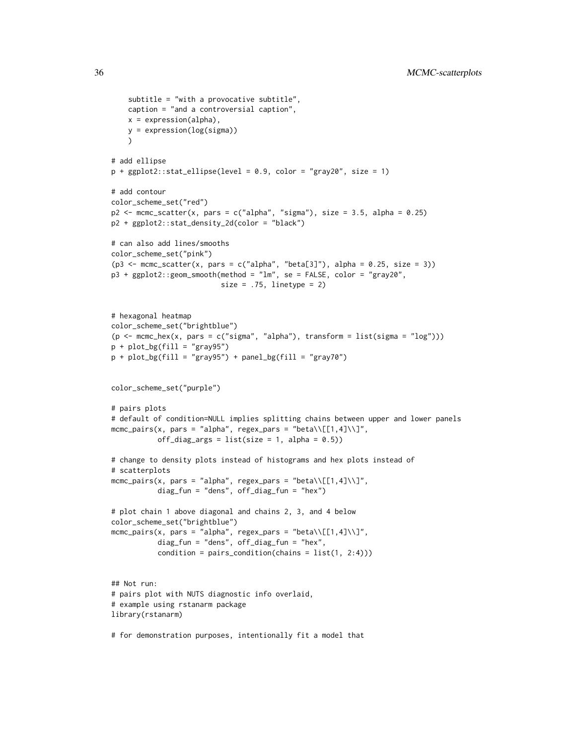```
    subtitle = "with a provocative subtitle",
    caption = "and a controversial caption",
    x = expression(alpha),
    y = expression(log(sigma))
    )

# add ellipse
p + ggplot2::stat_ellipse(level = 0.9, color = "gray20", size = 1)

# add contour
color_scheme_set("red")
p2 <- mcmc_scatter(x, pars = c("alpha", "sigma"), size = 3.5, alpha = 0.25)
p2 + ggplot2::stat_density_2d(color = "black")

# can also add lines/smooths
color_scheme_set("pink")
(p3 <- mcmc_scatter(x, pars = c("alpha", "beta[3]"), alpha = 0.25, size = 3))
p3 + ggplot2::geom_smooth(method = "lm", se = FALSE, color = "gray20",
                          size = .75, linetype = 2)


# hexagonal heatmap
color_scheme_set("brightblue")
(p <- mcmc_hex(x, pars = c("sigma", "alpha"), transform = list(sigma = "log")))
p + plot_bg(fill = "gray95")
p + plot_bg(fill = "gray95") + panel_bg(fill = "gray70")


color_scheme_set("purple")

# pairs plots
# default of condition=NULL implies splitting chains between upper and lower panels
mcmc_pairs(x, pars = "alpha", regex_pars = "beta\\[[1,4]\\]",
           off_diag_args = list(size = 1, alpha = 0.5))

# change to density plots instead of histograms and hex plots instead of
# scatterplots
mcmc_pairs(x, pars = "alpha", regex_pars = "beta\\[[1,4]\\]",
           diag_fun = "dens", off_diag_fun = "hex")

# plot chain 1 above diagonal and chains 2, 3, and 4 below
color_scheme_set("brightblue")
mcmc_pairs(x, pars = "alpha", regex_pars = "beta\\[[1,4]\\]",
           diag_fun = "dens", off_diag_fun = "hex",
           condition = pairs_condition(chains = list(1, 2:4)))


## Not run:
# pairs plot with NUTS diagnostic info overlaid,
# example using rstanarm package
library(rstanarm)

# for demonstration purposes, intentionally fit a model that
```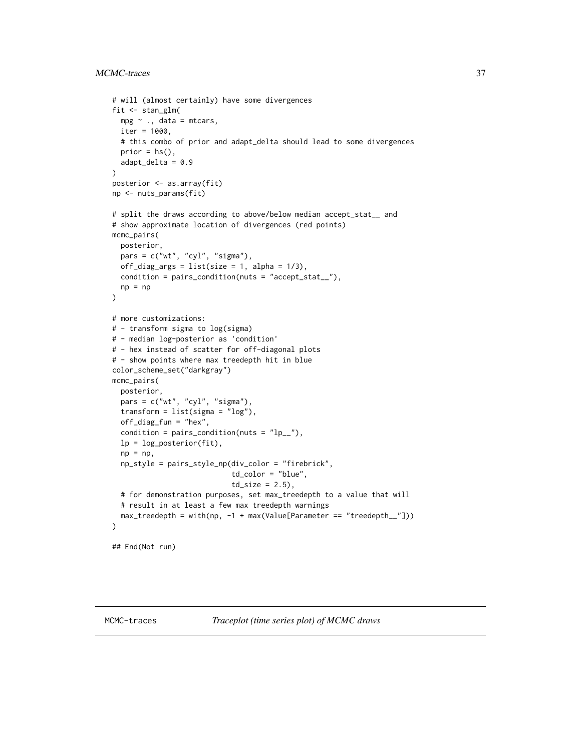```
# will (almost certainly) have some divergences
fit <- stan_glm(
  mpg ~ ., data = mtcars,
  iter = 1000,
  # this combo of prior and adapt_delta should lead to some divergences
  prior = hs(),
  adapt_delta = 0.9
)
posterior <- as.array(fit)
np <- nuts_params(fit)

# split the draws according to above/below median accept_stat__ and
# show approximate location of divergences (red points)
mcmc_pairs(
  posterior,
  pars = c("wt", "cyl", "sigma"),
  off_diag_args = list(size = 1, alpha = 1/3),
  condition = pairs_condition(nuts = "accept_stat__"),
  np = np
)

# more customizations:
# - transform sigma to log(sigma)
# - median log-posterior as 'condition'
# - hex instead of scatter for off-diagonal plots
# - show points where max treedepth hit in blue
color_scheme_set("darkgray")
mcmc_pairs(
  posterior,
  pars = c("wt", "cyl", "sigma"),
  transform = list(sigma = "log"),
  off_diag_fun = "hex",
  condition = pairs_condition(nuts = "lp__"),
  lp = log_posterior(fit),
  np = np,
  np_style = pairs_style_np(div_color = "firebrick",
                            td_color = "blue",
                            td_size = 2.5),
  # for demonstration purposes, set max_treedepth to a value that will
  # result in at least a few max treedepth warnings
  max_treedepth = with(np, -1 + max(Value[Parameter == "treedepth__"]))
)

## End(Not run)
```

## MCMC-traces *Traceplot (time series plot) of MCMC draws*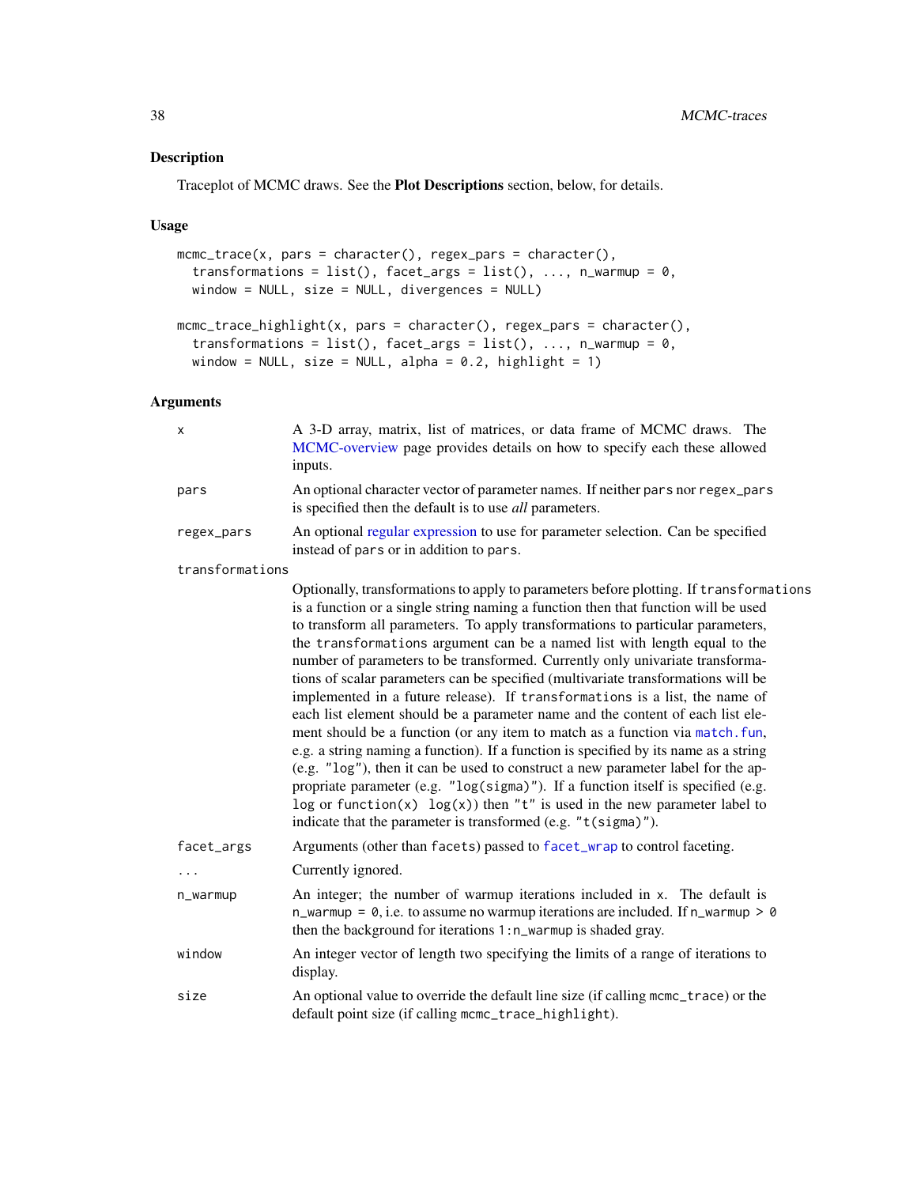## Description

Traceplot of MCMC draws. See the **Plot Descriptions** section, below, for details.

## Usage

```
mcmc_trace(x, pars = character(), regex_pars = character(),
  transformations = list(), facet_args = list(), ..., n_warmup = 0,
  window = NULL, size = NULL, divergences = NULL)

mcmc_trace_highlight(x, pars = character(), regex_pars = character(),
  transformations = list(), facet_args = list(), ..., n_warmup = 0,
  window = NULL, size = NULL, alpha = 0.2, highlight = 1)
```

## Arguments

| | |
|---|---|
| `x` | A 3-D array, matrix, list of matrices, or data frame of MCMC draws. The MCMC-overview page provides details on how to specify each these allowed inputs. |
| `pars` | An optional character vector of parameter names. If neither `pars` nor `regex_pars` is specified then the default is to use *all* parameters. |
| `regex_pars` | An optional regular expression to use for parameter selection. Can be specified instead of `pars` or in addition to `pars`. |
| `transformations` | Optionally, transformations to apply to parameters before plotting. If `transformations` is a function or a single string naming a function then that function will be used to transform all parameters. To apply transformations to particular parameters, the `transformations` argument can be a named list with length equal to the number of parameters to be transformed. Currently only univariate transformations of scalar parameters can be specified (multivariate transformations will be implemented in a future release). If `transformations` is a list, the name of each list element should be a parameter name and the content of each list element should be a function (or any item to match as a function via `match.fun`, e.g. a string naming a function). If a function is specified by its name as a string (e.g. `"log"`), then it can be used to construct a new parameter label for the appropriate parameter (e.g. `"log(sigma)"`). If a function itself is specified (e.g. `log` or `function(x) log(x)`) then `"t"` is used in the new parameter label to indicate that the parameter is transformed (e.g. `"t(sigma)"`). |
| `facet_args` | Arguments (other than `facets`) passed to `facet_wrap` to control faceting. |
| `...` | Currently ignored. |
| `n_warmup` | An integer; the number of warmup iterations included in `x`. The default is `n_warmup = 0`, i.e. to assume no warmup iterations are included. If `n_warmup > 0` then the background for iterations `1:n_warmup` is shaded gray. |
| `window` | An integer vector of length two specifying the limits of a range of iterations to display. |
| `size` | An optional value to override the default line size (if calling `mcmc_trace`) or the default point size (if calling `mcmc_trace_highlight`). |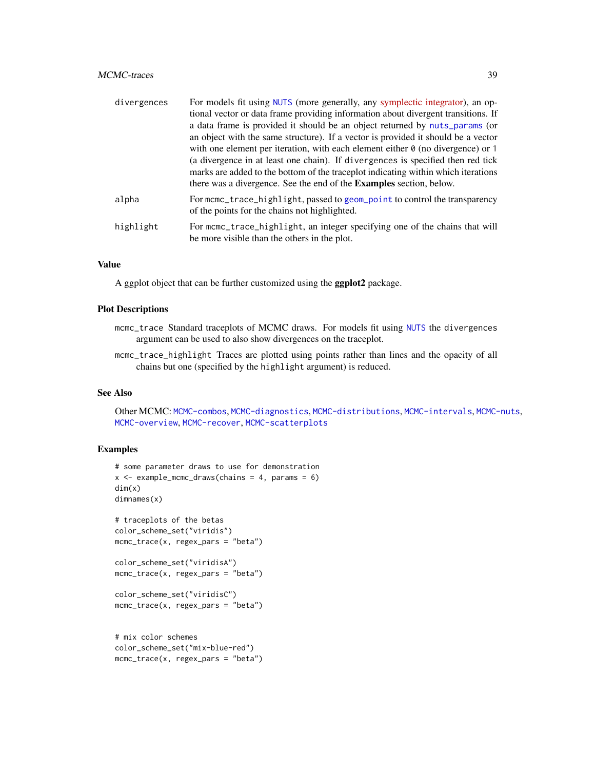divergences
: For models fit using NUTS (more generally, any symplectic integrator), an optional vector or data frame providing information about divergent transitions. If a data frame is provided it should be an object returned by nuts_params (or an object with the same structure). If a vector is provided it should be a vector with one element per iteration, with each element either 0 (no divergence) or 1 (a divergence in at least one chain). If divergences is specified then red tick marks are added to the bottom of the traceplot indicating within which iterations there was a divergence. See the end of the **Examples** section, below.

alpha
: For mcmc_trace_highlight, passed to geom_point to control the transparency of the points for the chains not highlighted.

highlight
: For mcmc_trace_highlight, an integer specifying one of the chains that will be more visible than the others in the plot.

### Value

A ggplot object that can be further customized using the **ggplot2** package.

### Plot Descriptions

mcmc_trace Standard traceplots of MCMC draws. For models fit using NUTS the divergences argument can be used to also show divergences on the traceplot.

mcmc_trace_highlight Traces are plotted using points rather than lines and the opacity of all chains but one (specified by the highlight argument) is reduced.

### See Also

Other MCMC: MCMC-combos, MCMC-diagnostics, MCMC-distributions, MCMC-intervals, MCMC-nuts, MCMC-overview, MCMC-recover, MCMC-scatterplots

### Examples

```
# some parameter draws to use for demonstration
x <- example_mcmc_draws(chains = 4, params = 6)
dim(x)
dimnames(x)

# traceplots of the betas
color_scheme_set("viridis")
mcmc_trace(x, regex_pars = "beta")

color_scheme_set("viridisA")
mcmc_trace(x, regex_pars = "beta")

color_scheme_set("viridisC")
mcmc_trace(x, regex_pars = "beta")


# mix color schemes
color_scheme_set("mix-blue-red")
mcmc_trace(x, regex_pars = "beta")
```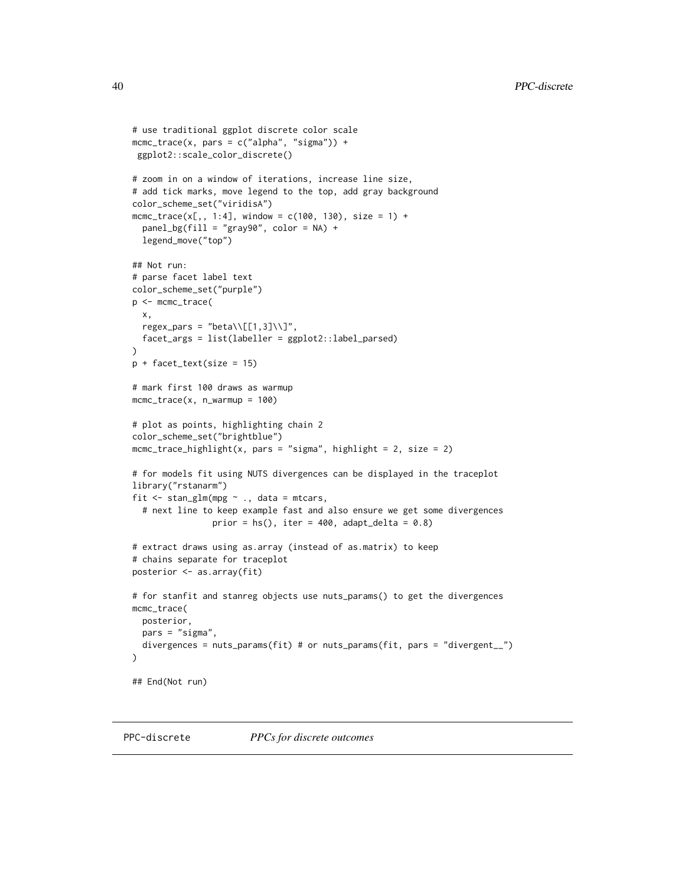```
# use traditional ggplot discrete color scale
mcmc_trace(x, pars = c("alpha", "sigma")) +
 ggplot2::scale_color_discrete()

# zoom in on a window of iterations, increase line size,
# add tick marks, move legend to the top, add gray background
color_scheme_set("viridisA")
mcmc_trace(x[,, 1:4], window = c(100, 130), size = 1) +
  panel_bg(fill = "gray90", color = NA) +
  legend_move("top")

## Not run:
# parse facet label text
color_scheme_set("purple")
p <- mcmc_trace(
  x,
  regex_pars = "beta\\[[1,3]\\]",
  facet_args = list(labeller = ggplot2::label_parsed)
)
p + facet_text(size = 15)

# mark first 100 draws as warmup
mcmc_trace(x, n_warmup = 100)

# plot as points, highlighting chain 2
color_scheme_set("brightblue")
mcmc_trace_highlight(x, pars = "sigma", highlight = 2, size = 2)

# for models fit using NUTS divergences can be displayed in the traceplot
library("rstanarm")
fit <- stan_glm(mpg ~ ., data = mtcars,
  # next line to keep example fast and also ensure we get some divergences
                prior = hs(), iter = 400, adapt_delta = 0.8)

# extract draws using as.array (instead of as.matrix) to keep
# chains separate for traceplot
posterior <- as.array(fit)

# for stanfit and stanreg objects use nuts_params() to get the divergences
mcmc_trace(
  posterior,
  pars = "sigma",
  divergences = nuts_params(fit) # or nuts_params(fit, pars = "divergent__")
)

## End(Not run)
```

PPC-discrete *PPCs for discrete outcomes*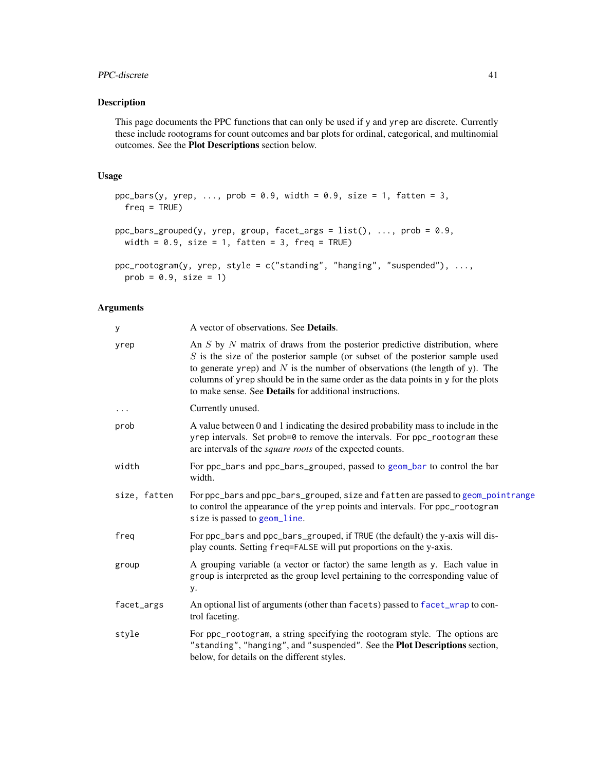## Description

This page documents the PPC functions that can only be used if y and yrep are discrete. Currently these include rootograms for count outcomes and bar plots for ordinal, categorical, and multinomial outcomes. See the **Plot Descriptions** section below.

## Usage

```
ppc_bars(y, yrep, ..., prob = 0.9, width = 0.9, size = 1, fatten = 3,
  freq = TRUE)

ppc_bars_grouped(y, yrep, group, facet_args = list(), ..., prob = 0.9,
  width = 0.9, size = 1, fatten = 3, freq = TRUE)

ppc_rootogram(y, yrep, style = c("standing", "hanging", "suspended"), ...,
  prob = 0.9, size = 1)
```

## Arguments

| | |
|---|---|
| y | A vector of observations. See **Details**. |
| yrep | An $S$ by $N$ matrix of draws from the posterior predictive distribution, where $S$ is the size of the posterior sample (or subset of the posterior sample used to generate yrep) and $N$ is the number of observations (the length of y). The columns of yrep should be in the same order as the data points in y for the plots to make sense. See **Details** for additional instructions. |
| ... | Currently unused. |
| prob | A value between 0 and 1 indicating the desired probability mass to include in the yrep intervals. Set prob=0 to remove the intervals. For ppc_rootogram these are intervals of the *square roots* of the expected counts. |
| width | For ppc_bars and ppc_bars_grouped, passed to geom_bar to control the bar width. |
| size, fatten | For ppc_bars and ppc_bars_grouped, size and fatten are passed to geom_pointrange to control the appearance of the yrep points and intervals. For ppc_rootogram size is passed to geom_line. |
| freq | For ppc_bars and ppc_bars_grouped, if TRUE (the default) the y-axis will display counts. Setting freq=FALSE will put proportions on the y-axis. |
| group | A grouping variable (a vector or factor) the same length as y. Each value in group is interpreted as the group level pertaining to the corresponding value of y. |
| facet_args | An optional list of arguments (other than facets) passed to facet_wrap to control faceting. |
| style | For ppc_rootogram, a string specifying the rootogram style. The options are "standing", "hanging", and "suspended". See the **Plot Descriptions** section, below, for details on the different styles. |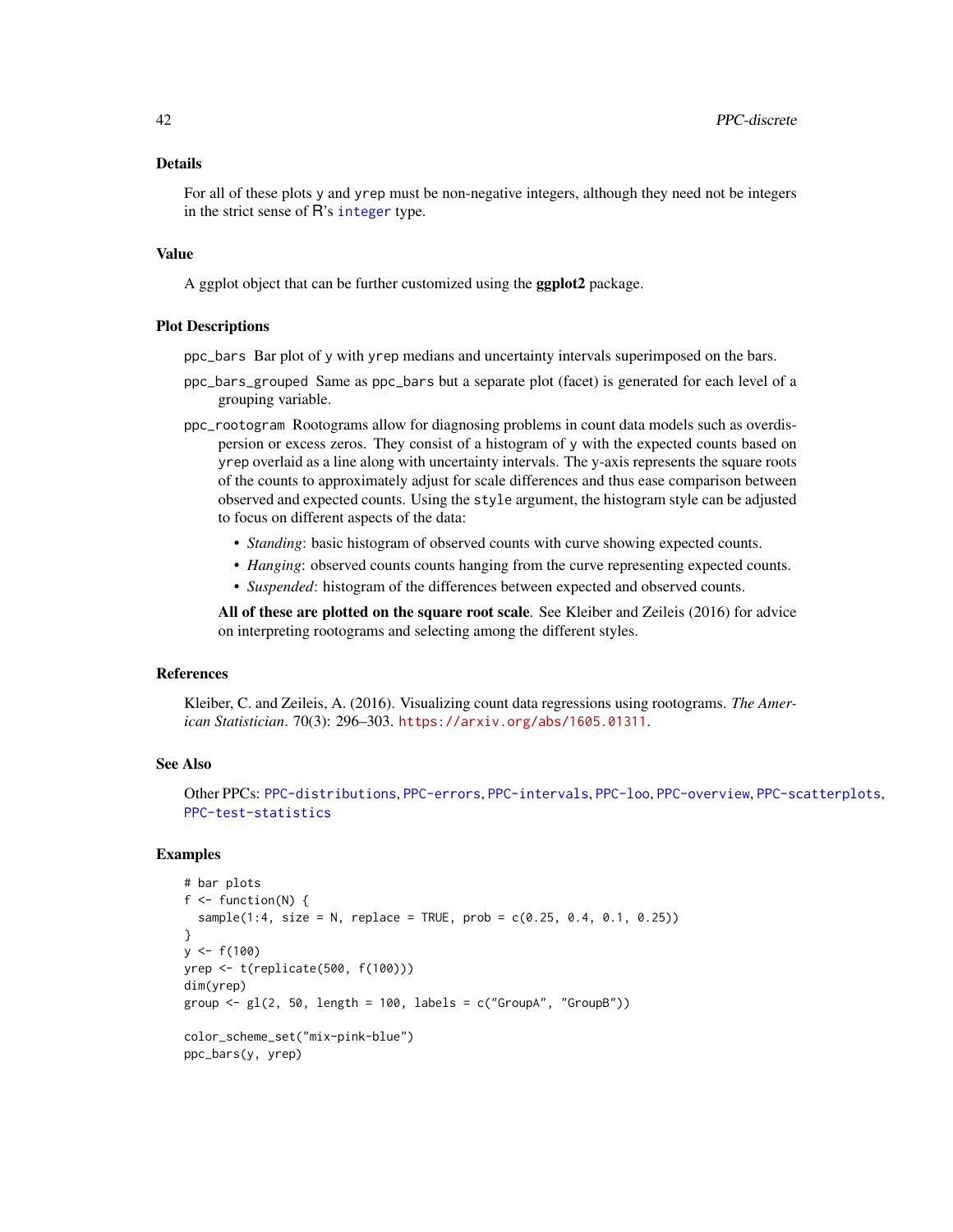## Details

For all of these plots `y` and `yrep` must be non-negative integers, although they need not be integers in the strict sense of R's `integer` type.

## Value

A ggplot object that can be further customized using the **ggplot2** package.

## Plot Descriptions

`ppc_bars` Bar plot of `y` with `yrep` medians and uncertainty intervals superimposed on the bars.

`ppc_bars_grouped` Same as `ppc_bars` but a separate plot (facet) is generated for each level of a grouping variable.

`ppc_rootogram` Rootograms allow for diagnosing problems in count data models such as overdispersion or excess zeros. They consist of a histogram of `y` with the expected counts based on `yrep` overlaid as a line along with uncertainty intervals. The y-axis represents the square roots of the counts to approximately adjust for scale differences and thus ease comparison between observed and expected counts. Using the `style` argument, the histogram style can be adjusted to focus on different aspects of the data:

- *Standing*: basic histogram of observed counts with curve showing expected counts.
- *Hanging*: observed counts counts hanging from the curve representing expected counts.
- *Suspended*: histogram of the differences between expected and observed counts.

**All of these are plotted on the square root scale**. See Kleiber and Zeileis (2016) for advice on interpreting rootograms and selecting among the different styles.

## References

Kleiber, C. and Zeileis, A. (2016). Visualizing count data regressions using rootograms. *The American Statistician*. 70(3): 296–303. https://arxiv.org/abs/1605.01311.

## See Also

Other PPCs: `PPC-distributions`, `PPC-errors`, `PPC-intervals`, `PPC-loo`, `PPC-overview`, `PPC-scatterplots`, `PPC-test-statistics`

## Examples

```
# bar plots
f <- function(N) {
  sample(1:4, size = N, replace = TRUE, prob = c(0.25, 0.4, 0.1, 0.25))
}
y <- f(100)
yrep <- t(replicate(500, f(100)))
dim(yrep)
group <- gl(2, 50, length = 100, labels = c("GroupA", "GroupB"))

color_scheme_set("mix-pink-blue")
ppc_bars(y, yrep)
```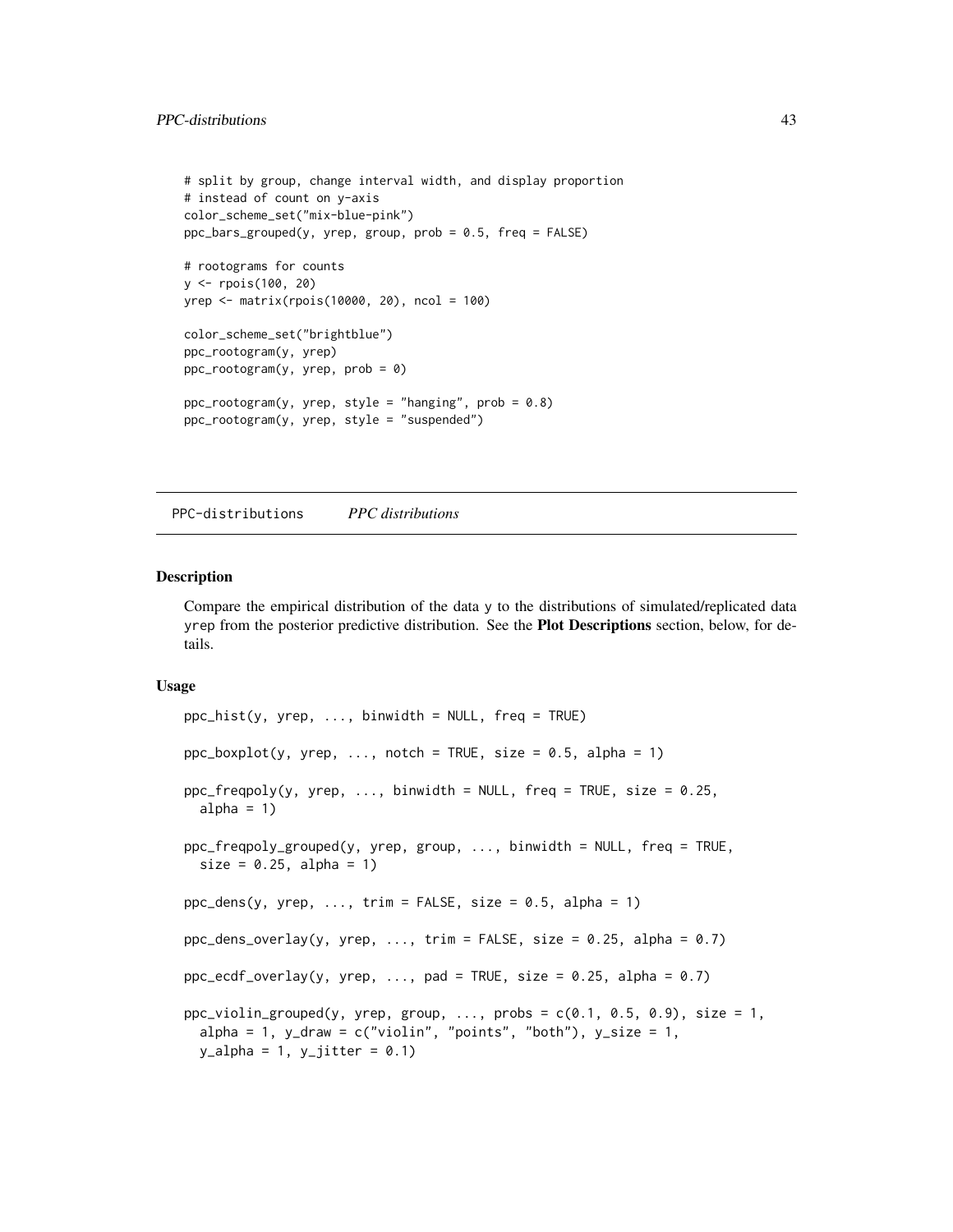```
# split by group, change interval width, and display proportion
# instead of count on y-axis
color_scheme_set("mix-blue-pink")
ppc_bars_grouped(y, yrep, group, prob = 0.5, freq = FALSE)

# rootograms for counts
y <- rpois(100, 20)
yrep <- matrix(rpois(10000, 20), ncol = 100)

color_scheme_set("brightblue")
ppc_rootogram(y, yrep)
ppc_rootogram(y, yrep, prob = 0)

ppc_rootogram(y, yrep, style = "hanging", prob = 0.8)
ppc_rootogram(y, yrep, style = "suspended")
```

## PPC-distributions *PPC distributions*

### Description

Compare the empirical distribution of the data y to the distributions of simulated/replicated data yrep from the posterior predictive distribution. See the **Plot Descriptions** section, below, for details.

### Usage

```
ppc_hist(y, yrep, ..., binwidth = NULL, freq = TRUE)

ppc_boxplot(y, yrep, ..., notch = TRUE, size = 0.5, alpha = 1)

ppc_freqpoly(y, yrep, ..., binwidth = NULL, freq = TRUE, size = 0.25,
  alpha = 1)

ppc_freqpoly_grouped(y, yrep, group, ..., binwidth = NULL, freq = TRUE,
  size = 0.25, alpha = 1)

ppc_dens(y, yrep, ..., trim = FALSE, size = 0.5, alpha = 1)

ppc_dens_overlay(y, yrep, ..., trim = FALSE, size = 0.25, alpha = 0.7)

ppc_ecdf_overlay(y, yrep, ..., pad = TRUE, size = 0.25, alpha = 0.7)

ppc_violin_grouped(y, yrep, group, ..., probs = c(0.1, 0.5, 0.9), size = 1,
  alpha = 1, y_draw = c("violin", "points", "both"), y_size = 1,
  y_alpha = 1, y_jitter = 0.1)
```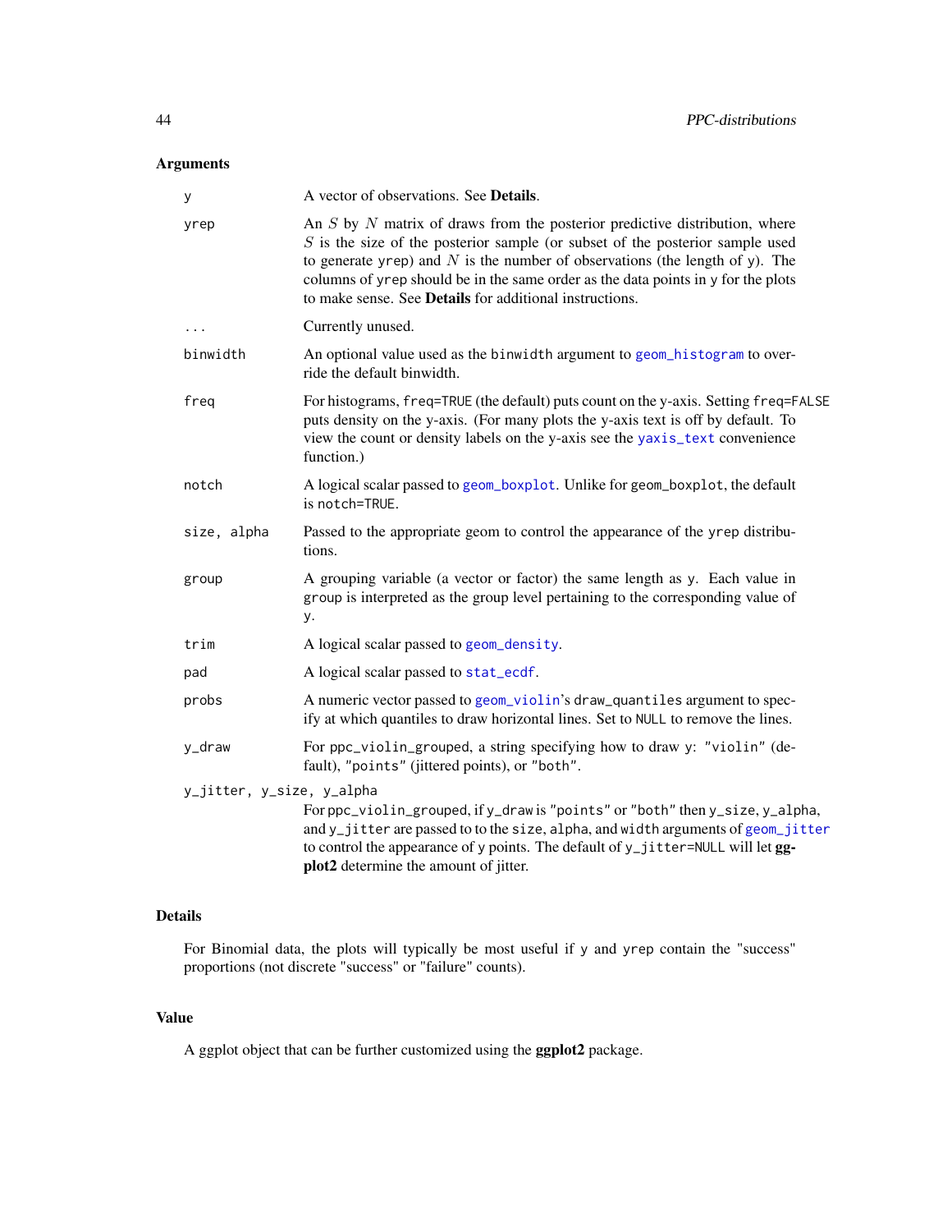### Arguments

| | |
|---|---|
| `y` | A vector of observations. See **Details**. |
| `yrep` | An $S$ by $N$ matrix of draws from the posterior predictive distribution, where $S$ is the size of the posterior sample (or subset of the posterior sample used to generate `yrep`) and $N$ is the number of observations (the length of `y`). The columns of `yrep` should be in the same order as the data points in `y` for the plots to make sense. See **Details** for additional instructions. |
| `...` | Currently unused. |
| `binwidth` | An optional value used as the `binwidth` argument to `geom_histogram` to override the default binwidth. |
| `freq` | For histograms, `freq=TRUE` (the default) puts count on the y-axis. Setting `freq=FALSE` puts density on the y-axis. (For many plots the y-axis text is off by default. To view the count or density labels on the y-axis see the `yaxis_text` convenience function.) |
| `notch` | A logical scalar passed to `geom_boxplot`. Unlike for `geom_boxplot`, the default is `notch=TRUE`. |
| `size, alpha` | Passed to the appropriate geom to control the appearance of the `yrep` distributions. |
| `group` | A grouping variable (a vector or factor) the same length as `y`. Each value in `group` is interpreted as the group level pertaining to the corresponding value of `y`. |
| `trim` | A logical scalar passed to `geom_density`. |
| `pad` | A logical scalar passed to `stat_ecdf`. |
| `probs` | A numeric vector passed to `geom_violin`'s `draw_quantiles` argument to specify at which quantiles to draw horizontal lines. Set to `NULL` to remove the lines. |
| `y_draw` | For `ppc_violin_grouped`, a string specifying how to draw `y`: `"violin"` (default), `"points"` (jittered points), or `"both"`. |
| `y_jitter, y_size, y_alpha` | For `ppc_violin_grouped`, if `y_draw` is `"points"` or `"both"` then `y_size`, `y_alpha`, and `y_jitter` are passed to to the `size`, `alpha`, and `width` arguments of `geom_jitter` to control the appearance of `y` points. The default of `y_jitter=NULL` will let **ggplot2** determine the amount of jitter. |

### Details

For Binomial data, the plots will typically be most useful if `y` and `yrep` contain the "success" proportions (not discrete "success" or "failure" counts).

### Value

A ggplot object that can be further customized using the **ggplot2** package.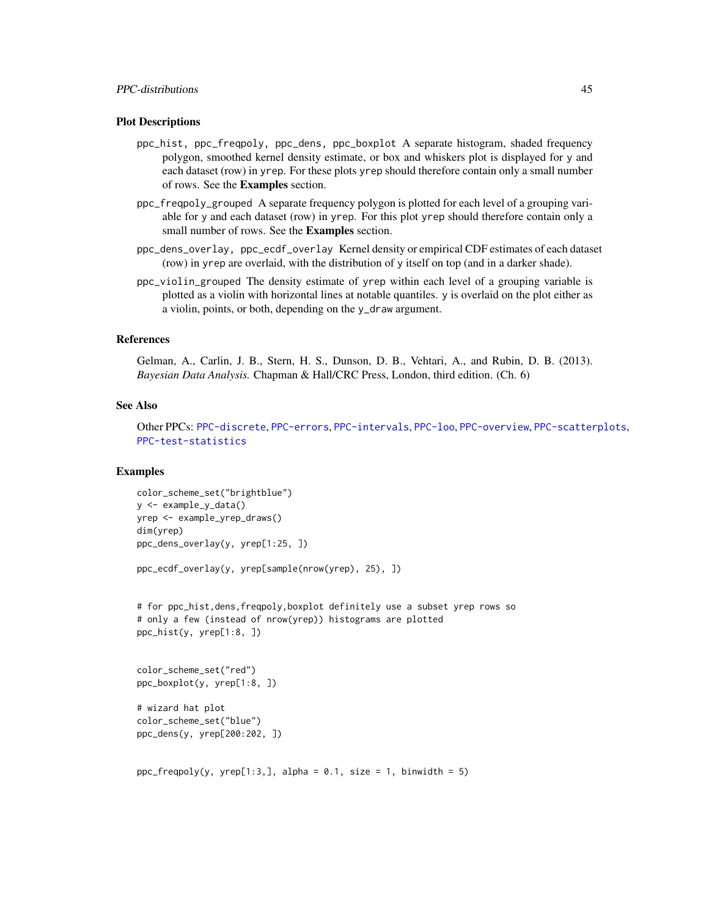### Plot Descriptions

`ppc_hist, ppc_freqpoly, ppc_dens, ppc_boxplot` A separate histogram, shaded frequency polygon, smoothed kernel density estimate, or box and whiskers plot is displayed for `y` and each dataset (row) in `yrep`. For these plots `yrep` should therefore contain only a small number of rows. See the **Examples** section.

`ppc_freqpoly_grouped` A separate frequency polygon is plotted for each level of a grouping variable for `y` and each dataset (row) in `yrep`. For this plot `yrep` should therefore contain only a small number of rows. See the **Examples** section.

`ppc_dens_overlay, ppc_ecdf_overlay` Kernel density or empirical CDF estimates of each dataset (row) in `yrep` are overlaid, with the distribution of `y` itself on top (and in a darker shade).

`ppc_violin_grouped` The density estimate of `yrep` within each level of a grouping variable is plotted as a violin with horizontal lines at notable quantiles. `y` is overlaid on the plot either as a violin, points, or both, depending on the `y_draw` argument.

### References

Gelman, A., Carlin, J. B., Stern, H. S., Dunson, D. B., Vehtari, A., and Rubin, D. B. (2013). *Bayesian Data Analysis.* Chapman & Hall/CRC Press, London, third edition. (Ch. 6)

### See Also

Other PPCs: PPC-discrete, PPC-errors, PPC-intervals, PPC-loo, PPC-overview, PPC-scatterplots, PPC-test-statistics

### Examples

```
color_scheme_set("brightblue")
y <- example_y_data()
yrep <- example_yrep_draws()
dim(yrep)
ppc_dens_overlay(y, yrep[1:25, ])

ppc_ecdf_overlay(y, yrep[sample(nrow(yrep), 25), ])


# for ppc_hist,dens,freqpoly,boxplot definitely use a subset yrep rows so
# only a few (instead of nrow(yrep)) histograms are plotted
ppc_hist(y, yrep[1:8, ])


color_scheme_set("red")
ppc_boxplot(y, yrep[1:8, ])

# wizard hat plot
color_scheme_set("blue")
ppc_dens(y, yrep[200:202, ])


ppc_freqpoly(y, yrep[1:3,], alpha = 0.1, size = 1, binwidth = 5)
```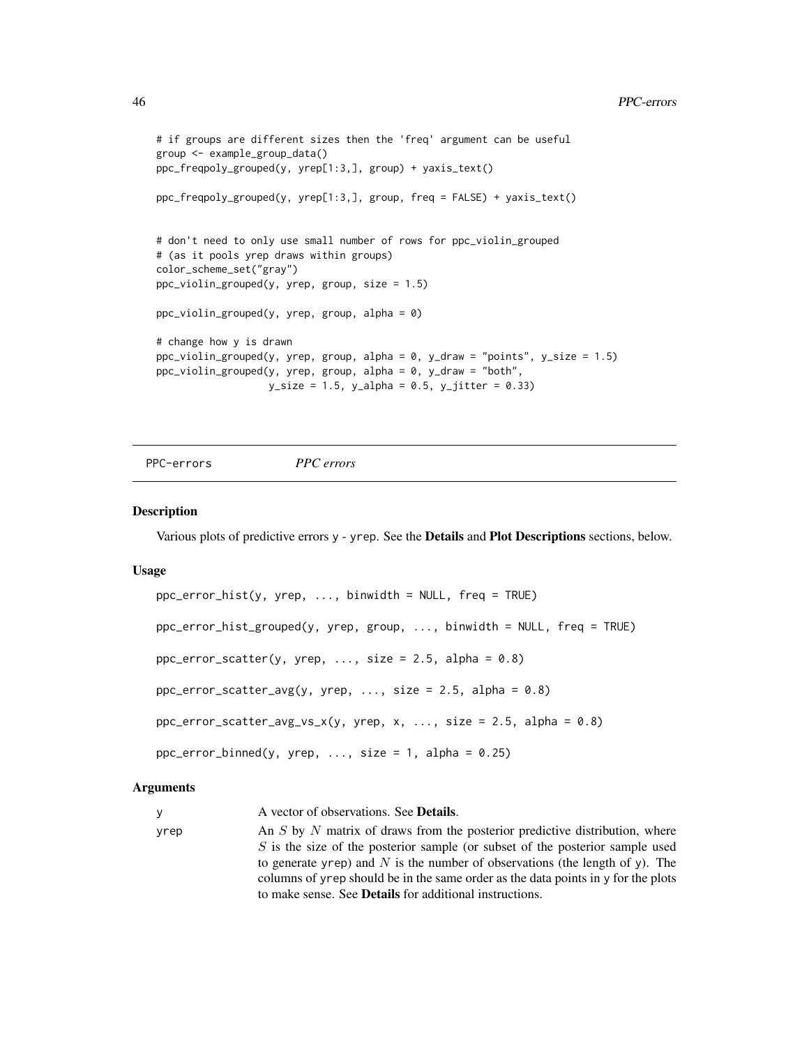```
# if groups are different sizes then the 'freq' argument can be useful
group <- example_group_data()
ppc_freqpoly_grouped(y, yrep[1:3,], group) + yaxis_text()

ppc_freqpoly_grouped(y, yrep[1:3,], group, freq = FALSE) + yaxis_text()


# don't need to only use small number of rows for ppc_violin_grouped
# (as it pools yrep draws within groups)
color_scheme_set("gray")
ppc_violin_grouped(y, yrep, group, size = 1.5)

ppc_violin_grouped(y, yrep, group, alpha = 0)

# change how y is drawn
ppc_violin_grouped(y, yrep, group, alpha = 0, y_draw = "points", y_size = 1.5)
ppc_violin_grouped(y, yrep, group, alpha = 0, y_draw = "both",
                   y_size = 1.5, y_alpha = 0.5, y_jitter = 0.33)
```

---

PPC-errors *PPC errors*

---

## Description

Various plots of predictive errors y - yrep. See the **Details** and **Plot Descriptions** sections, below.

## Usage

```
ppc_error_hist(y, yrep, ..., binwidth = NULL, freq = TRUE)

ppc_error_hist_grouped(y, yrep, group, ..., binwidth = NULL, freq = TRUE)

ppc_error_scatter(y, yrep, ..., size = 2.5, alpha = 0.8)

ppc_error_scatter_avg(y, yrep, ..., size = 2.5, alpha = 0.8)

ppc_error_scatter_avg_vs_x(y, yrep, x, ..., size = 2.5, alpha = 0.8)

ppc_error_binned(y, yrep, ..., size = 1, alpha = 0.25)
```

## Arguments

| | |
|---|---|
| y | A vector of observations. See **Details**. |
| yrep | An $S$ by $N$ matrix of draws from the posterior predictive distribution, where $S$ is the size of the posterior sample (or subset of the posterior sample used to generate yrep) and $N$ is the number of observations (the length of y). The columns of yrep should be in the same order as the data points in y for the plots to make sense. See **Details** for additional instructions. |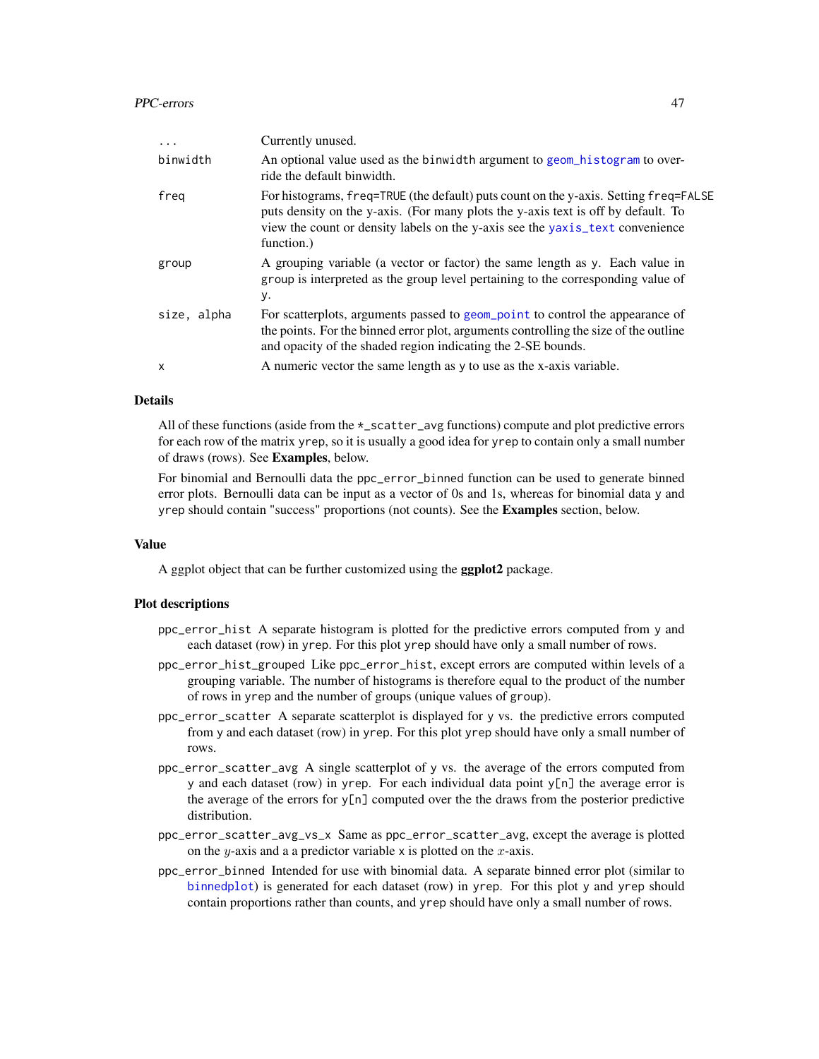| | |
|---|---|
| ... | Currently unused. |
| binwidth | An optional value used as the binwidth argument to geom_histogram to override the default binwidth. |
| freq | For histograms, freq=TRUE (the default) puts count on the y-axis. Setting freq=FALSE puts density on the y-axis. (For many plots the y-axis text is off by default. To view the count or density labels on the y-axis see the yaxis_text convenience function.) |
| group | A grouping variable (a vector or factor) the same length as y. Each value in group is interpreted as the group level pertaining to the corresponding value of y. |
| size, alpha | For scatterplots, arguments passed to geom_point to control the appearance of the points. For the binned error plot, arguments controlling the size of the outline and opacity of the shaded region indicating the 2-SE bounds. |
| x | A numeric vector the same length as y to use as the x-axis variable. |

### Details

All of these functions (aside from the *_scatter_avg functions) compute and plot predictive errors for each row of the matrix yrep, so it is usually a good idea for yrep to contain only a small number of draws (rows). See **Examples**, below.

For binomial and Bernoulli data the ppc_error_binned function can be used to generate binned error plots. Bernoulli data can be input as a vector of 0s and 1s, whereas for binomial data y and yrep should contain "success" proportions (not counts). See the **Examples** section, below.

### Value

A ggplot object that can be further customized using the **ggplot2** package.

### Plot descriptions

- ppc_error_hist A separate histogram is plotted for the predictive errors computed from y and each dataset (row) in yrep. For this plot yrep should have only a small number of rows.
- ppc_error_hist_grouped Like ppc_error_hist, except errors are computed within levels of a grouping variable. The number of histograms is therefore equal to the product of the number of rows in yrep and the number of groups (unique values of group).
- ppc_error_scatter A separate scatterplot is displayed for y vs. the predictive errors computed from y and each dataset (row) in yrep. For this plot yrep should have only a small number of rows.
- ppc_error_scatter_avg A single scatterplot of y vs. the average of the errors computed from y and each dataset (row) in yrep. For each individual data point y[n] the average error is the average of the errors for y[n] computed over the the draws from the posterior predictive distribution.
- ppc_error_scatter_avg_vs_x Same as ppc_error_scatter_avg, except the average is plotted on the $y$-axis and a a predictor variable x is plotted on the $x$-axis.
- ppc_error_binned Intended for use with binomial data. A separate binned error plot (similar to binnedplot) is generated for each dataset (row) in yrep. For this plot y and yrep should contain proportions rather than counts, and yrep should have only a small number of rows.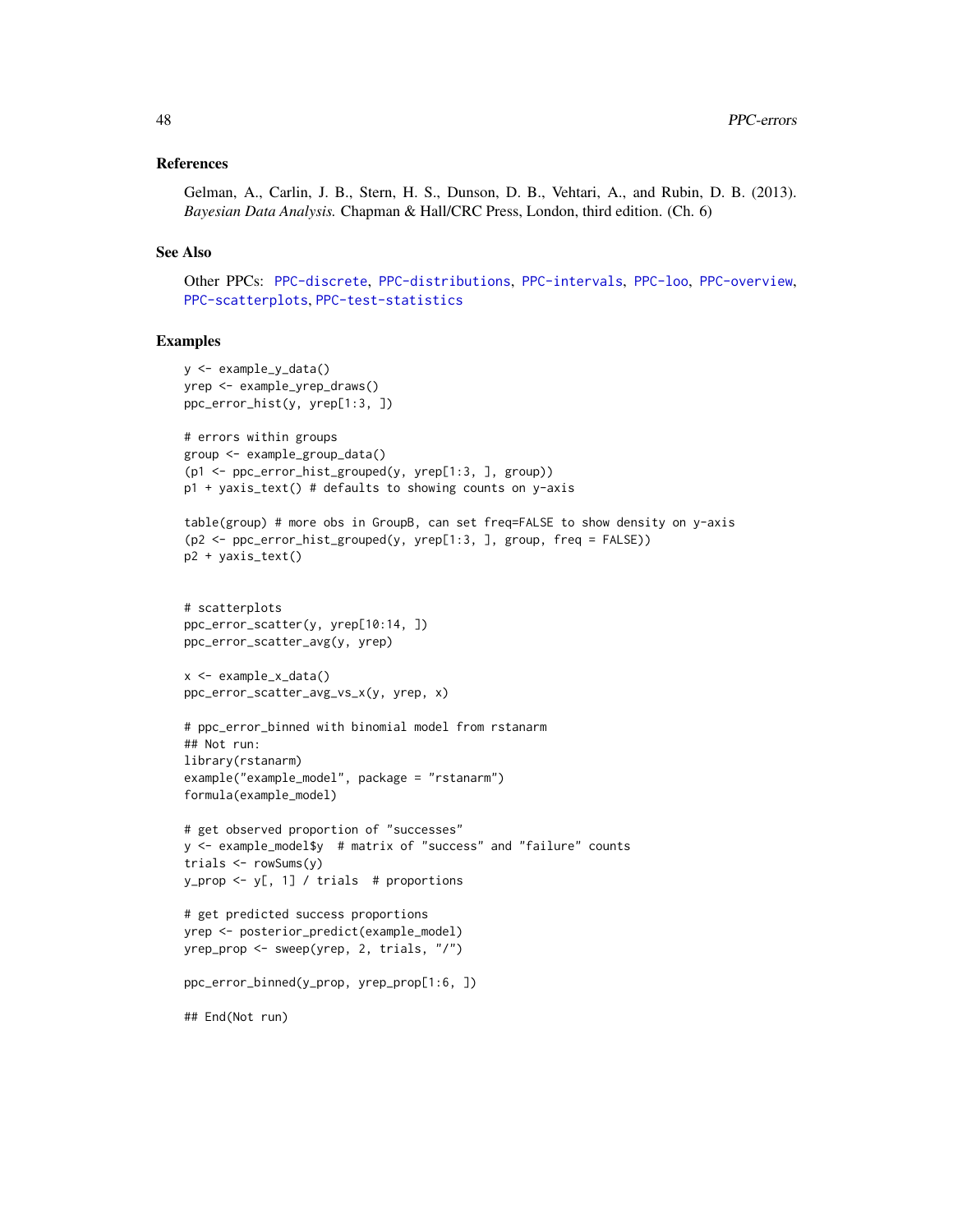### References

Gelman, A., Carlin, J. B., Stern, H. S., Dunson, D. B., Vehtari, A., and Rubin, D. B. (2013). *Bayesian Data Analysis.* Chapman & Hall/CRC Press, London, third edition. (Ch. 6)

### See Also

Other PPCs: PPC-discrete, PPC-distributions, PPC-intervals, PPC-loo, PPC-overview, PPC-scatterplots, PPC-test-statistics

### Examples

```
y <- example_y_data()
yrep <- example_yrep_draws()
ppc_error_hist(y, yrep[1:3, ])

# errors within groups
group <- example_group_data()
(p1 <- ppc_error_hist_grouped(y, yrep[1:3, ], group))
p1 + yaxis_text() # defaults to showing counts on y-axis

table(group) # more obs in GroupB, can set freq=FALSE to show density on y-axis
(p2 <- ppc_error_hist_grouped(y, yrep[1:3, ], group, freq = FALSE))
p2 + yaxis_text()


# scatterplots
ppc_error_scatter(y, yrep[10:14, ])
ppc_error_scatter_avg(y, yrep)

x <- example_x_data()
ppc_error_scatter_avg_vs_x(y, yrep, x)

# ppc_error_binned with binomial model from rstanarm
## Not run:
library(rstanarm)
example("example_model", package = "rstanarm")
formula(example_model)

# get observed proportion of "successes"
y <- example_model$y  # matrix of "success" and "failure" counts
trials <- rowSums(y)
y_prop <- y[, 1] / trials  # proportions

# get predicted success proportions
yrep <- posterior_predict(example_model)
yrep_prop <- sweep(yrep, 2, trials, "/")

ppc_error_binned(y_prop, yrep_prop[1:6, ])

## End(Not run)
```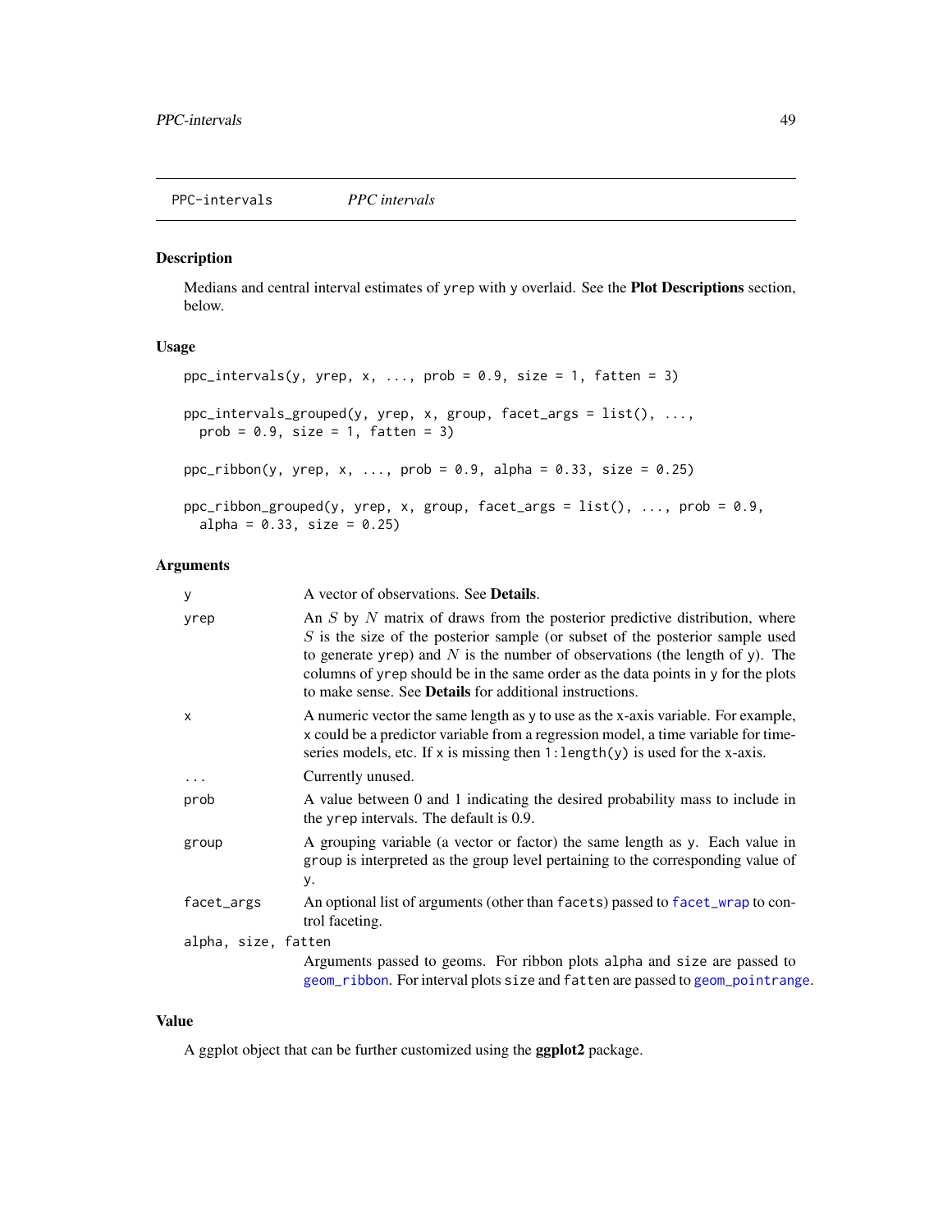PPC-intervals *PPC intervals*

## Description

Medians and central interval estimates of `yrep` with `y` overlaid. See the **Plot Descriptions** section, below.

## Usage

```
ppc_intervals(y, yrep, x, ..., prob = 0.9, size = 1, fatten = 3)

ppc_intervals_grouped(y, yrep, x, group, facet_args = list(), ...,
  prob = 0.9, size = 1, fatten = 3)

ppc_ribbon(y, yrep, x, ..., prob = 0.9, alpha = 0.33, size = 0.25)

ppc_ribbon_grouped(y, yrep, x, group, facet_args = list(), ..., prob = 0.9,
  alpha = 0.33, size = 0.25)
```

## Arguments

| | |
|---|---|
| `y` | A vector of observations. See **Details**. |
| `yrep` | An $S$ by $N$ matrix of draws from the posterior predictive distribution, where $S$ is the size of the posterior sample (or subset of the posterior sample used to generate `yrep`) and $N$ is the number of observations (the length of `y`). The columns of `yrep` should be in the same order as the data points in `y` for the plots to make sense. See **Details** for additional instructions. |
| `x` | A numeric vector the same length as `y` to use as the x-axis variable. For example, `x` could be a predictor variable from a regression model, a time variable for time-series models, etc. If `x` is missing then `1:length(y)` is used for the x-axis. |
| `...` | Currently unused. |
| `prob` | A value between 0 and 1 indicating the desired probability mass to include in the `yrep` intervals. The default is 0.9. |
| `group` | A grouping variable (a vector or factor) the same length as `y`. Each value in `group` is interpreted as the group level pertaining to the corresponding value of `y`. |
| `facet_args` | An optional list of arguments (other than `facets`) passed to `facet_wrap` to control faceting. |
| `alpha, size, fatten` | Arguments passed to geoms. For ribbon plots `alpha` and `size` are passed to `geom_ribbon`. For interval plots `size` and `fatten` are passed to `geom_pointrange`. |

## Value

A ggplot object that can be further customized using the **ggplot2** package.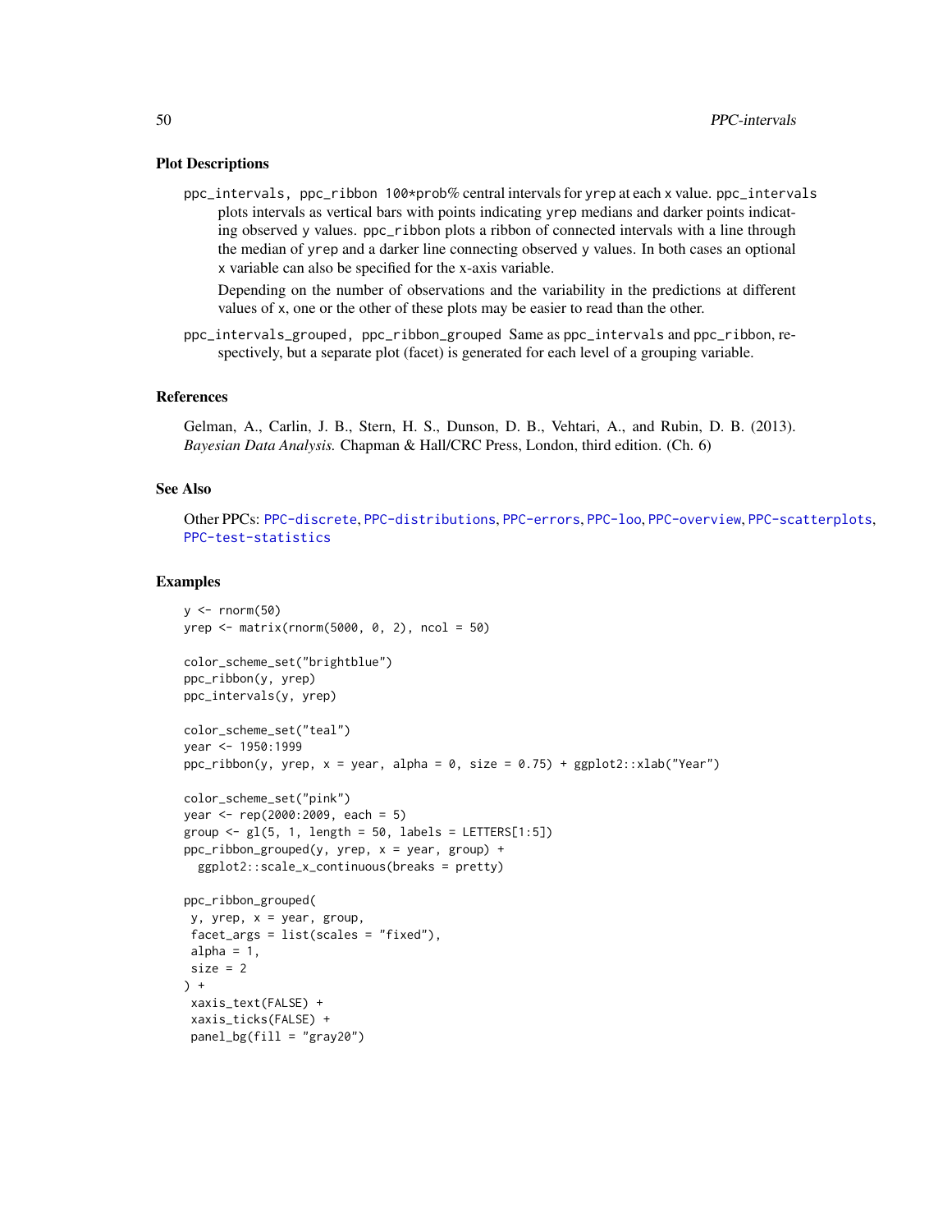### Plot Descriptions

**ppc_intervals, ppc_ribbon** 100*prob% central intervals for yrep at each x value. ppc_intervals plots intervals as vertical bars with points indicating yrep medians and darker points indicating observed y values. ppc_ribbon plots a ribbon of connected intervals with a line through the median of yrep and a darker line connecting observed y values. In both cases an optional x variable can also be specified for the x-axis variable.

Depending on the number of observations and the variability in the predictions at different values of x, one or the other of these plots may be easier to read than the other.

**ppc_intervals_grouped, ppc_ribbon_grouped** Same as ppc_intervals and ppc_ribbon, respectively, but a separate plot (facet) is generated for each level of a grouping variable.

### References

Gelman, A., Carlin, J. B., Stern, H. S., Dunson, D. B., Vehtari, A., and Rubin, D. B. (2013). *Bayesian Data Analysis.* Chapman & Hall/CRC Press, London, third edition. (Ch. 6)

### See Also

Other PPCs: PPC-discrete, PPC-distributions, PPC-errors, PPC-loo, PPC-overview, PPC-scatterplots, PPC-test-statistics

### Examples

```
y <- rnorm(50)
yrep <- matrix(rnorm(5000, 0, 2), ncol = 50)

color_scheme_set("brightblue")
ppc_ribbon(y, yrep)
ppc_intervals(y, yrep)

color_scheme_set("teal")
year <- 1950:1999
ppc_ribbon(y, yrep, x = year, alpha = 0, size = 0.75) + ggplot2::xlab("Year")

color_scheme_set("pink")
year <- rep(2000:2009, each = 5)
group <- gl(5, 1, length = 50, labels = LETTERS[1:5])
ppc_ribbon_grouped(y, yrep, x = year, group) +
  ggplot2::scale_x_continuous(breaks = pretty)

ppc_ribbon_grouped(
 y, yrep, x = year, group,
 facet_args = list(scales = "fixed"),
 alpha = 1,
 size = 2
) +
 xaxis_text(FALSE) +
 xaxis_ticks(FALSE) +
 panel_bg(fill = "gray20")
```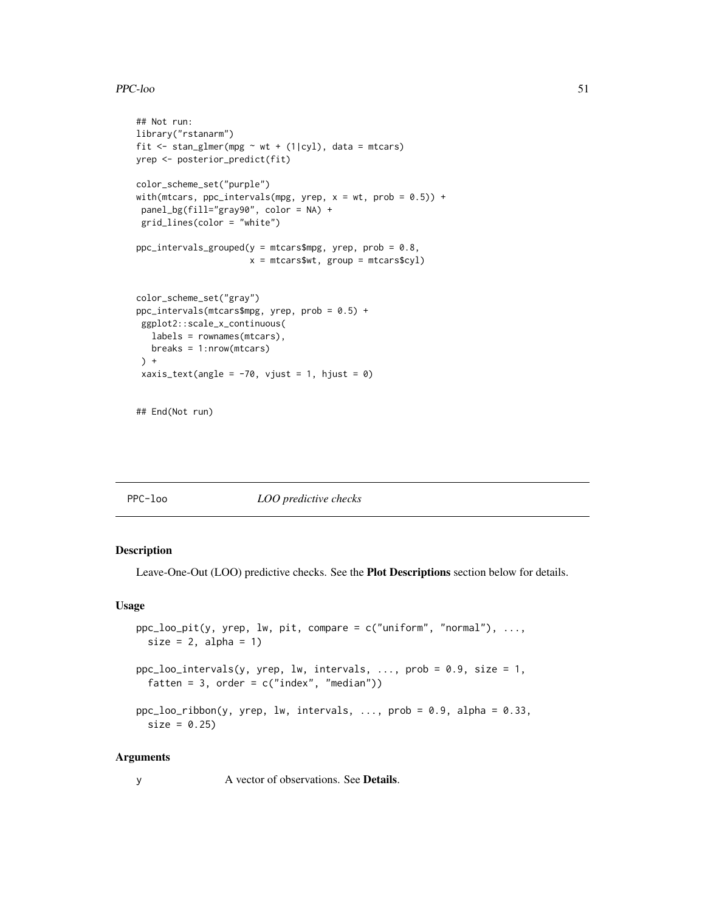```
## Not run:
library("rstanarm")
fit <- stan_glmer(mpg ~ wt + (1|cyl), data = mtcars)
yrep <- posterior_predict(fit)

color_scheme_set("purple")
with(mtcars, ppc_intervals(mpg, yrep, x = wt, prob = 0.5)) +
 panel_bg(fill="gray90", color = NA) +
 grid_lines(color = "white")

ppc_intervals_grouped(y = mtcars$mpg, yrep, prob = 0.8,
                      x = mtcars$wt, group = mtcars$cyl)


color_scheme_set("gray")
ppc_intervals(mtcars$mpg, yrep, prob = 0.5) +
 ggplot2::scale_x_continuous(
   labels = rownames(mtcars),
   breaks = 1:nrow(mtcars)
 ) +
 xaxis_text(angle = -70, vjust = 1, hjust = 0)


## End(Not run)
```

## PPC-loo *LOO predictive checks*

### Description

Leave-One-Out (LOO) predictive checks. See the **Plot Descriptions** section below for details.

### Usage

```
ppc_loo_pit(y, yrep, lw, pit, compare = c("uniform", "normal"), ...,
  size = 2, alpha = 1)

ppc_loo_intervals(y, yrep, lw, intervals, ..., prob = 0.9, size = 1,
  fatten = 3, order = c("index", "median"))

ppc_loo_ribbon(y, yrep, lw, intervals, ..., prob = 0.9, alpha = 0.33,
  size = 0.25)
```

### Arguments

y A vector of observations. See **Details**.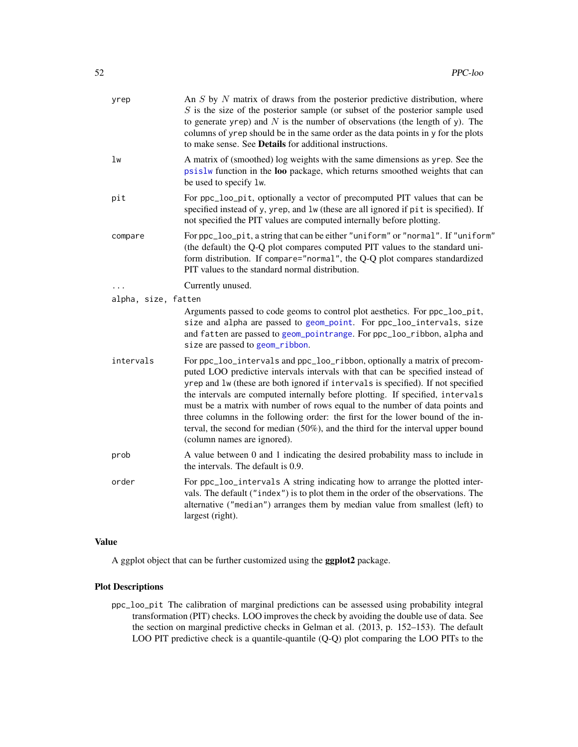`yrep`
: An $S$ by $N$ matrix of draws from the posterior predictive distribution, where $S$ is the size of the posterior sample (or subset of the posterior sample used to generate `yrep`) and $N$ is the number of observations (the length of `y`). The columns of `yrep` should be in the same order as the data points in `y` for the plots to make sense. See **Details** for additional instructions.

`lw`
: A matrix of (smoothed) log weights with the same dimensions as `yrep`. See the `psislw` function in the **loo** package, which returns smoothed weights that can be used to specify `lw`.

`pit`
: For `ppc_loo_pit`, optionally a vector of precomputed PIT values that can be specified instead of `y`, `yrep`, and `lw` (these are all ignored if `pit` is specified). If not specified the PIT values are computed internally before plotting.

`compare`
: For `ppc_loo_pit`, a string that can be either `"uniform"` or `"normal"`. If `"uniform"` (the default) the Q-Q plot compares computed PIT values to the standard uniform distribution. If `compare="normal"`, the Q-Q plot compares standardized PIT values to the standard normal distribution.

`...`
: Currently unused.

`alpha, size, fatten`
: Arguments passed to code geoms to control plot aesthetics. For `ppc_loo_pit`, `size` and `alpha` are passed to `geom_point`. For `ppc_loo_intervals`, `size` and `fatten` are passed to `geom_pointrange`. For `ppc_loo_ribbon`, `alpha` and `size` are passed to `geom_ribbon`.

`intervals`
: For `ppc_loo_intervals` and `ppc_loo_ribbon`, optionally a matrix of precomputed LOO predictive intervals intervals with that can be specified instead of `yrep` and `lw` (these are both ignored if `intervals` is specified). If not specified the intervals are computed internally before plotting. If specified, `intervals` must be a matrix with number of rows equal to the number of data points and three columns in the following order: the first for the lower bound of the interval, the second for median (50%), and the third for the interval upper bound (column names are ignored).

`prob`
: A value between 0 and 1 indicating the desired probability mass to include in the intervals. The default is 0.9.

`order`
: For `ppc_loo_intervals` A string indicating how to arrange the plotted intervals. The default (`"index"`) is to plot them in the order of the observations. The alternative (`"median"`) arranges them by median value from smallest (left) to largest (right).

## Value

A ggplot object that can be further customized using the **ggplot2** package.

## Plot Descriptions

`ppc_loo_pit` The calibration of marginal predictions can be assessed using probability integral transformation (PIT) checks. LOO improves the check by avoiding the double use of data. See the section on marginal predictive checks in Gelman et al. (2013, p. 152–153). The default LOO PIT predictive check is a quantile-quantile (Q-Q) plot comparing the LOO PITs to the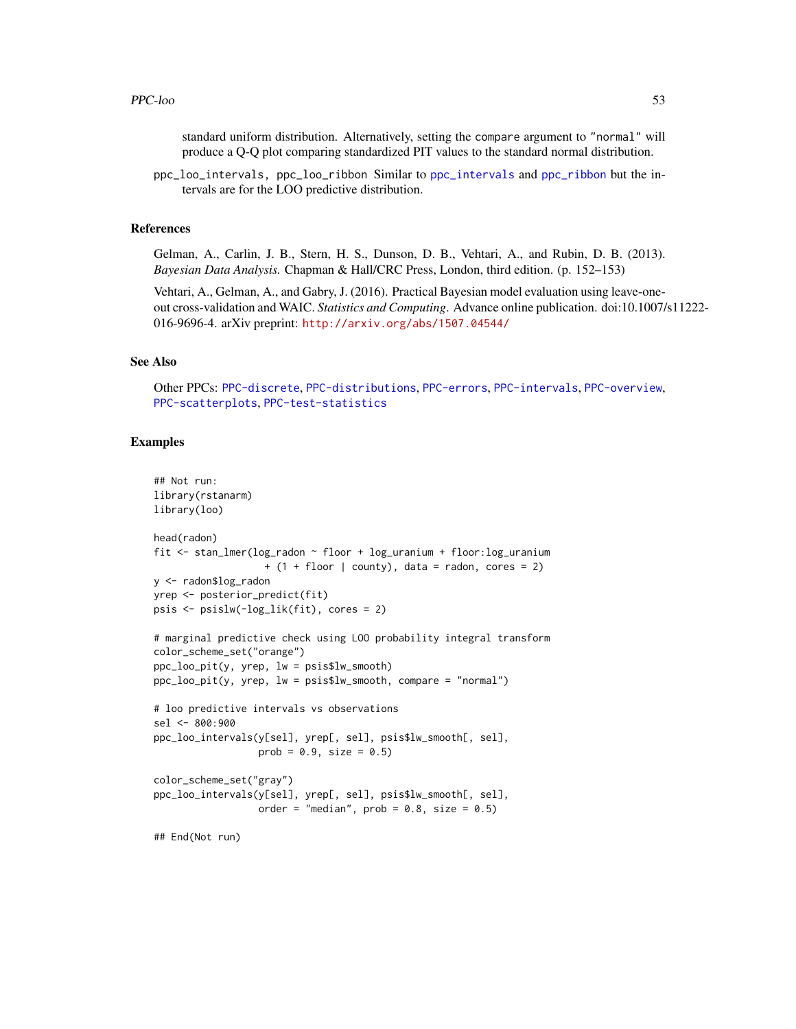standard uniform distribution. Alternatively, setting the `compare` argument to `"normal"` will produce a Q-Q plot comparing standardized PIT values to the standard normal distribution.

`ppc_loo_intervals, ppc_loo_ribbon` Similar to `ppc_intervals` and `ppc_ribbon` but the intervals are for the LOO predictive distribution.

## References

Gelman, A., Carlin, J. B., Stern, H. S., Dunson, D. B., Vehtari, A., and Rubin, D. B. (2013). *Bayesian Data Analysis.* Chapman & Hall/CRC Press, London, third edition. (p. 152–153)

Vehtari, A., Gelman, A., and Gabry, J. (2016). Practical Bayesian model evaluation using leave-one-out cross-validation and WAIC. *Statistics and Computing*. Advance online publication. doi:10.1007/s11222-016-9696-4. arXiv preprint: http://arxiv.org/abs/1507.04544/

## See Also

Other PPCs: `PPC-discrete`, `PPC-distributions`, `PPC-errors`, `PPC-intervals`, `PPC-overview`, `PPC-scatterplots`, `PPC-test-statistics`

## Examples

```
## Not run:
library(rstanarm)
library(loo)

head(radon)
fit <- stan_lmer(log_radon ~ floor + log_uranium + floor:log_uranium
                   + (1 + floor | county), data = radon, cores = 2)
y <- radon$log_radon
yrep <- posterior_predict(fit)
psis <- psislw(-log_lik(fit), cores = 2)

# marginal predictive check using LOO probability integral transform
color_scheme_set("orange")
ppc_loo_pit(y, yrep, lw = psis$lw_smooth)
ppc_loo_pit(y, yrep, lw = psis$lw_smooth, compare = "normal")

# loo predictive intervals vs observations
sel <- 800:900
ppc_loo_intervals(y[sel], yrep[, sel], psis$lw_smooth[, sel],
                  prob = 0.9, size = 0.5)

color_scheme_set("gray")
ppc_loo_intervals(y[sel], yrep[, sel], psis$lw_smooth[, sel],
                  order = "median", prob = 0.8, size = 0.5)

## End(Not run)
```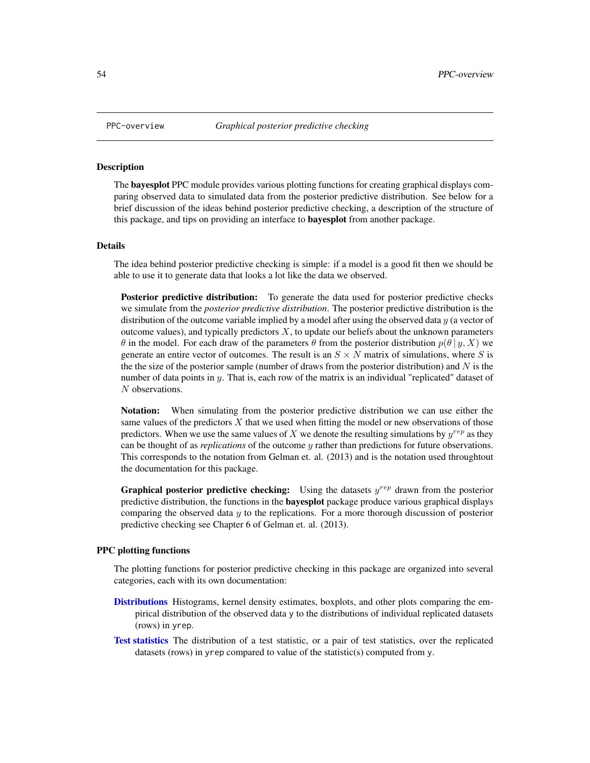PPC-overview *Graphical posterior predictive checking*

## Description

The **bayesplot** PPC module provides various plotting functions for creating graphical displays comparing observed data to simulated data from the posterior predictive distribution. See below for a brief discussion of the ideas behind posterior predictive checking, a description of the structure of this package, and tips on providing an interface to **bayesplot** from another package.

## Details

The idea behind posterior predictive checking is simple: if a model is a good fit then we should be able to use it to generate data that looks a lot like the data we observed.

**Posterior predictive distribution:** To generate the data used for posterior predictive checks we simulate from the *posterior predictive distribution*. The posterior predictive distribution is the distribution of the outcome variable implied by a model after using the observed data $y$ (a vector of outcome values), and typically predictors $X$, to update our beliefs about the unknown parameters $\theta$ in the model. For each draw of the parameters $\theta$ from the posterior distribution $p(\theta \mid y, X)$ we generate an entire vector of outcomes. The result is an $S \times N$ matrix of simulations, where $S$ is the the size of the posterior sample (number of draws from the posterior distribution) and $N$ is the number of data points in $y$. That is, each row of the matrix is an individual "replicated" dataset of $N$ observations.

**Notation:** When simulating from the posterior predictive distribution we can use either the same values of the predictors $X$ that we used when fitting the model or new observations of those predictors. When we use the same values of $X$ we denote the resulting simulations by $y^{rep}$ as they can be thought of as *replications* of the outcome $y$ rather than predictions for future observations. This corresponds to the notation from Gelman et. al. (2013) and is the notation used throughtout the documentation for this package.

**Graphical posterior predictive checking:** Using the datasets $y^{rep}$ drawn from the posterior predictive distribution, the functions in the **bayesplot** package produce various graphical displays comparing the observed data $y$ to the replications. For a more thorough discussion of posterior predictive checking see Chapter 6 of Gelman et. al. (2013).

## PPC plotting functions

The plotting functions for posterior predictive checking in this package are organized into several categories, each with its own documentation:

- **Distributions** Histograms, kernel density estimates, boxplots, and other plots comparing the empirical distribution of the observed data `y` to the distributions of individual replicated datasets (rows) in `yrep`.
- **Test statistics** The distribution of a test statistic, or a pair of test statistics, over the replicated datasets (rows) in `yrep` compared to value of the statistic(s) computed from `y`.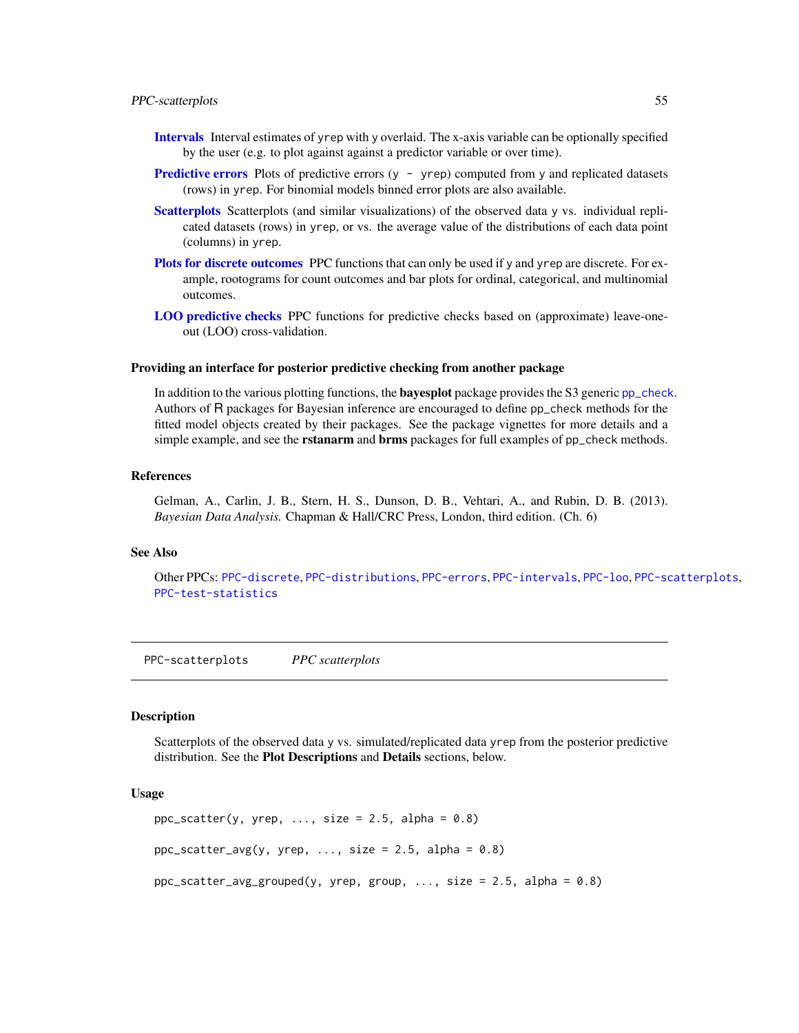**Intervals** Interval estimates of `yrep` with `y` overlaid. The x-axis variable can be optionally specified by the user (e.g. to plot against against a predictor variable or over time).

**Predictive errors** Plots of predictive errors (`y - yrep`) computed from `y` and replicated datasets (rows) in `yrep`. For binomial models binned error plots are also available.

**Scatterplots** Scatterplots (and similar visualizations) of the observed data `y` vs. individual replicated datasets (rows) in `yrep`, or vs. the average value of the distributions of each data point (columns) in `yrep`.

**Plots for discrete outcomes** PPC functions that can only be used if `y` and `yrep` are discrete. For example, rootograms for count outcomes and bar plots for ordinal, categorical, and multinomial outcomes.

**LOO predictive checks** PPC functions for predictive checks based on (approximate) leave-one-out (LOO) cross-validation.

### Providing an interface for posterior predictive checking from another package

In addition to the various plotting functions, the **bayesplot** package provides the S3 generic `pp_check`. Authors of R packages for Bayesian inference are encouraged to define `pp_check` methods for the fitted model objects created by their packages. See the package vignettes for more details and a simple example, and see the **rstanarm** and **brms** packages for full examples of `pp_check` methods.

### References

Gelman, A., Carlin, J. B., Stern, H. S., Dunson, D. B., Vehtari, A., and Rubin, D. B. (2013). *Bayesian Data Analysis.* Chapman & Hall/CRC Press, London, third edition. (Ch. 6)

### See Also

Other PPCs: `PPC-discrete`, `PPC-distributions`, `PPC-errors`, `PPC-intervals`, `PPC-loo`, `PPC-scatterplots`, `PPC-test-statistics`

---

## PPC-scatterplots *PPC scatterplots*

---

### Description

Scatterplots of the observed data `y` vs. simulated/replicated data `yrep` from the posterior predictive distribution. See the **Plot Descriptions** and **Details** sections, below.

### Usage

```
ppc_scatter(y, yrep, ..., size = 2.5, alpha = 0.8)

ppc_scatter_avg(y, yrep, ..., size = 2.5, alpha = 0.8)

ppc_scatter_avg_grouped(y, yrep, group, ..., size = 2.5, alpha = 0.8)
```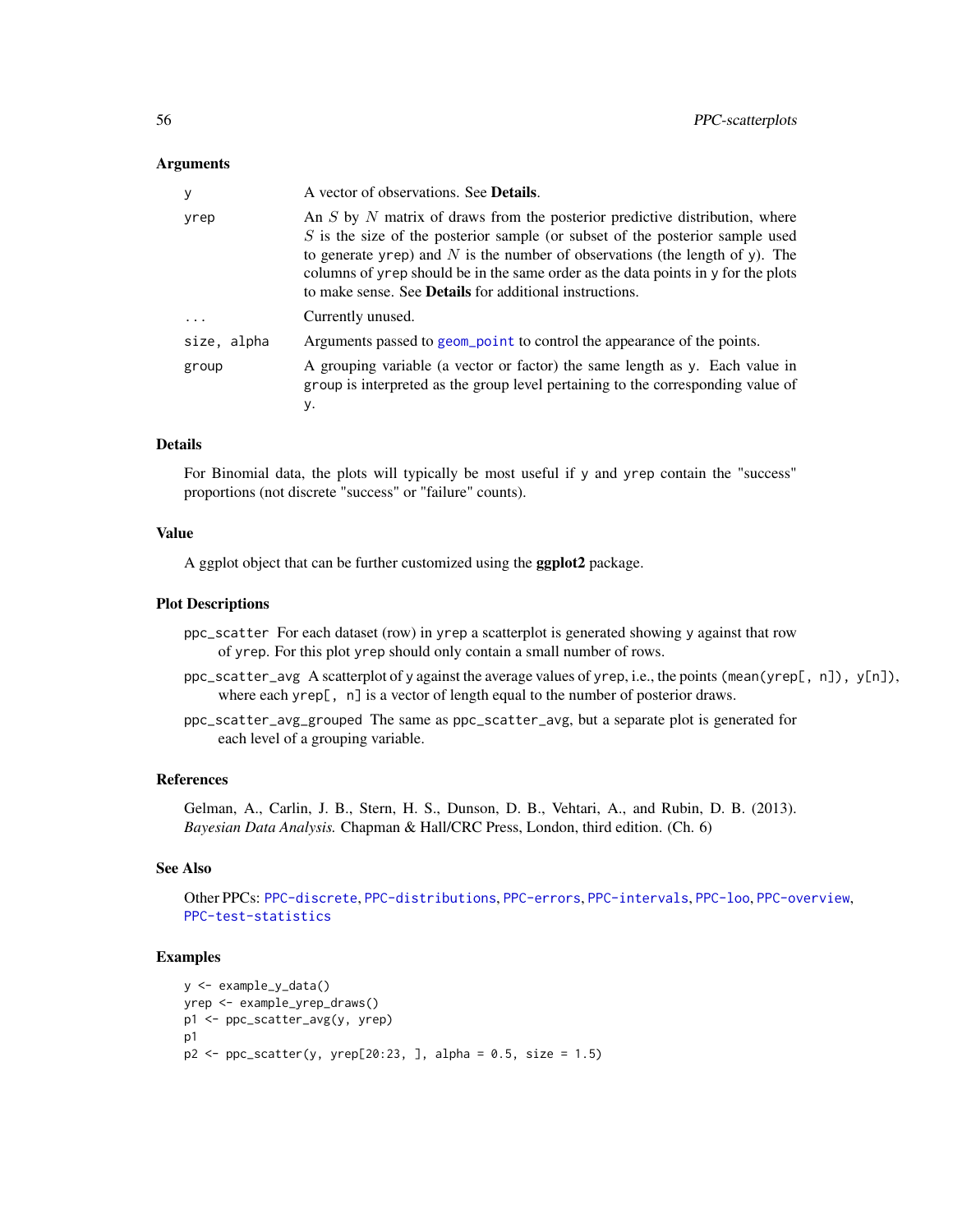### Arguments

| | |
|---|---|
| `y` | A vector of observations. See **Details**. |
| `yrep` | An $S$ by $N$ matrix of draws from the posterior predictive distribution, where $S$ is the size of the posterior sample (or subset of the posterior sample used to generate `yrep`) and $N$ is the number of observations (the length of `y`). The columns of `yrep` should be in the same order as the data points in `y` for the plots to make sense. See **Details** for additional instructions. |
| `...` | Currently unused. |
| `size, alpha` | Arguments passed to `geom_point` to control the appearance of the points. |
| `group` | A grouping variable (a vector or factor) the same length as `y`. Each value in `group` is interpreted as the group level pertaining to the corresponding value of `y`. |

### Details

For Binomial data, the plots will typically be most useful if `y` and `yrep` contain the "success" proportions (not discrete "success" or "failure" counts).

### Value

A ggplot object that can be further customized using the **ggplot2** package.

### Plot Descriptions

- `ppc_scatter` For each dataset (row) in `yrep` a scatterplot is generated showing `y` against that row of `yrep`. For this plot `yrep` should only contain a small number of rows.
- `ppc_scatter_avg` A scatterplot of `y` against the average values of `yrep`, i.e., the points `(mean(yrep[, n]), y[n])`, where each `yrep[, n]` is a vector of length equal to the number of posterior draws.
- `ppc_scatter_avg_grouped` The same as `ppc_scatter_avg`, but a separate plot is generated for each level of a grouping variable.

### References

Gelman, A., Carlin, J. B., Stern, H. S., Dunson, D. B., Vehtari, A., and Rubin, D. B. (2013). *Bayesian Data Analysis.* Chapman & Hall/CRC Press, London, third edition. (Ch. 6)

### See Also

Other PPCs: `PPC-discrete`, `PPC-distributions`, `PPC-errors`, `PPC-intervals`, `PPC-loo`, `PPC-overview`, `PPC-test-statistics`

### Examples

```
y <- example_y_data()
yrep <- example_yrep_draws()
p1 <- ppc_scatter_avg(y, yrep)
p1
p2 <- ppc_scatter(y, yrep[20:23, ], alpha = 0.5, size = 1.5)
```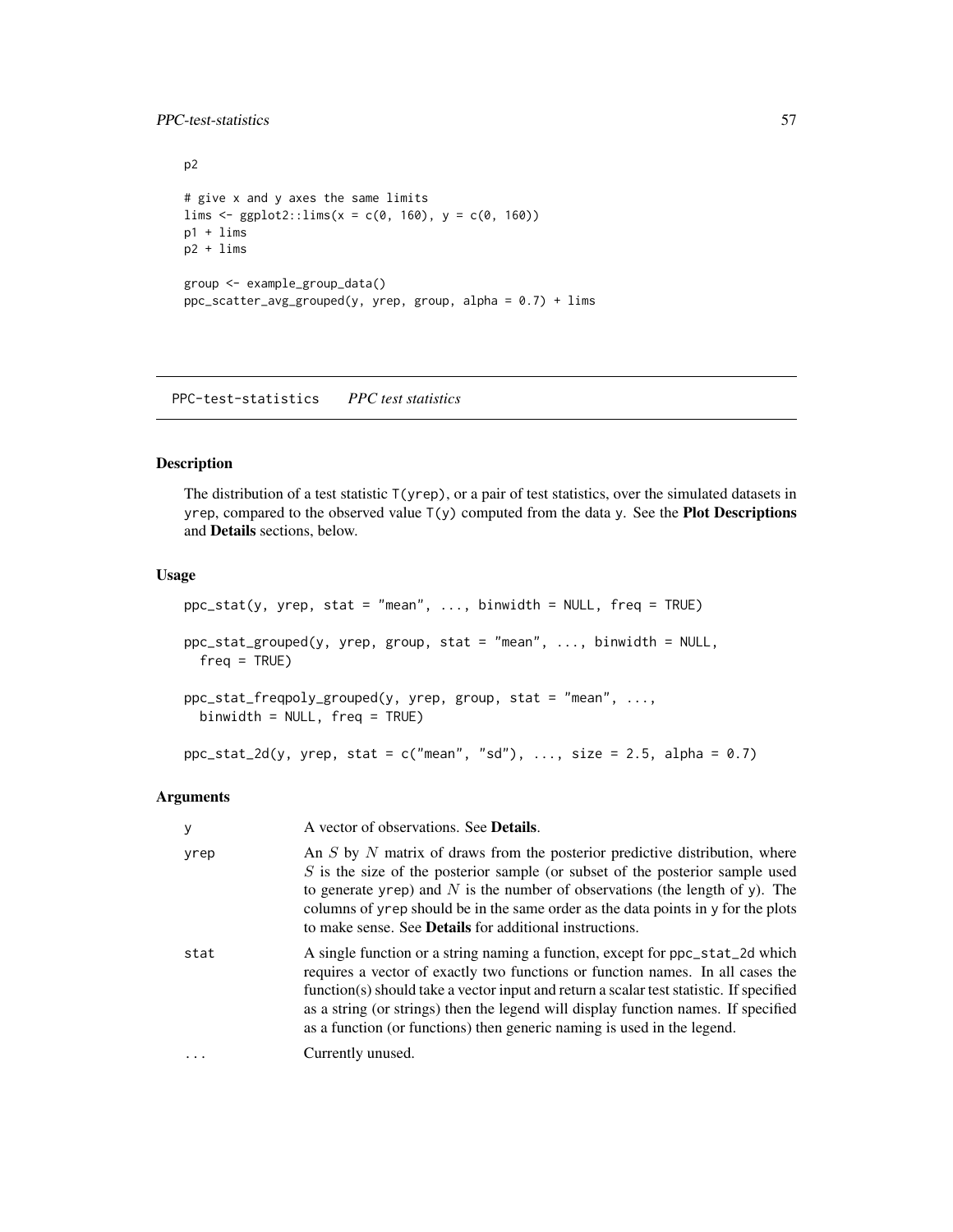```
p2

# give x and y axes the same limits
lims <- ggplot2::lims(x = c(0, 160), y = c(0, 160))
p1 + lims
p2 + lims

group <- example_group_data()
ppc_scatter_avg_grouped(y, yrep, group, alpha = 0.7) + lims
```

---

## PPC-test-statistics *PPC test statistics*

---

### Description

The distribution of a test statistic T(yrep), or a pair of test statistics, over the simulated datasets in yrep, compared to the observed value T(y) computed from the data y. See the **Plot Descriptions** and **Details** sections, below.

### Usage

```
ppc_stat(y, yrep, stat = "mean", ..., binwidth = NULL, freq = TRUE)

ppc_stat_grouped(y, yrep, group, stat = "mean", ..., binwidth = NULL,
  freq = TRUE)

ppc_stat_freqpoly_grouped(y, yrep, group, stat = "mean", ...,
  binwidth = NULL, freq = TRUE)

ppc_stat_2d(y, yrep, stat = c("mean", "sd"), ..., size = 2.5, alpha = 0.7)
```

### Arguments

| | |
|---|---|
| y | A vector of observations. See **Details**. |
| yrep | An $S$ by $N$ matrix of draws from the posterior predictive distribution, where $S$ is the size of the posterior sample (or subset of the posterior sample used to generate yrep) and $N$ is the number of observations (the length of y). The columns of yrep should be in the same order as the data points in y for the plots to make sense. See **Details** for additional instructions. |
| stat | A single function or a string naming a function, except for ppc_stat_2d which requires a vector of exactly two functions or function names. In all cases the function(s) should take a vector input and return a scalar test statistic. If specified as a string (or strings) then the legend will display function names. If specified as a function (or functions) then generic naming is used in the legend. |
| ... | Currently unused. |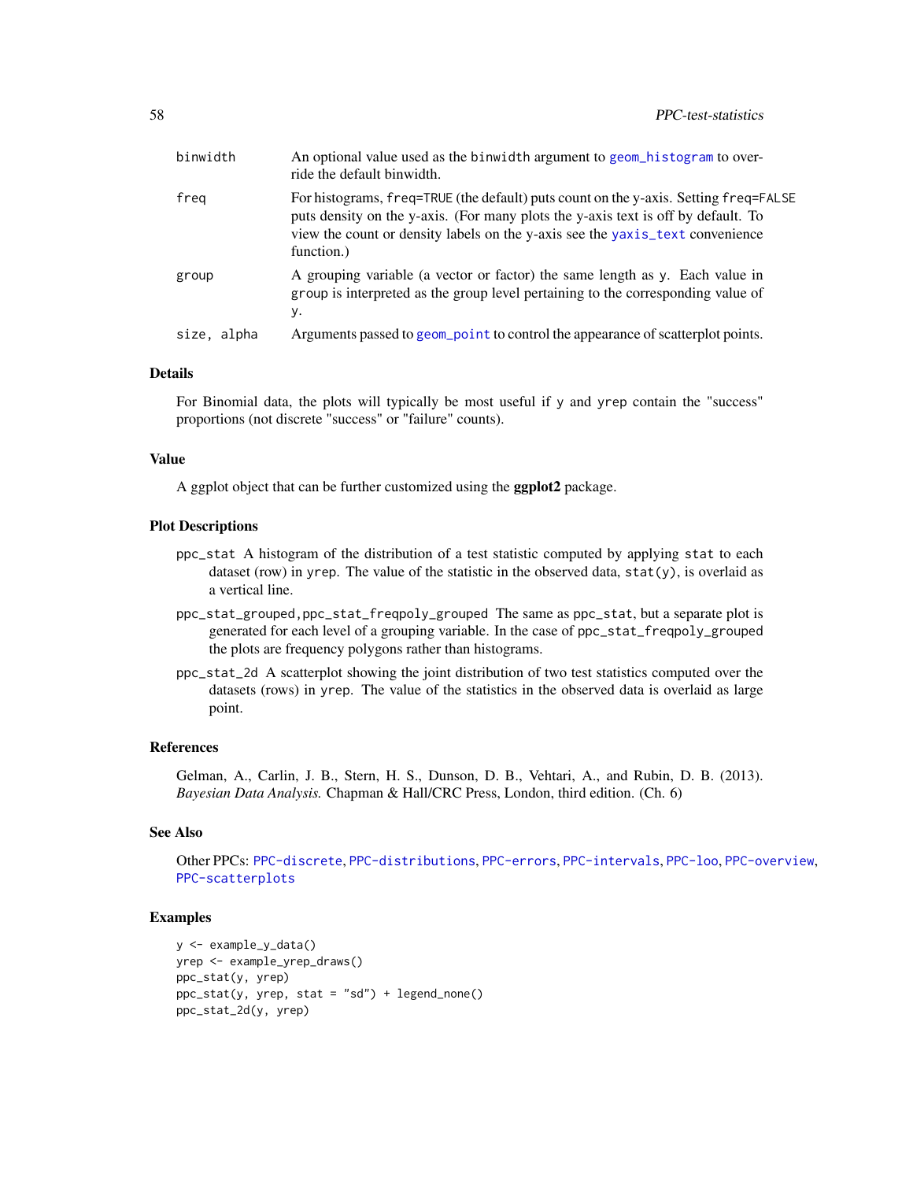| | |
|---|---|
| binwidth | An optional value used as the binwidth argument to geom_histogram to override the default binwidth. |
| freq | For histograms, freq=TRUE (the default) puts count on the y-axis. Setting freq=FALSE puts density on the y-axis. (For many plots the y-axis text is off by default. To view the count or density labels on the y-axis see the yaxis_text convenience function.) |
| group | A grouping variable (a vector or factor) the same length as y. Each value in group is interpreted as the group level pertaining to the corresponding value of y. |
| size, alpha | Arguments passed to geom_point to control the appearance of scatterplot points. |

## Details

For Binomial data, the plots will typically be most useful if y and yrep contain the "success" proportions (not discrete "success" or "failure" counts).

## Value

A ggplot object that can be further customized using the **ggplot2** package.

## Plot Descriptions

ppc_stat A histogram of the distribution of a test statistic computed by applying stat to each dataset (row) in yrep. The value of the statistic in the observed data, stat(y), is overlaid as a vertical line.

ppc_stat_grouped,ppc_stat_freqpoly_grouped The same as ppc_stat, but a separate plot is generated for each level of a grouping variable. In the case of ppc_stat_freqpoly_grouped the plots are frequency polygons rather than histograms.

ppc_stat_2d A scatterplot showing the joint distribution of two test statistics computed over the datasets (rows) in yrep. The value of the statistics in the observed data is overlaid as large point.

## References

Gelman, A., Carlin, J. B., Stern, H. S., Dunson, D. B., Vehtari, A., and Rubin, D. B. (2013). *Bayesian Data Analysis.* Chapman & Hall/CRC Press, London, third edition. (Ch. 6)

## See Also

Other PPCs: PPC-discrete, PPC-distributions, PPC-errors, PPC-intervals, PPC-loo, PPC-overview, PPC-scatterplots

## Examples

```
y <- example_y_data()
yrep <- example_yrep_draws()
ppc_stat(y, yrep)
ppc_stat(y, yrep, stat = "sd") + legend_none()
ppc_stat_2d(y, yrep)
```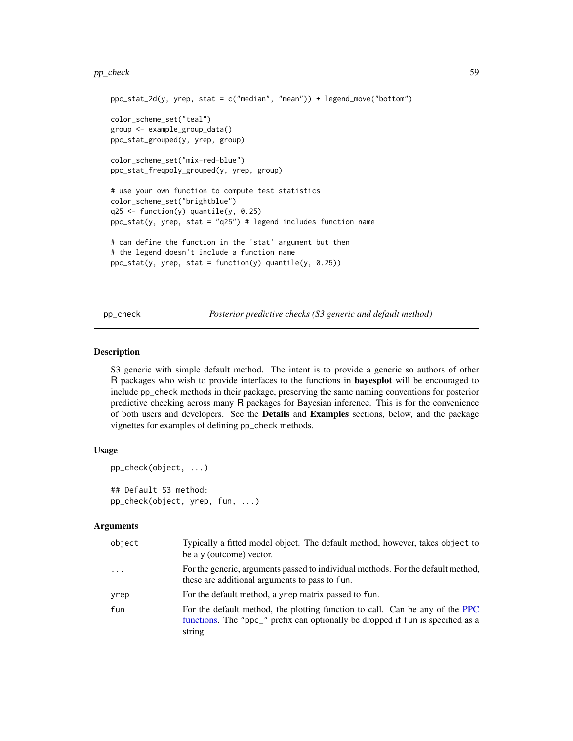```
ppc_stat_2d(y, yrep, stat = c("median", "mean")) + legend_move("bottom")

color_scheme_set("teal")
group <- example_group_data()
ppc_stat_grouped(y, yrep, group)

color_scheme_set("mix-red-blue")
ppc_stat_freqpoly_grouped(y, yrep, group)

# use your own function to compute test statistics
color_scheme_set("brightblue")
q25 <- function(y) quantile(y, 0.25)
ppc_stat(y, yrep, stat = "q25") # legend includes function name

# can define the function in the 'stat' argument but then
# the legend doesn't include a function name
ppc_stat(y, yrep, stat = function(y) quantile(y, 0.25))
```

---

## pp_check — *Posterior predictive checks (S3 generic and default method)*

---

### Description

S3 generic with simple default method. The intent is to provide a generic so authors of other R packages who wish to provide interfaces to the functions in **bayesplot** will be encouraged to include pp_check methods in their package, preserving the same naming conventions for posterior predictive checking across many R packages for Bayesian inference. This is for the convenience of both users and developers. See the **Details** and **Examples** sections, below, and the package vignettes for examples of defining pp_check methods.

### Usage

```
pp_check(object, ...)

## Default S3 method:
pp_check(object, yrep, fun, ...)
```

### Arguments

| | |
|---|---|
| object | Typically a fitted model object. The default method, however, takes object to be a y (outcome) vector. |
| ... | For the generic, arguments passed to individual methods. For the default method, these are additional arguments to pass to fun. |
| yrep | For the default method, a yrep matrix passed to fun. |
| fun | For the default method, the plotting function to call. Can be any of the PPC functions. The "ppc_" prefix can optionally be dropped if fun is specified as a string. |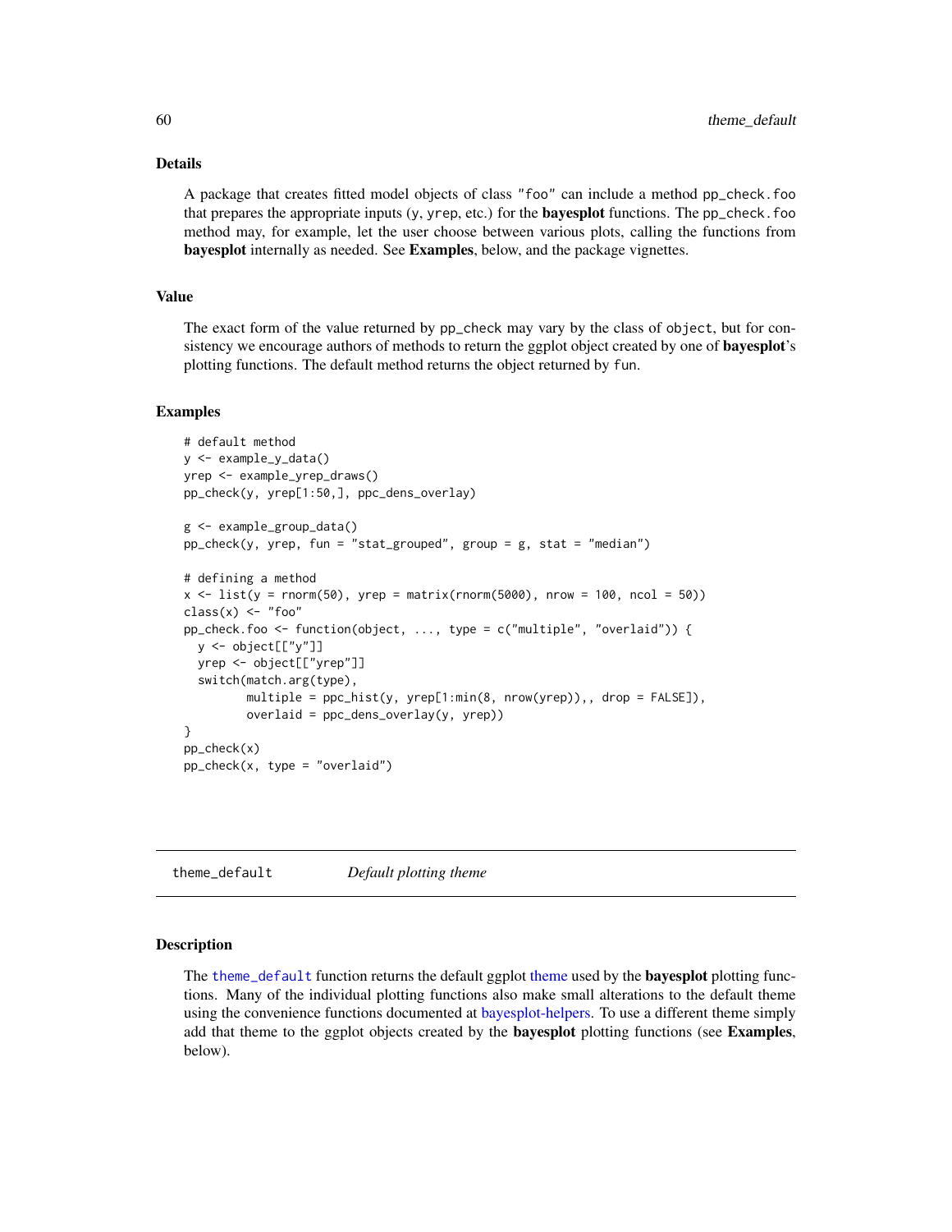### Details

A package that creates fitted model objects of class "foo" can include a method pp_check.foo that prepares the appropriate inputs (y, yrep, etc.) for the **bayesplot** functions. The pp_check.foo method may, for example, let the user choose between various plots, calling the functions from **bayesplot** internally as needed. See **Examples**, below, and the package vignettes.

### Value

The exact form of the value returned by pp_check may vary by the class of object, but for consistency we encourage authors of methods to return the ggplot object created by one of **bayesplot**'s plotting functions. The default method returns the object returned by fun.

### Examples

```
# default method
y <- example_y_data()
yrep <- example_yrep_draws()
pp_check(y, yrep[1:50,], ppc_dens_overlay)

g <- example_group_data()
pp_check(y, yrep, fun = "stat_grouped", group = g, stat = "median")

# defining a method
x <- list(y = rnorm(50), yrep = matrix(rnorm(5000), nrow = 100, ncol = 50))
class(x) <- "foo"
pp_check.foo <- function(object, ..., type = c("multiple", "overlaid")) {
  y <- object[["y"]]
  yrep <- object[["yrep"]]
  switch(match.arg(type),
         multiple = ppc_hist(y, yrep[1:min(8, nrow(yrep)),, drop = FALSE]),
         overlaid = ppc_dens_overlay(y, yrep))
}
pp_check(x)
pp_check(x, type = "overlaid")
```

---

## theme_default *Default plotting theme*

---

### Description

The theme_default function returns the default ggplot theme used by the **bayesplot** plotting functions. Many of the individual plotting functions also make small alterations to the default theme using the convenience functions documented at bayesplot-helpers. To use a different theme simply add that theme to the ggplot objects created by the **bayesplot** plotting functions (see **Examples**, below).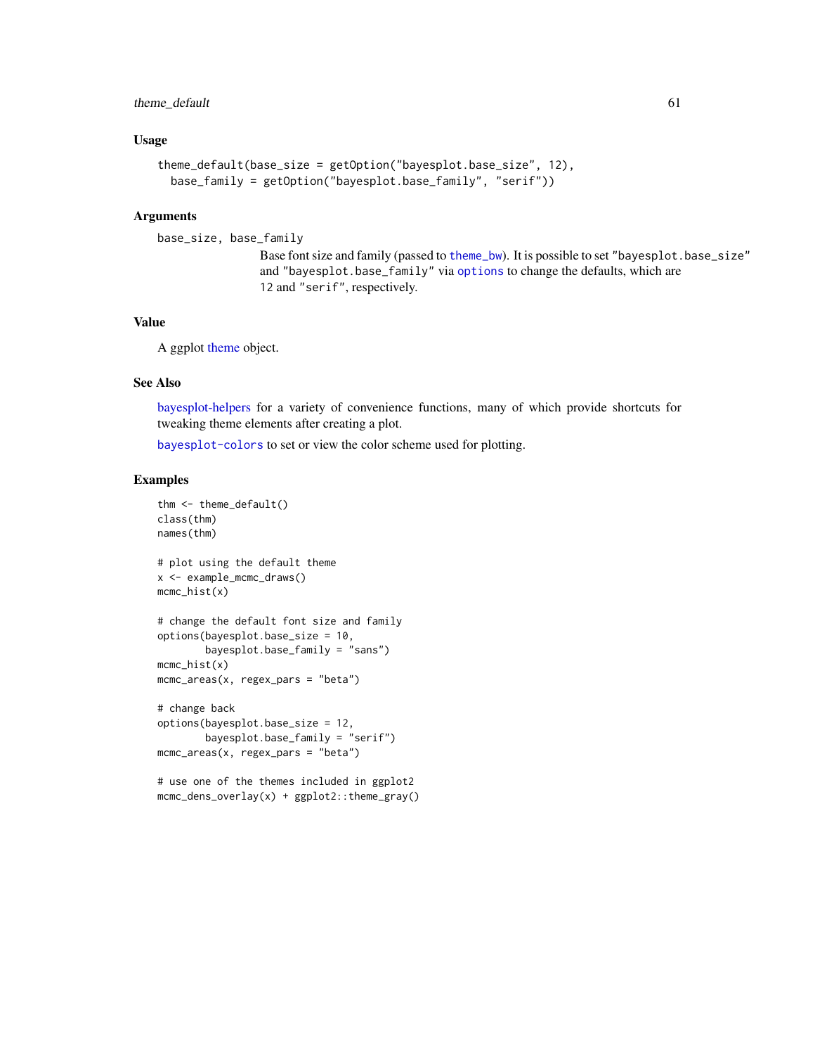### Usage

```
theme_default(base_size = getOption("bayesplot.base_size", 12),
  base_family = getOption("bayesplot.base_family", "serif"))
```

### Arguments

`base_size, base_family`
: Base font size and family (passed to `theme_bw`). It is possible to set `"bayesplot.base_size"` and `"bayesplot.base_family"` via `options` to change the defaults, which are `12` and `"serif"`, respectively.

### Value

A ggplot theme object.

### See Also

bayesplot-helpers for a variety of convenience functions, many of which provide shortcuts for tweaking theme elements after creating a plot.

`bayesplot-colors` to set or view the color scheme used for plotting.

### Examples

```
thm <- theme_default()
class(thm)
names(thm)

# plot using the default theme
x <- example_mcmc_draws()
mcmc_hist(x)

# change the default font size and family
options(bayesplot.base_size = 10,
        bayesplot.base_family = "sans")
mcmc_hist(x)
mcmc_areas(x, regex_pars = "beta")

# change back
options(bayesplot.base_size = 12,
        bayesplot.base_family = "serif")
mcmc_areas(x, regex_pars = "beta")

# use one of the themes included in ggplot2
mcmc_dens_overlay(x) + ggplot2::theme_gray()
```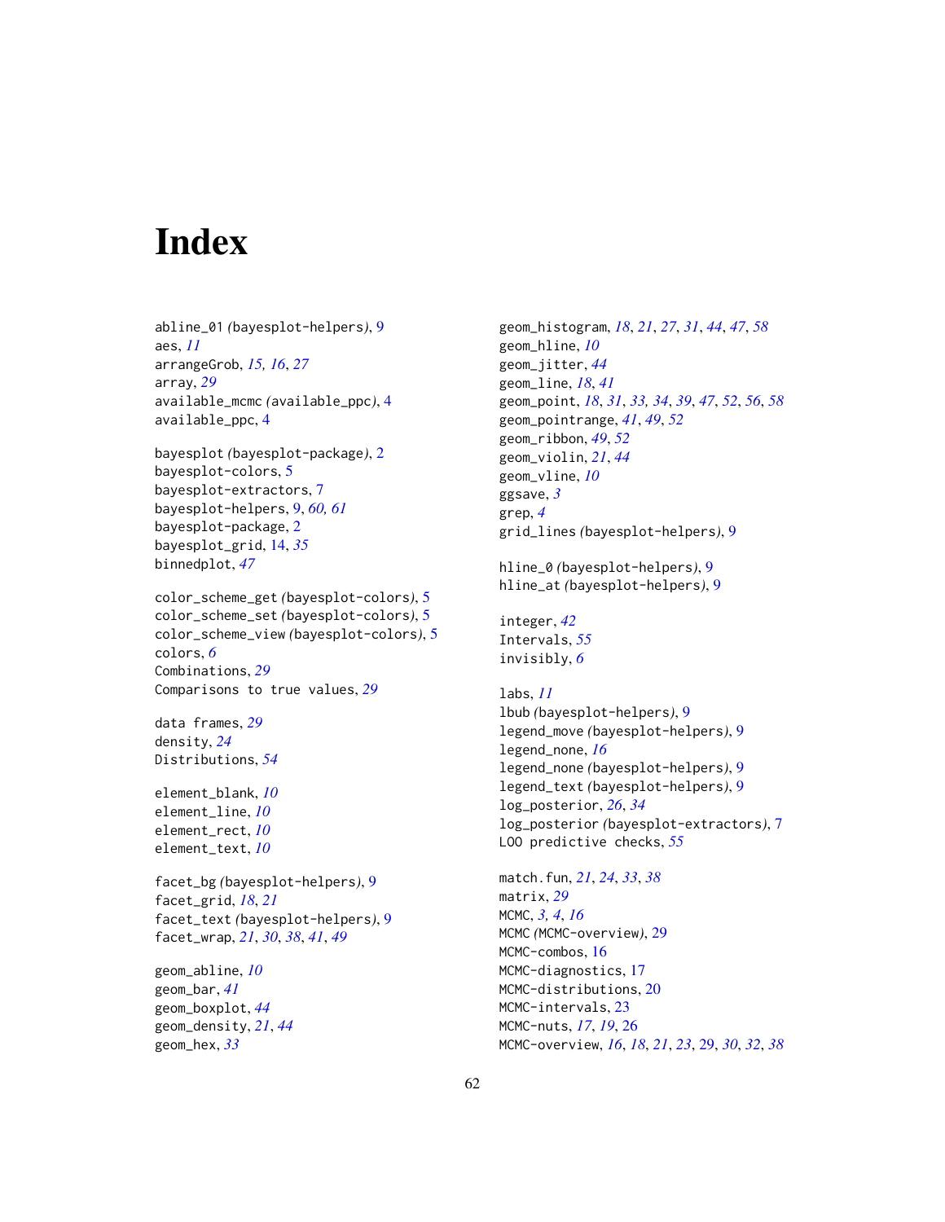# Index

abline_01 *(bayesplot-helpers)*, 9
aes, *11*
arrangeGrob, *15, 16*, *27*
array, *29*
available_mcmc *(available_ppc)*, 4
available_ppc, 4

bayesplot *(bayesplot-package)*, 2
bayesplot-colors, 5
bayesplot-extractors, 7
bayesplot-helpers, 9, *60, 61*
bayesplot-package, 2
bayesplot_grid, 14, *35*
binnedplot, *47*

color_scheme_get *(bayesplot-colors)*, 5
color_scheme_set *(bayesplot-colors)*, 5
color_scheme_view *(bayesplot-colors)*, 5
colors, *6*
Combinations, *29*
Comparisons to true values, *29*

data frames, *29*
density, *24*
Distributions, *54*

element_blank, *10*
element_line, *10*
element_rect, *10*
element_text, *10*

facet_bg *(bayesplot-helpers)*, 9
facet_grid, *18*, *21*
facet_text *(bayesplot-helpers)*, 9
facet_wrap, *21*, *30*, *38*, *41*, *49*

geom_abline, *10*
geom_bar, *41*
geom_boxplot, *44*
geom_density, *21*, *44*
geom_hex, *33*
geom_histogram, *18*, *21*, *27*, *31*, *44*, *47*, *58*
geom_hline, *10*
geom_jitter, *44*
geom_line, *18*, *41*
geom_point, *18*, *31*, *33, 34*, *39*, *47*, *52*, *56*, *58*
geom_pointrange, *41*, *49*, *52*
geom_ribbon, *49*, *52*
geom_violin, *21*, *44*
geom_vline, *10*
ggsave, *3*
grep, *4*
grid_lines *(bayesplot-helpers)*, 9

hline_0 *(bayesplot-helpers)*, 9
hline_at *(bayesplot-helpers)*, 9

integer, *42*
Intervals, *55*
invisibly, *6*

labs, *11*
lbub *(bayesplot-helpers)*, 9
legend_move *(bayesplot-helpers)*, 9
legend_none, *16*
legend_none *(bayesplot-helpers)*, 9
legend_text *(bayesplot-helpers)*, 9
log_posterior, *26*, *34*
log_posterior *(bayesplot-extractors)*, 7
LOO predictive checks, *55*

match.fun, *21*, *24*, *33*, *38*
matrix, *29*
MCMC, *3, 4*, *16*
MCMC *(MCMC-overview)*, 29
MCMC-combos, 16
MCMC-diagnostics, 17
MCMC-distributions, 20
MCMC-intervals, 23
MCMC-nuts, *17*, *19*, 26
MCMC-overview, *16*, *18*, *21*, *23*, 29, *30*, *32*, *38*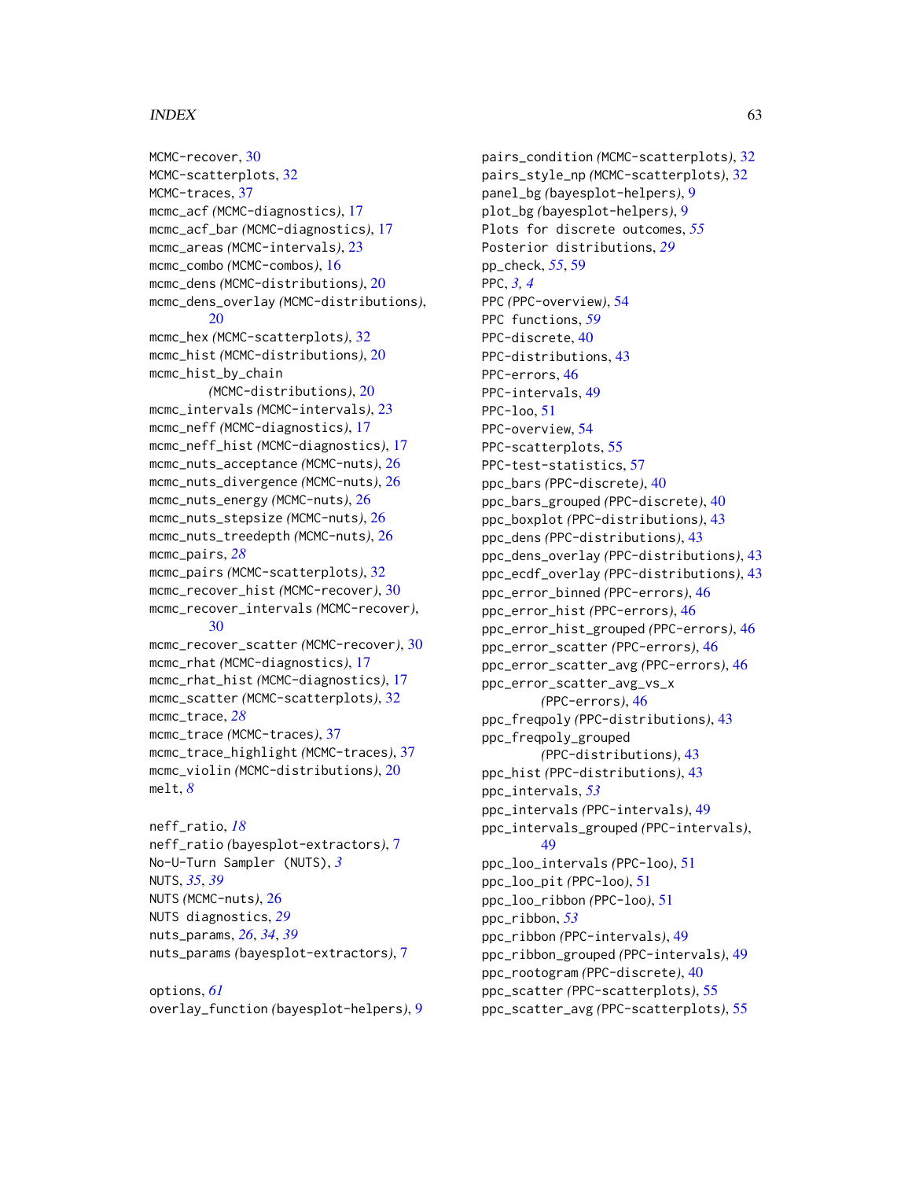MCMC-recover, 30
MCMC-scatterplots, 32
MCMC-traces, 37
mcmc_acf *(MCMC-diagnostics)*, 17
mcmc_acf_bar *(MCMC-diagnostics)*, 17
mcmc_areas *(MCMC-intervals)*, 23
mcmc_combo *(MCMC-combos)*, 16
mcmc_dens *(MCMC-distributions)*, 20
mcmc_dens_overlay *(MCMC-distributions)*, 20
mcmc_hex *(MCMC-scatterplots)*, 32
mcmc_hist *(MCMC-distributions)*, 20
mcmc_hist_by_chain *(MCMC-distributions)*, 20
mcmc_intervals *(MCMC-intervals)*, 23
mcmc_neff *(MCMC-diagnostics)*, 17
mcmc_neff_hist *(MCMC-diagnostics)*, 17
mcmc_nuts_acceptance *(MCMC-nuts)*, 26
mcmc_nuts_divergence *(MCMC-nuts)*, 26
mcmc_nuts_energy *(MCMC-nuts)*, 26
mcmc_nuts_stepsize *(MCMC-nuts)*, 26
mcmc_nuts_treedepth *(MCMC-nuts)*, 26
mcmc_pairs, *28*
mcmc_pairs *(MCMC-scatterplots)*, 32
mcmc_recover_hist *(MCMC-recover)*, 30
mcmc_recover_intervals *(MCMC-recover)*, 30
mcmc_recover_scatter *(MCMC-recover)*, 30
mcmc_rhat *(MCMC-diagnostics)*, 17
mcmc_rhat_hist *(MCMC-diagnostics)*, 17
mcmc_scatter *(MCMC-scatterplots)*, 32
mcmc_trace, *28*
mcmc_trace *(MCMC-traces)*, 37
mcmc_trace_highlight *(MCMC-traces)*, 37
mcmc_violin *(MCMC-distributions)*, 20
melt, *8*

neff_ratio, *18*
neff_ratio *(bayesplot-extractors)*, 7
No-U-Turn Sampler (NUTS), *3*
NUTS, *35*, *39*
NUTS *(MCMC-nuts)*, 26
NUTS diagnostics, *29*
nuts_params, *26*, *34*, *39*
nuts_params *(bayesplot-extractors)*, 7

options, *61*
overlay_function *(bayesplot-helpers)*, 9

pairs_condition *(MCMC-scatterplots)*, 32
pairs_style_np *(MCMC-scatterplots)*, 32
panel_bg *(bayesplot-helpers)*, 9
plot_bg *(bayesplot-helpers)*, 9
Plots for discrete outcomes, *55*
Posterior distributions, *29*
pp_check, *55*, 59
PPC, *3*, *4*
PPC *(PPC-overview)*, 54
PPC functions, *59*
PPC-discrete, 40
PPC-distributions, 43
PPC-errors, 46
PPC-intervals, 49
PPC-loo, 51
PPC-overview, 54
PPC-scatterplots, 55
PPC-test-statistics, 57
ppc_bars *(PPC-discrete)*, 40
ppc_bars_grouped *(PPC-discrete)*, 40
ppc_boxplot *(PPC-distributions)*, 43
ppc_dens *(PPC-distributions)*, 43
ppc_dens_overlay *(PPC-distributions)*, 43
ppc_ecdf_overlay *(PPC-distributions)*, 43
ppc_error_binned *(PPC-errors)*, 46
ppc_error_hist *(PPC-errors)*, 46
ppc_error_hist_grouped *(PPC-errors)*, 46
ppc_error_scatter *(PPC-errors)*, 46
ppc_error_scatter_avg *(PPC-errors)*, 46
ppc_error_scatter_avg_vs_x *(PPC-errors)*, 46
ppc_freqpoly *(PPC-distributions)*, 43
ppc_freqpoly_grouped *(PPC-distributions)*, 43
ppc_hist *(PPC-distributions)*, 43
ppc_intervals, *53*
ppc_intervals *(PPC-intervals)*, 49
ppc_intervals_grouped *(PPC-intervals)*, 49
ppc_loo_intervals *(PPC-loo)*, 51
ppc_loo_pit *(PPC-loo)*, 51
ppc_loo_ribbon *(PPC-loo)*, 51
ppc_ribbon, *53*
ppc_ribbon *(PPC-intervals)*, 49
ppc_ribbon_grouped *(PPC-intervals)*, 49
ppc_rootogram *(PPC-discrete)*, 40
ppc_scatter *(PPC-scatterplots)*, 55
ppc_scatter_avg *(PPC-scatterplots)*, 55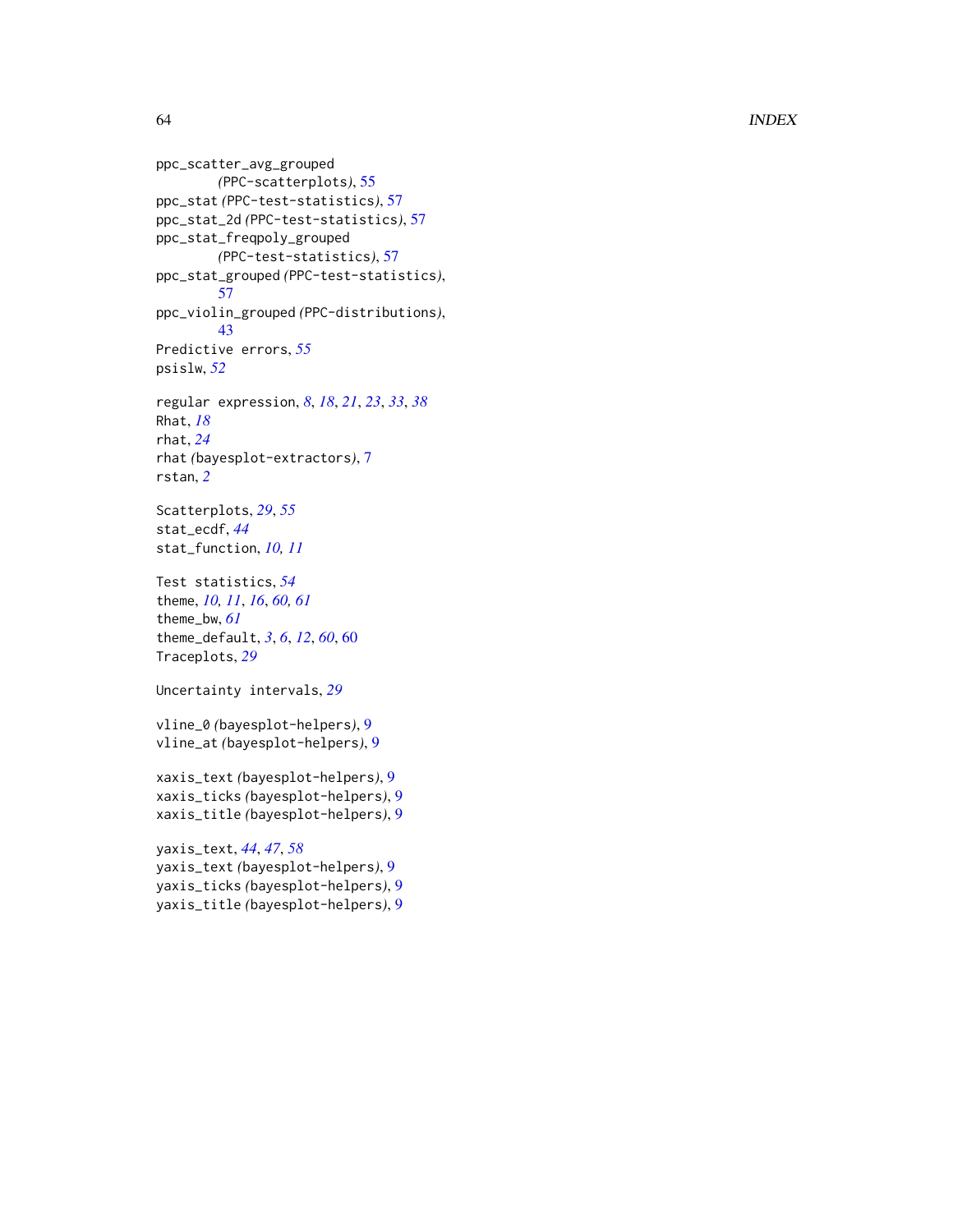ppc_scatter_avg_grouped
(PPC-scatterplots), 55
ppc_stat (PPC-test-statistics), 57
ppc_stat_2d (PPC-test-statistics), 57
ppc_stat_freqpoly_grouped
(PPC-test-statistics), 57
ppc_stat_grouped (PPC-test-statistics),
57
ppc_violin_grouped (PPC-distributions),
43
Predictive errors, *55*
psislw, *52*

regular expression, *8*, *18*, *21*, *23*, *33*, *38*
Rhat, *18*
rhat, *24*
rhat (bayesplot-extractors), 7
rstan, *2*

Scatterplots, *29*, *55*
stat_ecdf, *44*
stat_function, *10, 11*

Test statistics, *54*
theme, *10, 11*, *16*, *60, 61*
theme_bw, *61*
theme_default, *3*, *6*, *12*, *60*, 60
Traceplots, *29*

Uncertainty intervals, *29*

vline_0 (bayesplot-helpers), 9
vline_at (bayesplot-helpers), 9

xaxis_text (bayesplot-helpers), 9
xaxis_ticks (bayesplot-helpers), 9
xaxis_title (bayesplot-helpers), 9

yaxis_text, *44*, *47*, *58*
yaxis_text (bayesplot-helpers), 9
yaxis_ticks (bayesplot-helpers), 9
yaxis_title (bayesplot-helpers), 9